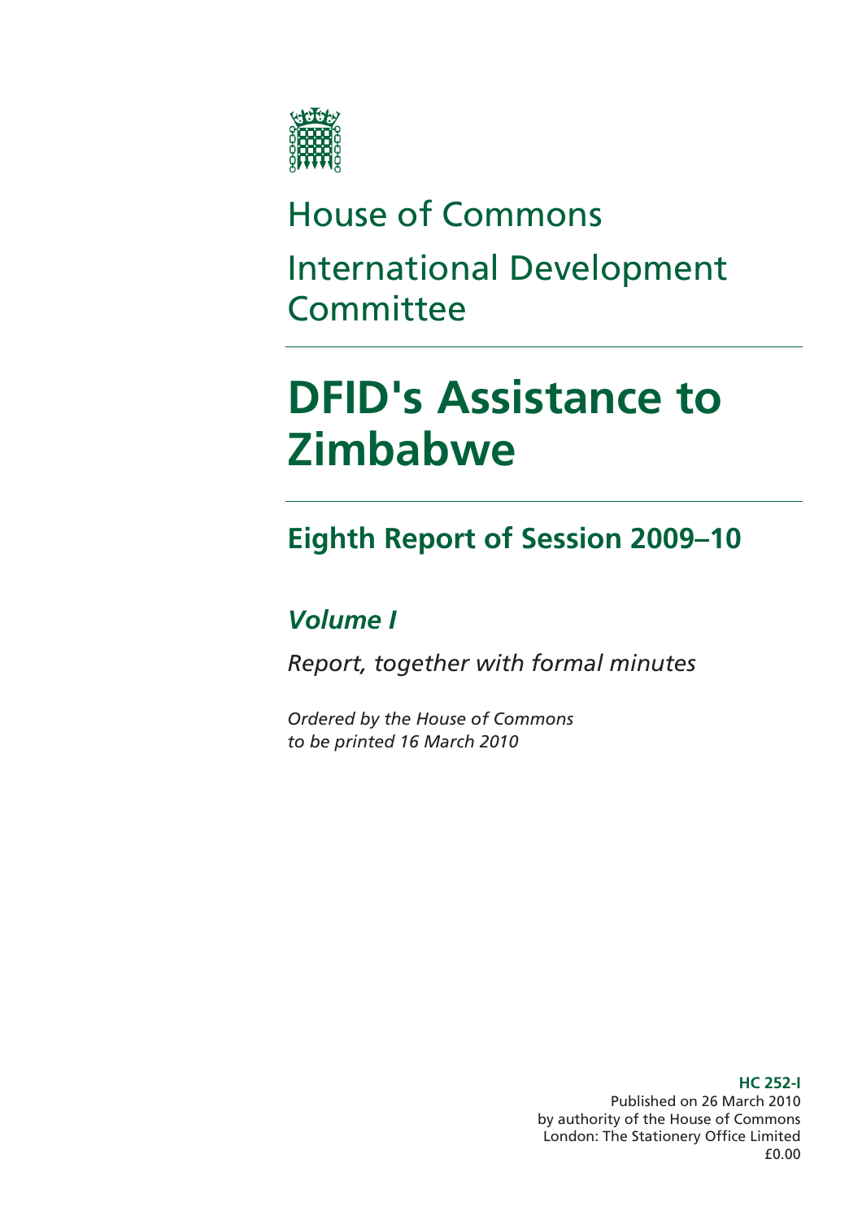House of Commons

International Development Committee

# DFID's Assistance to Zimbabwe

## Eighth Report of Session 2009–10

### *Volume I*

*Report, together with formal minutes*

*Ordered by the House of Commons to be printed 16 March 2010*

**HC 252-I**
Published on 26 March 2010
by authority of the House of Commons
London: The Stationery Office Limited
£0.00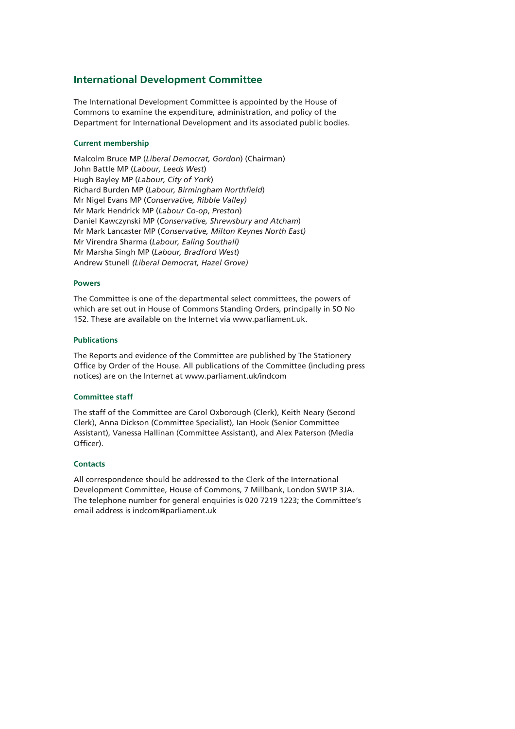# International Development Committee

The International Development Committee is appointed by the House of Commons to examine the expenditure, administration, and policy of the Department for International Development and its associated public bodies.

### Current membership

Malcolm Bruce MP (*Liberal Democrat, Gordon*) (Chairman)
John Battle MP (*Labour, Leeds West*)
Hugh Bayley MP (*Labour, City of York*)
Richard Burden MP (*Labour, Birmingham Northfield*)
Mr Nigel Evans MP (*Conservative, Ribble Valley)*
Mr Mark Hendrick MP (*Labour Co-op*, *Preston*)
Daniel Kawczynski MP (*Conservative, Shrewsbury and Atcham*)
Mr Mark Lancaster MP (*Conservative, Milton Keynes North East)*
Mr Virendra Sharma (*Labour, Ealing Southall)*
Mr Marsha Singh MP (*Labour, Bradford West*)
Andrew Stunell *(Liberal Democrat, Hazel Grove)*

### Powers

The Committee is one of the departmental select committees, the powers of which are set out in House of Commons Standing Orders, principally in SO No 152. These are available on the Internet via www.parliament.uk.

### Publications

The Reports and evidence of the Committee are published by The Stationery Office by Order of the House. All publications of the Committee (including press notices) are on the Internet at www.parliament.uk/indcom

### Committee staff

The staff of the Committee are Carol Oxborough (Clerk), Keith Neary (Second Clerk), Anna Dickson (Committee Specialist), Ian Hook (Senior Committee Assistant), Vanessa Hallinan (Committee Assistant), and Alex Paterson (Media Officer).

### Contacts

All correspondence should be addressed to the Clerk of the International Development Committee, House of Commons, 7 Millbank, London SW1P 3JA. The telephone number for general enquiries is 020 7219 1223; the Committee's email address is indcom@parliament.uk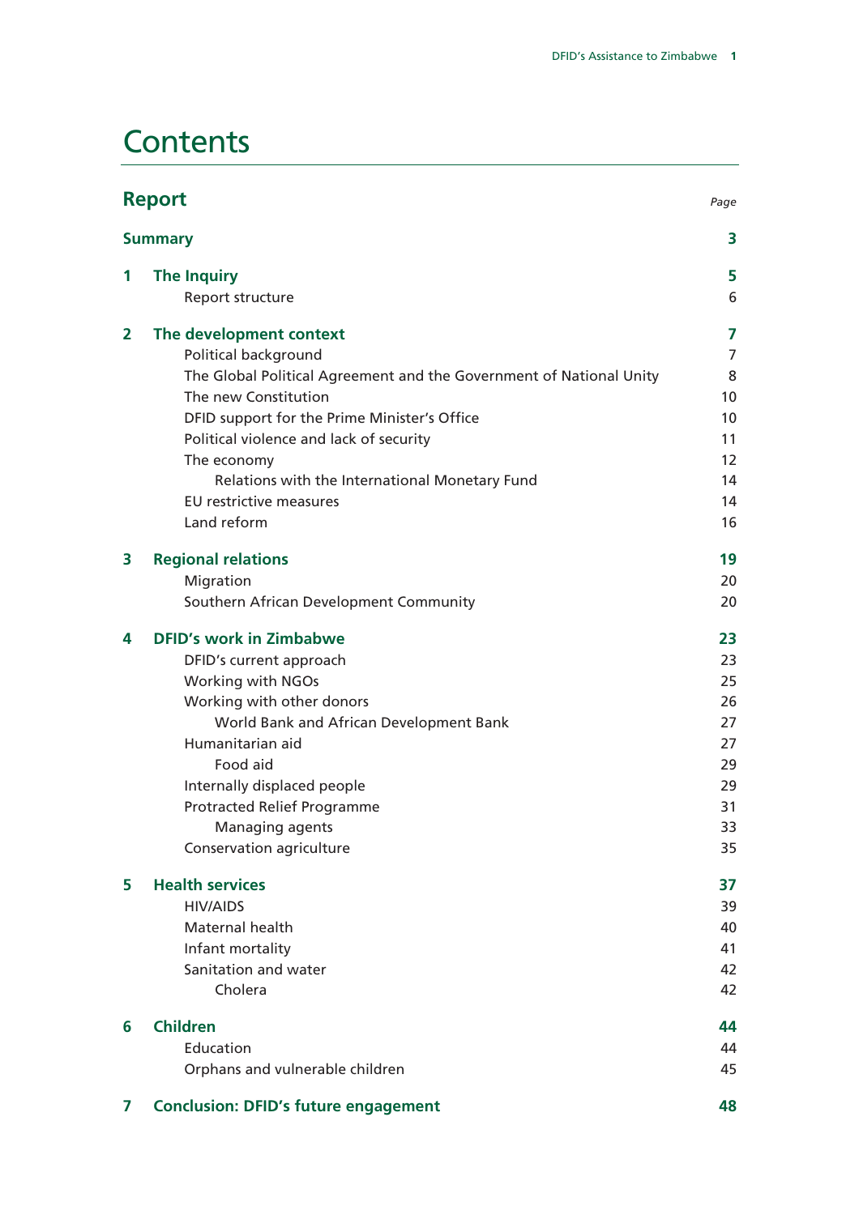# Contents

| **Report** | | *Page* |
|---|---|---|
| **Summary** | | **3** |
| **1** | **The Inquiry** | **5** |
| | Report structure | 6 |
| **2** | **The development context** | **7** |
| | Political background | 7 |
| | The Global Political Agreement and the Government of National Unity | 8 |
| | The new Constitution | 10 |
| | DFID support for the Prime Minister's Office | 10 |
| | Political violence and lack of security | 11 |
| | The economy | 12 |
| | Relations with the International Monetary Fund | 14 |
| | EU restrictive measures | 14 |
| | Land reform | 16 |
| **3** | **Regional relations** | **19** |
| | Migration | 20 |
| | Southern African Development Community | 20 |
| **4** | **DFID's work in Zimbabwe** | **23** |
| | DFID's current approach | 23 |
| | Working with NGOs | 25 |
| | Working with other donors | 26 |
| | World Bank and African Development Bank | 27 |
| | Humanitarian aid | 27 |
| | Food aid | 29 |
| | Internally displaced people | 29 |
| | Protracted Relief Programme | 31 |
| | Managing agents | 33 |
| | Conservation agriculture | 35 |
| **5** | **Health services** | **37** |
| | HIV/AIDS | 39 |
| | Maternal health | 40 |
| | Infant mortality | 41 |
| | Sanitation and water | 42 |
| | Cholera | 42 |
| **6** | **Children** | **44** |
| | Education | 44 |
| | Orphans and vulnerable children | 45 |
| **7** | **Conclusion: DFID's future engagement** | **48** |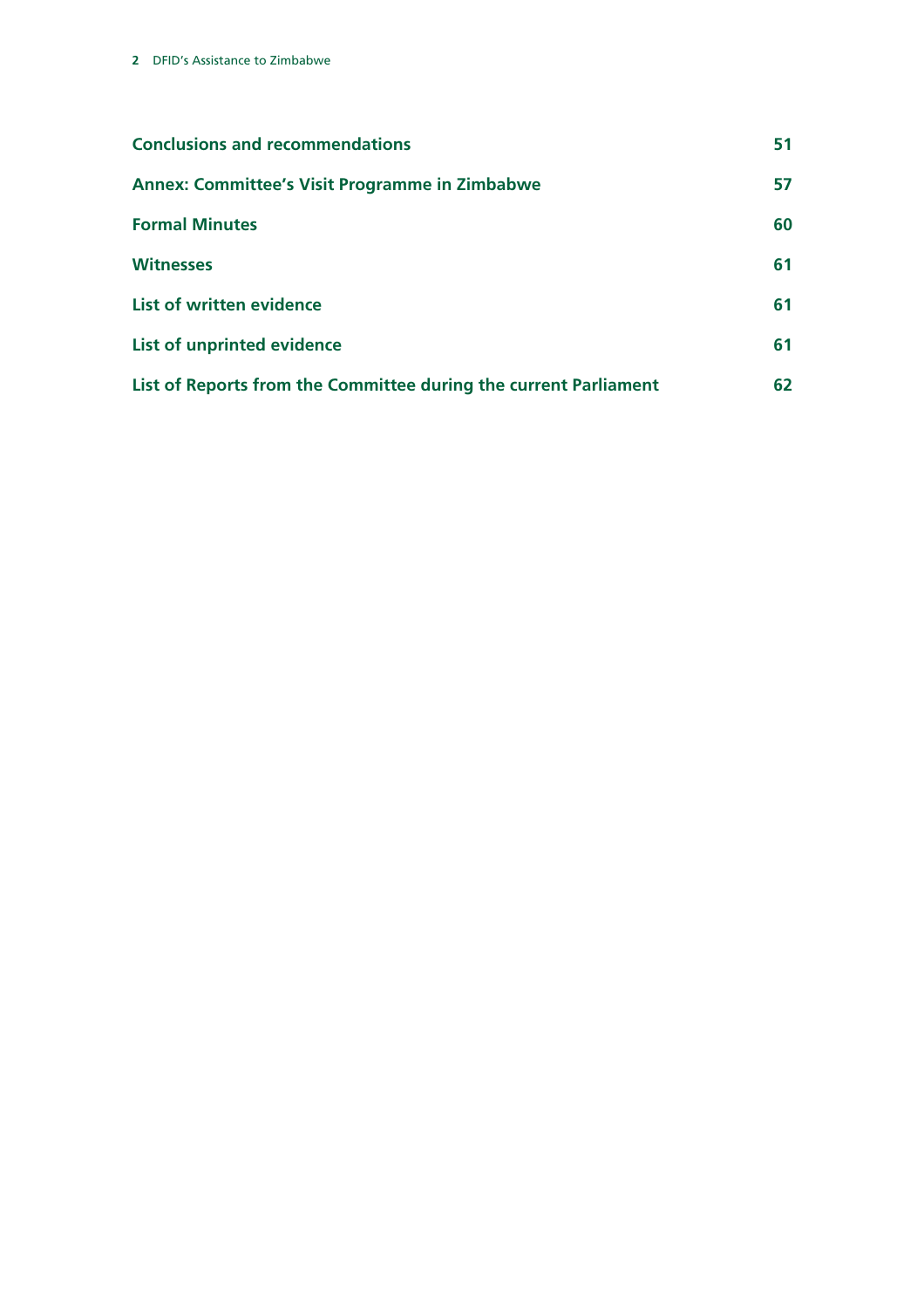**Conclusions and recommendations** 51

**Annex: Committee's Visit Programme in Zimbabwe** 57

**Formal Minutes** 60

**Witnesses** 61

**List of written evidence** 61

**List of unprinted evidence** 61

**List of Reports from the Committee during the current Parliament** 62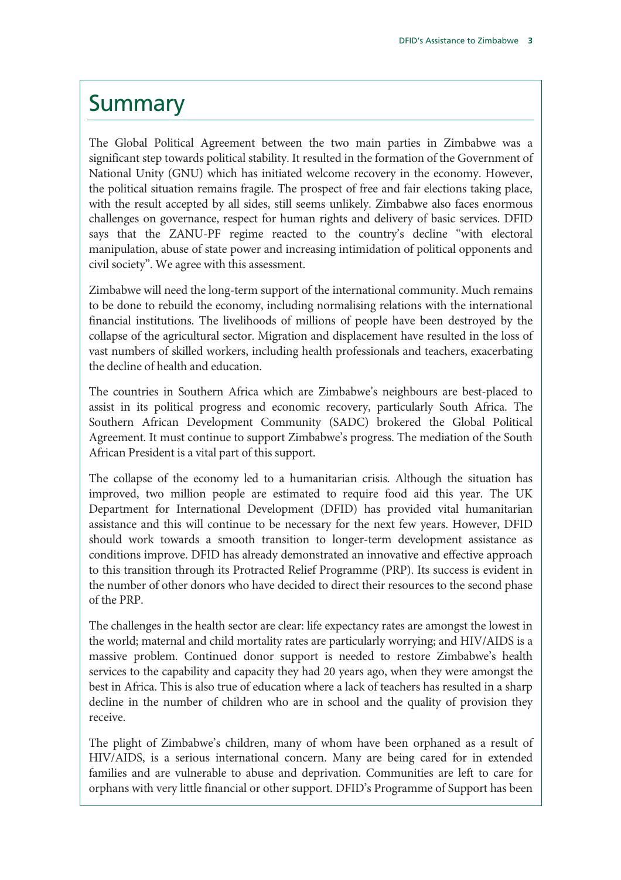# Summary

The Global Political Agreement between the two main parties in Zimbabwe was a significant step towards political stability. It resulted in the formation of the Government of National Unity (GNU) which has initiated welcome recovery in the economy. However, the political situation remains fragile. The prospect of free and fair elections taking place, with the result accepted by all sides, still seems unlikely. Zimbabwe also faces enormous challenges on governance, respect for human rights and delivery of basic services. DFID says that the ZANU-PF regime reacted to the country's decline "with electoral manipulation, abuse of state power and increasing intimidation of political opponents and civil society". We agree with this assessment.

Zimbabwe will need the long-term support of the international community. Much remains to be done to rebuild the economy, including normalising relations with the international financial institutions. The livelihoods of millions of people have been destroyed by the collapse of the agricultural sector. Migration and displacement have resulted in the loss of vast numbers of skilled workers, including health professionals and teachers, exacerbating the decline of health and education.

The countries in Southern Africa which are Zimbabwe's neighbours are best-placed to assist in its political progress and economic recovery, particularly South Africa. The Southern African Development Community (SADC) brokered the Global Political Agreement. It must continue to support Zimbabwe's progress. The mediation of the South African President is a vital part of this support.

The collapse of the economy led to a humanitarian crisis. Although the situation has improved, two million people are estimated to require food aid this year. The UK Department for International Development (DFID) has provided vital humanitarian assistance and this will continue to be necessary for the next few years. However, DFID should work towards a smooth transition to longer-term development assistance as conditions improve. DFID has already demonstrated an innovative and effective approach to this transition through its Protracted Relief Programme (PRP). Its success is evident in the number of other donors who have decided to direct their resources to the second phase of the PRP.

The challenges in the health sector are clear: life expectancy rates are amongst the lowest in the world; maternal and child mortality rates are particularly worrying; and HIV/AIDS is a massive problem. Continued donor support is needed to restore Zimbabwe's health services to the capability and capacity they had 20 years ago, when they were amongst the best in Africa. This is also true of education where a lack of teachers has resulted in a sharp decline in the number of children who are in school and the quality of provision they receive.

The plight of Zimbabwe's children, many of whom have been orphaned as a result of HIV/AIDS, is a serious international concern. Many are being cared for in extended families and are vulnerable to abuse and deprivation. Communities are left to care for orphans with very little financial or other support. DFID's Programme of Support has been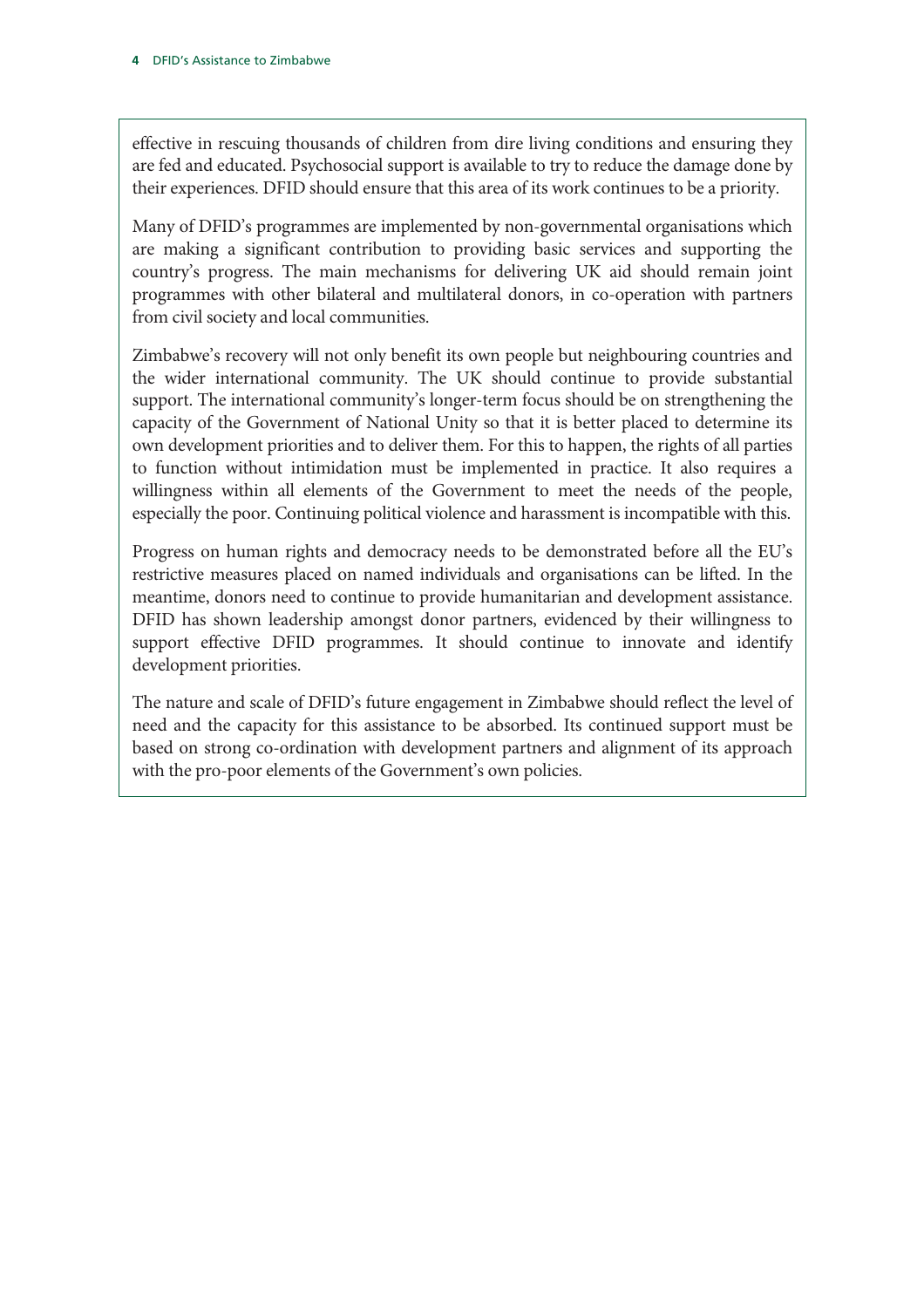effective in rescuing thousands of children from dire living conditions and ensuring they are fed and educated. Psychosocial support is available to try to reduce the damage done by their experiences. DFID should ensure that this area of its work continues to be a priority.

Many of DFID's programmes are implemented by non-governmental organisations which are making a significant contribution to providing basic services and supporting the country's progress. The main mechanisms for delivering UK aid should remain joint programmes with other bilateral and multilateral donors, in co-operation with partners from civil society and local communities.

Zimbabwe's recovery will not only benefit its own people but neighbouring countries and the wider international community. The UK should continue to provide substantial support. The international community's longer-term focus should be on strengthening the capacity of the Government of National Unity so that it is better placed to determine its own development priorities and to deliver them. For this to happen, the rights of all parties to function without intimidation must be implemented in practice. It also requires a willingness within all elements of the Government to meet the needs of the people, especially the poor. Continuing political violence and harassment is incompatible with this.

Progress on human rights and democracy needs to be demonstrated before all the EU's restrictive measures placed on named individuals and organisations can be lifted. In the meantime, donors need to continue to provide humanitarian and development assistance. DFID has shown leadership amongst donor partners, evidenced by their willingness to support effective DFID programmes. It should continue to innovate and identify development priorities.

The nature and scale of DFID's future engagement in Zimbabwe should reflect the level of need and the capacity for this assistance to be absorbed. Its continued support must be based on strong co-ordination with development partners and alignment of its approach with the pro-poor elements of the Government's own policies.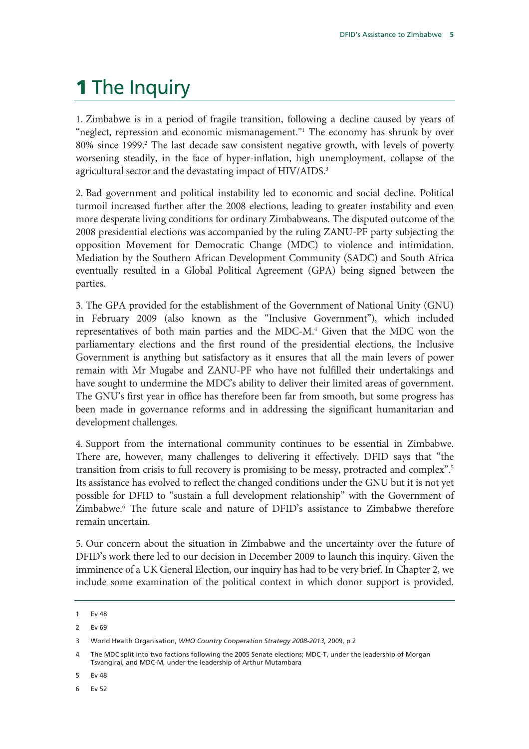# 1 The Inquiry

1. Zimbabwe is in a period of fragile transition, following a decline caused by years of "neglect, repression and economic mismanagement."[1] The economy has shrunk by over 80% since 1999.[2] The last decade saw consistent negative growth, with levels of poverty worsening steadily, in the face of hyper-inflation, high unemployment, collapse of the agricultural sector and the devastating impact of HIV/AIDS.[3]

2. Bad government and political instability led to economic and social decline. Political turmoil increased further after the 2008 elections, leading to greater instability and even more desperate living conditions for ordinary Zimbabweans. The disputed outcome of the 2008 presidential elections was accompanied by the ruling ZANU-PF party subjecting the opposition Movement for Democratic Change (MDC) to violence and intimidation. Mediation by the Southern African Development Community (SADC) and South Africa eventually resulted in a Global Political Agreement (GPA) being signed between the parties.

3. The GPA provided for the establishment of the Government of National Unity (GNU) in February 2009 (also known as the "Inclusive Government"), which included representatives of both main parties and the MDC-M.[4] Given that the MDC won the parliamentary elections and the first round of the presidential elections, the Inclusive Government is anything but satisfactory as it ensures that all the main levers of power remain with Mr Mugabe and ZANU-PF who have not fulfilled their undertakings and have sought to undermine the MDC's ability to deliver their limited areas of government. The GNU's first year in office has therefore been far from smooth, but some progress has been made in governance reforms and in addressing the significant humanitarian and development challenges.

4. Support from the international community continues to be essential in Zimbabwe. There are, however, many challenges to delivering it effectively. DFID says that "the transition from crisis to full recovery is promising to be messy, protracted and complex".[5] Its assistance has evolved to reflect the changed conditions under the GNU but it is not yet possible for DFID to "sustain a full development relationship" with the Government of Zimbabwe.[6] The future scale and nature of DFID's assistance to Zimbabwe therefore remain uncertain.

5. Our concern about the situation in Zimbabwe and the uncertainty over the future of DFID's work there led to our decision in December 2009 to launch this inquiry. Given the imminence of a UK General Election, our inquiry has had to be very brief. In Chapter 2, we include some examination of the political context in which donor support is provided.

---

1 Ev 48

2 Ev 69

3 World Health Organisation, *WHO Country Cooperation Strategy 2008-2013*, 2009, p 2

4 The MDC split into two factions following the 2005 Senate elections; MDC-T, under the leadership of Morgan Tsvangirai, and MDC-M, under the leadership of Arthur Mutambara

5 Ev 48

6 Ev 52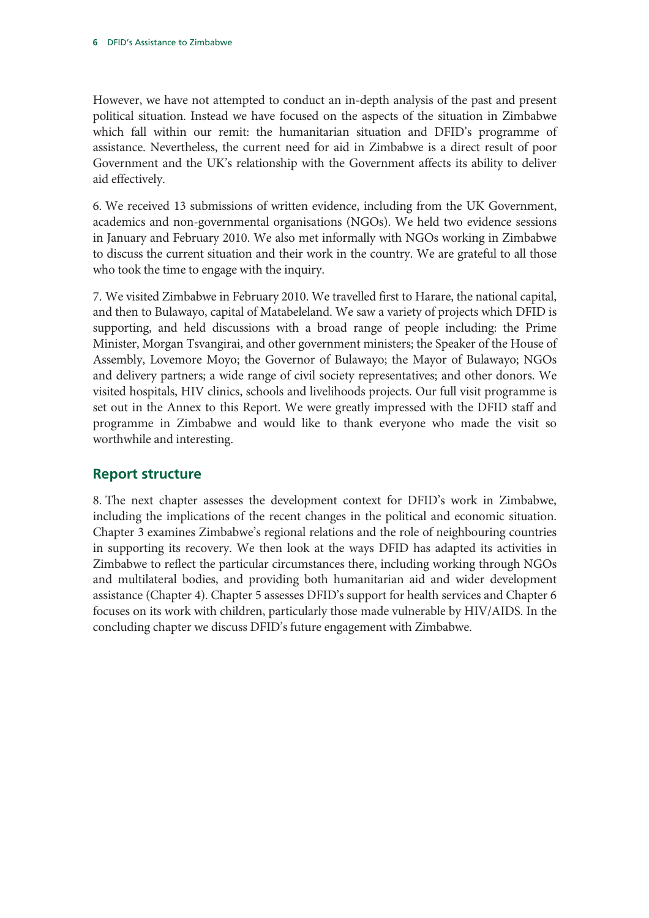However, we have not attempted to conduct an in-depth analysis of the past and present political situation. Instead we have focused on the aspects of the situation in Zimbabwe which fall within our remit: the humanitarian situation and DFID's programme of assistance. Nevertheless, the current need for aid in Zimbabwe is a direct result of poor Government and the UK's relationship with the Government affects its ability to deliver aid effectively.

6. We received 13 submissions of written evidence, including from the UK Government, academics and non-governmental organisations (NGOs). We held two evidence sessions in January and February 2010. We also met informally with NGOs working in Zimbabwe to discuss the current situation and their work in the country. We are grateful to all those who took the time to engage with the inquiry.

7. We visited Zimbabwe in February 2010. We travelled first to Harare, the national capital, and then to Bulawayo, capital of Matabeleland. We saw a variety of projects which DFID is supporting, and held discussions with a broad range of people including: the Prime Minister, Morgan Tsvangirai, and other government ministers; the Speaker of the House of Assembly, Lovemore Moyo; the Governor of Bulawayo; the Mayor of Bulawayo; NGOs and delivery partners; a wide range of civil society representatives; and other donors. We visited hospitals, HIV clinics, schools and livelihoods projects. Our full visit programme is set out in the Annex to this Report. We were greatly impressed with the DFID staff and programme in Zimbabwe and would like to thank everyone who made the visit so worthwhile and interesting.

## Report structure

8. The next chapter assesses the development context for DFID's work in Zimbabwe, including the implications of the recent changes in the political and economic situation. Chapter 3 examines Zimbabwe's regional relations and the role of neighbouring countries in supporting its recovery. We then look at the ways DFID has adapted its activities in Zimbabwe to reflect the particular circumstances there, including working through NGOs and multilateral bodies, and providing both humanitarian aid and wider development assistance (Chapter 4). Chapter 5 assesses DFID's support for health services and Chapter 6 focuses on its work with children, particularly those made vulnerable by HIV/AIDS. In the concluding chapter we discuss DFID's future engagement with Zimbabwe.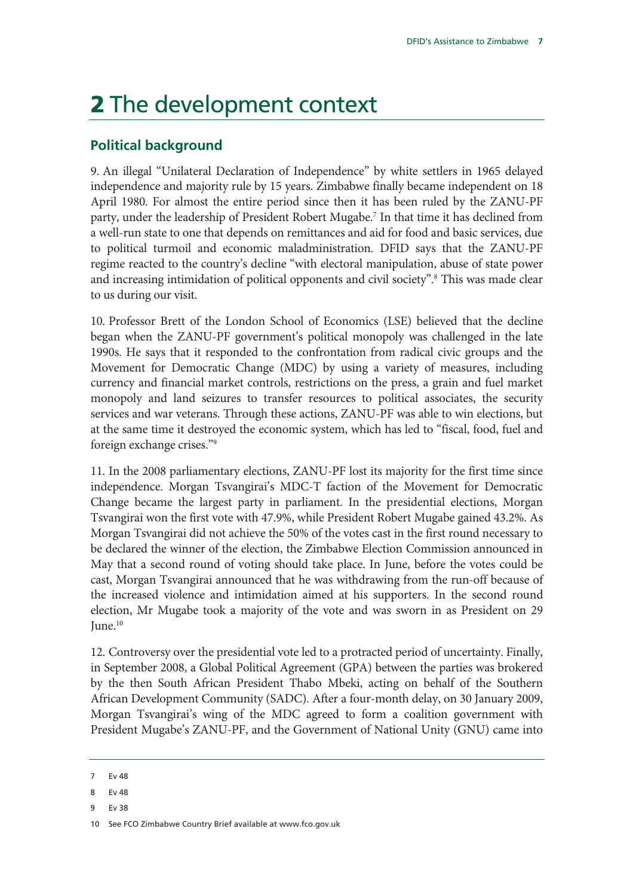# 2 The development context

## Political background

9. An illegal "Unilateral Declaration of Independence" by white settlers in 1965 delayed independence and majority rule by 15 years. Zimbabwe finally became independent on 18 April 1980. For almost the entire period since then it has been ruled by the ZANU-PF party, under the leadership of President Robert Mugabe.[7] In that time it has declined from a well-run state to one that depends on remittances and aid for food and basic services, due to political turmoil and economic maladministration. DFID says that the ZANU-PF regime reacted to the country's decline "with electoral manipulation, abuse of state power and increasing intimidation of political opponents and civil society".[8] This was made clear to us during our visit.

10. Professor Brett of the London School of Economics (LSE) believed that the decline began when the ZANU-PF government's political monopoly was challenged in the late 1990s. He says that it responded to the confrontation from radical civic groups and the Movement for Democratic Change (MDC) by using a variety of measures, including currency and financial market controls, restrictions on the press, a grain and fuel market monopoly and land seizures to transfer resources to political associates, the security services and war veterans. Through these actions, ZANU-PF was able to win elections, but at the same time it destroyed the economic system, which has led to "fiscal, food, fuel and foreign exchange crises."[9]

11. In the 2008 parliamentary elections, ZANU-PF lost its majority for the first time since independence. Morgan Tsvangirai's MDC-T faction of the Movement for Democratic Change became the largest party in parliament. In the presidential elections, Morgan Tsvangirai won the first vote with 47.9%, while President Robert Mugabe gained 43.2%. As Morgan Tsvangirai did not achieve the 50% of the votes cast in the first round necessary to be declared the winner of the election, the Zimbabwe Election Commission announced in May that a second round of voting should take place. In June, before the votes could be cast, Morgan Tsvangirai announced that he was withdrawing from the run-off because of the increased violence and intimidation aimed at his supporters. In the second round election, Mr Mugabe took a majority of the vote and was sworn in as President on 29 June.[10]

12. Controversy over the presidential vote led to a protracted period of uncertainty. Finally, in September 2008, a Global Political Agreement (GPA) between the parties was brokered by the then South African President Thabo Mbeki, acting on behalf of the Southern African Development Community (SADC). After a four-month delay, on 30 January 2009, Morgan Tsvangirai's wing of the MDC agreed to form a coalition government with President Mugabe's ZANU-PF, and the Government of National Unity (GNU) came into

---

7 Ev 48

8 Ev 48

9 Ev 38

10 See FCO Zimbabwe Country Brief available at www.fco.gov.uk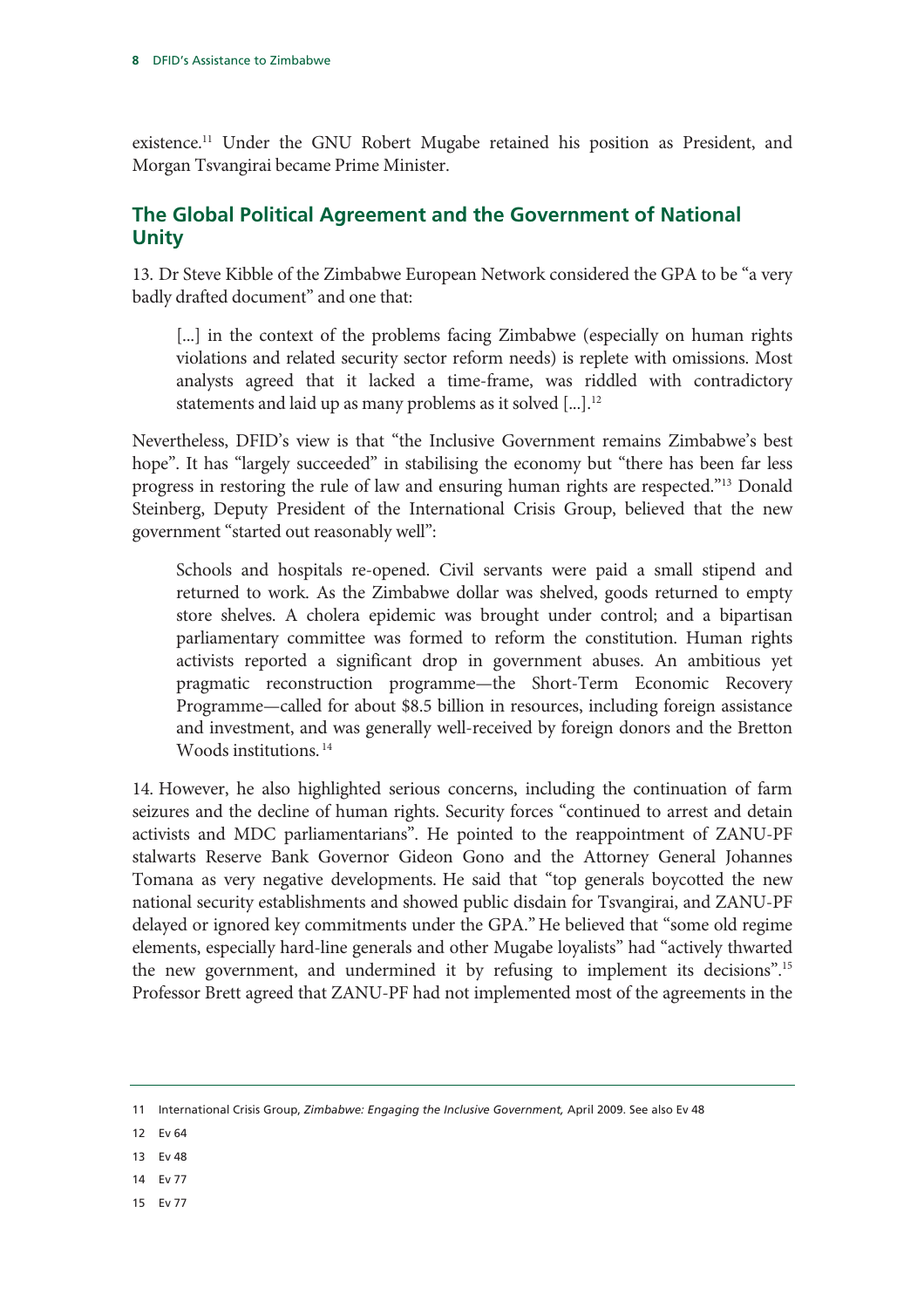existence.[11] Under the GNU Robert Mugabe retained his position as President, and Morgan Tsvangirai became Prime Minister.

## The Global Political Agreement and the Government of National Unity

13. Dr Steve Kibble of the Zimbabwe European Network considered the GPA to be "a very badly drafted document" and one that:

> [...] in the context of the problems facing Zimbabwe (especially on human rights violations and related security sector reform needs) is replete with omissions. Most analysts agreed that it lacked a time-frame, was riddled with contradictory statements and laid up as many problems as it solved [...].[12]

Nevertheless, DFID's view is that "the Inclusive Government remains Zimbabwe's best hope". It has "largely succeeded" in stabilising the economy but "there has been far less progress in restoring the rule of law and ensuring human rights are respected."[13] Donald Steinberg, Deputy President of the International Crisis Group, believed that the new government "started out reasonably well":

> Schools and hospitals re-opened. Civil servants were paid a small stipend and returned to work. As the Zimbabwe dollar was shelved, goods returned to empty store shelves. A cholera epidemic was brought under control; and a bipartisan parliamentary committee was formed to reform the constitution. Human rights activists reported a significant drop in government abuses. An ambitious yet pragmatic reconstruction programme—the Short-Term Economic Recovery Programme—called for about $8.5 billion in resources, including foreign assistance and investment, and was generally well-received by foreign donors and the Bretton Woods institutions.[14]

14. However, he also highlighted serious concerns, including the continuation of farm seizures and the decline of human rights. Security forces "continued to arrest and detain activists and MDC parliamentarians". He pointed to the reappointment of ZANU-PF stalwarts Reserve Bank Governor Gideon Gono and the Attorney General Johannes Tomana as very negative developments. He said that "top generals boycotted the new national security establishments and showed public disdain for Tsvangirai, and ZANU-PF delayed or ignored key commitments under the GPA." He believed that "some old regime elements, especially hard-line generals and other Mugabe loyalists" had "actively thwarted the new government, and undermined it by refusing to implement its decisions".[15] Professor Brett agreed that ZANU-PF had not implemented most of the agreements in the

---

11 International Crisis Group, *Zimbabwe: Engaging the Inclusive Government,* April 2009. See also Ev 48

12 Ev 64

13 Ev 48

14 Ev 77

15 Ev 77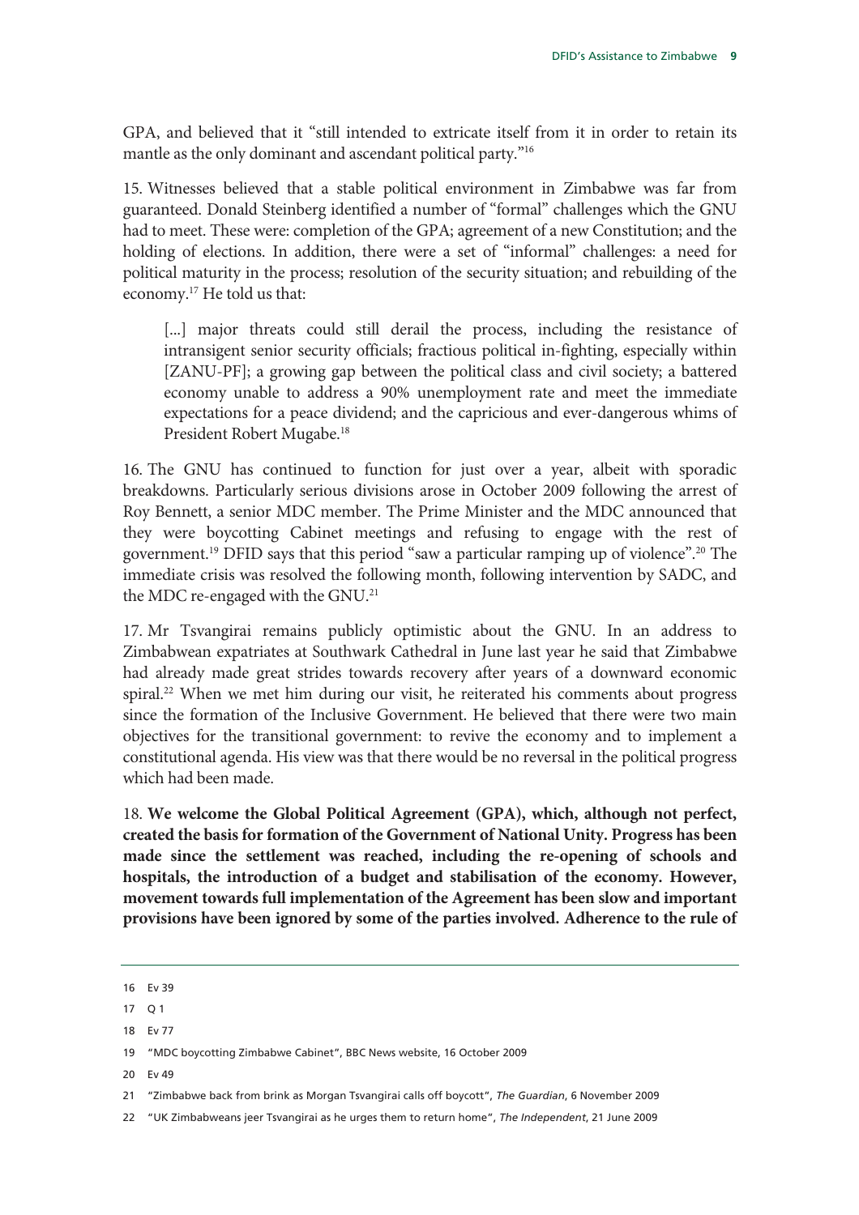GPA, and believed that it "still intended to extricate itself from it in order to retain its mantle as the only dominant and ascendant political party."[16]

15. Witnesses believed that a stable political environment in Zimbabwe was far from guaranteed. Donald Steinberg identified a number of "formal" challenges which the GNU had to meet. These were: completion of the GPA; agreement of a new Constitution; and the holding of elections. In addition, there were a set of "informal" challenges: a need for political maturity in the process; resolution of the security situation; and rebuilding of the economy.[17] He told us that:

> [...] major threats could still derail the process, including the resistance of intransigent senior security officials; fractious political in-fighting, especially within [ZANU-PF]; a growing gap between the political class and civil society; a battered economy unable to address a 90% unemployment rate and meet the immediate expectations for a peace dividend; and the capricious and ever-dangerous whims of President Robert Mugabe.[18]

16. The GNU has continued to function for just over a year, albeit with sporadic breakdowns. Particularly serious divisions arose in October 2009 following the arrest of Roy Bennett, a senior MDC member. The Prime Minister and the MDC announced that they were boycotting Cabinet meetings and refusing to engage with the rest of government.[19] DFID says that this period "saw a particular ramping up of violence".[20] The immediate crisis was resolved the following month, following intervention by SADC, and the MDC re-engaged with the GNU.[21]

17. Mr Tsvangirai remains publicly optimistic about the GNU. In an address to Zimbabwean expatriates at Southwark Cathedral in June last year he said that Zimbabwe had already made great strides towards recovery after years of a downward economic spiral.[22] When we met him during our visit, he reiterated his comments about progress since the formation of the Inclusive Government. He believed that there were two main objectives for the transitional government: to revive the economy and to implement a constitutional agenda. His view was that there would be no reversal in the political progress which had been made.

18. **We welcome the Global Political Agreement (GPA), which, although not perfect, created the basis for formation of the Government of National Unity. Progress has been made since the settlement was reached, including the re-opening of schools and hospitals, the introduction of a budget and stabilisation of the economy. However, movement towards full implementation of the Agreement has been slow and important provisions have been ignored by some of the parties involved. Adherence to the rule of**

---

16 Ev 39

17 Q 1

18 Ev 77

19 "MDC boycotting Zimbabwe Cabinet", BBC News website, 16 October 2009

20 Ev 49

21 "Zimbabwe back from brink as Morgan Tsvangirai calls off boycott", *The Guardian*, 6 November 2009

22 "UK Zimbabweans jeer Tsvangirai as he urges them to return home", *The Independent*, 21 June 2009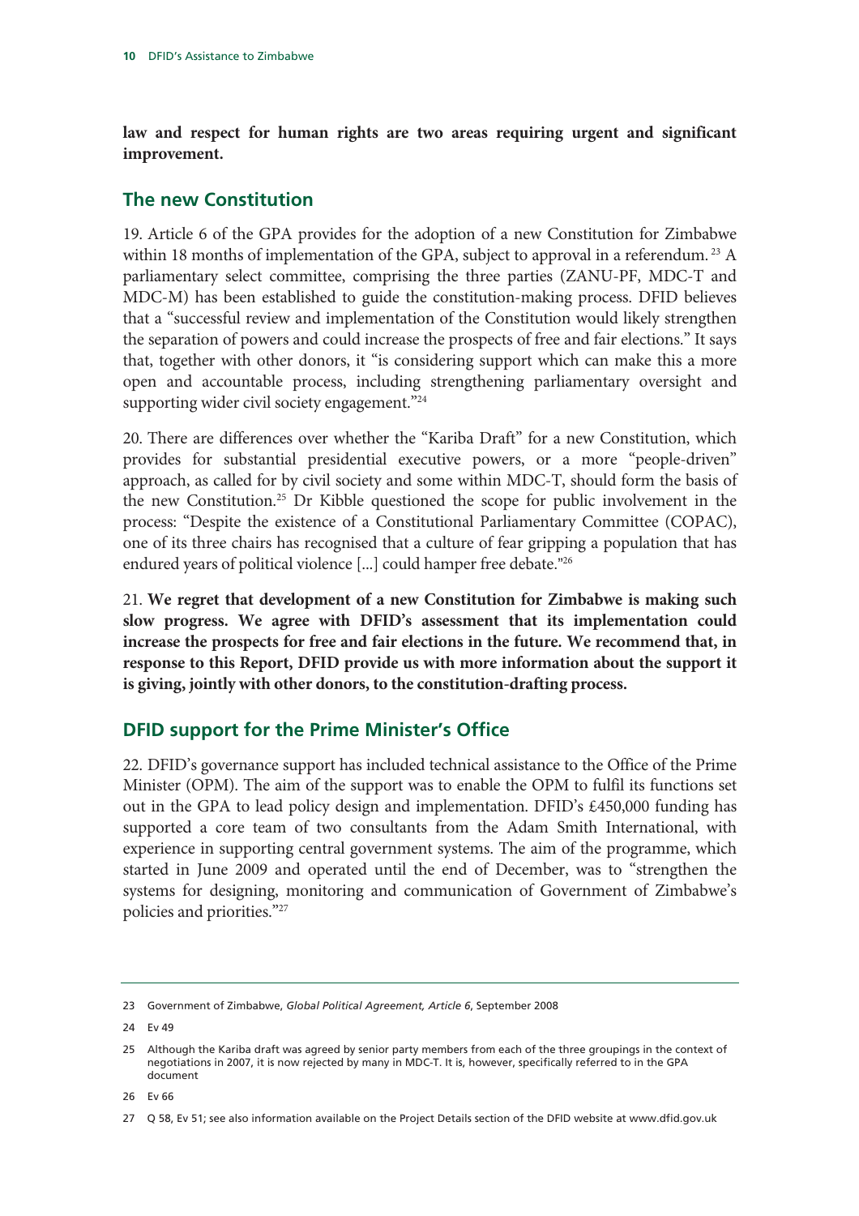**law and respect for human rights are two areas requiring urgent and significant improvement.**

## The new Constitution

19. Article 6 of the GPA provides for the adoption of a new Constitution for Zimbabwe within 18 months of implementation of the GPA, subject to approval in a referendum.[23] A parliamentary select committee, comprising the three parties (ZANU-PF, MDC-T and MDC-M) has been established to guide the constitution-making process. DFID believes that a "successful review and implementation of the Constitution would likely strengthen the separation of powers and could increase the prospects of free and fair elections." It says that, together with other donors, it "is considering support which can make this a more open and accountable process, including strengthening parliamentary oversight and supporting wider civil society engagement."[24]

20. There are differences over whether the "Kariba Draft" for a new Constitution, which provides for substantial presidential executive powers, or a more "people-driven" approach, as called for by civil society and some within MDC-T, should form the basis of the new Constitution.[25] Dr Kibble questioned the scope for public involvement in the process: "Despite the existence of a Constitutional Parliamentary Committee (COPAC), one of its three chairs has recognised that a culture of fear gripping a population that has endured years of political violence [...] could hamper free debate."[26]

21. **We regret that development of a new Constitution for Zimbabwe is making such slow progress. We agree with DFID's assessment that its implementation could increase the prospects for free and fair elections in the future. We recommend that, in response to this Report, DFID provide us with more information about the support it is giving, jointly with other donors, to the constitution-drafting process.**

## DFID support for the Prime Minister's Office

22. DFID's governance support has included technical assistance to the Office of the Prime Minister (OPM). The aim of the support was to enable the OPM to fulfil its functions set out in the GPA to lead policy design and implementation. DFID's £450,000 funding has supported a core team of two consultants from the Adam Smith International, with experience in supporting central government systems. The aim of the programme, which started in June 2009 and operated until the end of December, was to "strengthen the systems for designing, monitoring and communication of Government of Zimbabwe's policies and priorities."[27]

---

23 Government of Zimbabwe, *Global Political Agreement, Article 6*, September 2008

24 Ev 49

25 Although the Kariba draft was agreed by senior party members from each of the three groupings in the context of negotiations in 2007, it is now rejected by many in MDC-T. It is, however, specifically referred to in the GPA document

26 Ev 66

27 Q 58, Ev 51; see also information available on the Project Details section of the DFID website at www.dfid.gov.uk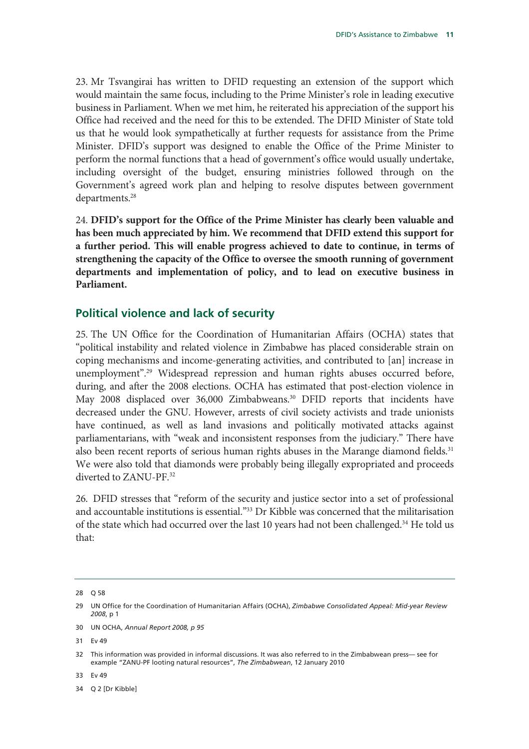23. Mr Tsvangirai has written to DFID requesting an extension of the support which would maintain the same focus, including to the Prime Minister's role in leading executive business in Parliament. When we met him, he reiterated his appreciation of the support his Office had received and the need for this to be extended. The DFID Minister of State told us that he would look sympathetically at further requests for assistance from the Prime Minister. DFID's support was designed to enable the Office of the Prime Minister to perform the normal functions that a head of government's office would usually undertake, including oversight of the budget, ensuring ministries followed through on the Government's agreed work plan and helping to resolve disputes between government departments.[28]

24. **DFID's support for the Office of the Prime Minister has clearly been valuable and has been much appreciated by him. We recommend that DFID extend this support for a further period. This will enable progress achieved to date to continue, in terms of strengthening the capacity of the Office to oversee the smooth running of government departments and implementation of policy, and to lead on executive business in Parliament.**

## Political violence and lack of security

25. The UN Office for the Coordination of Humanitarian Affairs (OCHA) states that "political instability and related violence in Zimbabwe has placed considerable strain on coping mechanisms and income-generating activities, and contributed to [an] increase in unemployment".[29] Widespread repression and human rights abuses occurred before, during, and after the 2008 elections. OCHA has estimated that post-election violence in May 2008 displaced over 36,000 Zimbabweans.[30] DFID reports that incidents have decreased under the GNU. However, arrests of civil society activists and trade unionists have continued, as well as land invasions and politically motivated attacks against parliamentarians, with "weak and inconsistent responses from the judiciary." There have also been recent reports of serious human rights abuses in the Marange diamond fields.[31] We were also told that diamonds were probably being illegally expropriated and proceeds diverted to ZANU-PF.[32]

26. DFID stresses that "reform of the security and justice sector into a set of professional and accountable institutions is essential."[33] Dr Kibble was concerned that the militarisation of the state which had occurred over the last 10 years had not been challenged.[34] He told us that:

---

28 Q 58

29 UN Office for the Coordination of Humanitarian Affairs (OCHA), *Zimbabwe Consolidated Appeal: Mid-year Review 2008*, p 1

30 UN OCHA, *Annual Report 2008, p 95*

31 Ev 49

32 This information was provided in informal discussions. It was also referred to in the Zimbabwean press— see for example "ZANU-PF looting natural resources", *The Zimbabwean*, 12 January 2010

33 Ev 49

34 Q 2 [Dr Kibble]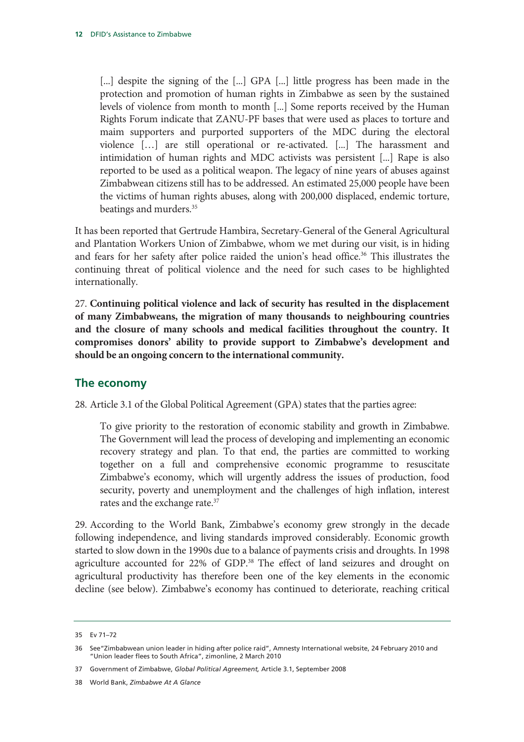> [...] despite the signing of the [...] GPA [...] little progress has been made in the protection and promotion of human rights in Zimbabwe as seen by the sustained levels of violence from month to month [...] Some reports received by the Human Rights Forum indicate that ZANU-PF bases that were used as places to torture and maim supporters and purported supporters of the MDC during the electoral violence […] are still operational or re-activated. [...] The harassment and intimidation of human rights and MDC activists was persistent [...] Rape is also reported to be used as a political weapon. The legacy of nine years of abuses against Zimbabwean citizens still has to be addressed. An estimated 25,000 people have been the victims of human rights abuses, along with 200,000 displaced, endemic torture, beatings and murders.[35]

It has been reported that Gertrude Hambira, Secretary-General of the General Agricultural and Plantation Workers Union of Zimbabwe, whom we met during our visit, is in hiding and fears for her safety after police raided the union's head office.[36] This illustrates the continuing threat of political violence and the need for such cases to be highlighted internationally.

27. **Continuing political violence and lack of security has resulted in the displacement of many Zimbabweans, the migration of many thousands to neighbouring countries and the closure of many schools and medical facilities throughout the country. It compromises donors' ability to provide support to Zimbabwe's development and should be an ongoing concern to the international community.**

## The economy

28. Article 3.1 of the Global Political Agreement (GPA) states that the parties agree:

> To give priority to the restoration of economic stability and growth in Zimbabwe. The Government will lead the process of developing and implementing an economic recovery strategy and plan. To that end, the parties are committed to working together on a full and comprehensive economic programme to resuscitate Zimbabwe's economy, which will urgently address the issues of production, food security, poverty and unemployment and the challenges of high inflation, interest rates and the exchange rate.[37]

29. According to the World Bank, Zimbabwe's economy grew strongly in the decade following independence, and living standards improved considerably. Economic growth started to slow down in the 1990s due to a balance of payments crisis and droughts. In 1998 agriculture accounted for 22% of GDP.[38] The effect of land seizures and drought on agricultural productivity has therefore been one of the key elements in the economic decline (see below). Zimbabwe's economy has continued to deteriorate, reaching critical

---

35 Ev 71–72

36 See "Zimbabwean union leader in hiding after police raid", Amnesty International website, 24 February 2010 and "Union leader flees to South Africa", zimonline, 2 March 2010

37 Government of Zimbabwe, *Global Political Agreement,* Article 3.1, September 2008

38 World Bank, *Zimbabwe At A Glance*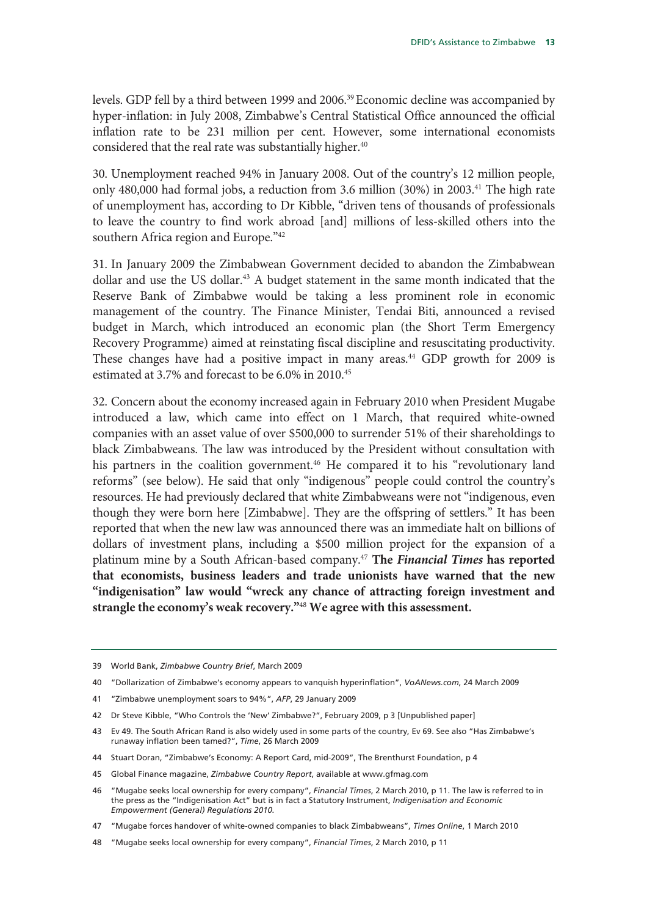levels. GDP fell by a third between 1999 and 2006.[39] Economic decline was accompanied by hyper-inflation: in July 2008, Zimbabwe's Central Statistical Office announced the official inflation rate to be 231 million per cent. However, some international economists considered that the real rate was substantially higher.[40]

30. Unemployment reached 94% in January 2008. Out of the country's 12 million people, only 480,000 had formal jobs, a reduction from 3.6 million (30%) in 2003.[41] The high rate of unemployment has, according to Dr Kibble, "driven tens of thousands of professionals to leave the country to find work abroad [and] millions of less-skilled others into the southern Africa region and Europe."[42]

31. In January 2009 the Zimbabwean Government decided to abandon the Zimbabwean dollar and use the US dollar.[43] A budget statement in the same month indicated that the Reserve Bank of Zimbabwe would be taking a less prominent role in economic management of the country. The Finance Minister, Tendai Biti, announced a revised budget in March, which introduced an economic plan (the Short Term Emergency Recovery Programme) aimed at reinstating fiscal discipline and resuscitating productivity. These changes have had a positive impact in many areas.[44] GDP growth for 2009 is estimated at 3.7% and forecast to be 6.0% in 2010.[45]

32. Concern about the economy increased again in February 2010 when President Mugabe introduced a law, which came into effect on 1 March, that required white-owned companies with an asset value of over $500,000 to surrender 51% of their shareholdings to black Zimbabweans. The law was introduced by the President without consultation with his partners in the coalition government.[46] He compared it to his "revolutionary land reforms" (see below). He said that only "indigenous" people could control the country's resources. He had previously declared that white Zimbabweans were not "indigenous, even though they were born here [Zimbabwe]. They are the offspring of settlers." It has been reported that when the new law was announced there was an immediate halt on billions of dollars of investment plans, including a $500 million project for the expansion of a platinum mine by a South African-based company.[47] **The *Financial Times* has reported that economists, business leaders and trade unionists have warned that the new "indigenisation" law would "wreck any chance of attracting foreign investment and strangle the economy's weak recovery."[48] We agree with this assessment.**

---

39 World Bank, *Zimbabwe Country Brief*, March 2009

40 "Dollarization of Zimbabwe's economy appears to vanquish hyperinflation", *VoANews.com*, 24 March 2009

41 "Zimbabwe unemployment soars to 94%", *AFP*, 29 January 2009

42 Dr Steve Kibble, "Who Controls the 'New' Zimbabwe?", February 2009, p 3 [Unpublished paper]

43 Ev 49. The South African Rand is also widely used in some parts of the country, Ev 69. See also "Has Zimbabwe's runaway inflation been tamed?", *Time*, 26 March 2009

44 Stuart Doran, "Zimbabwe's Economy: A Report Card, mid-2009", The Brenthurst Foundation, p 4

45 Global Finance magazine, *Zimbabwe Country Report*, available at www.gfmag.com

46 "Mugabe seeks local ownership for every company", *Financial Times*, 2 March 2010, p 11. The law is referred to in the press as the "Indigenisation Act" but is in fact a Statutory Instrument, *Indigenisation and Economic Empowerment (General) Regulations 2010.*

47 "Mugabe forces handover of white-owned companies to black Zimbabweans", *Times Online*, 1 March 2010

48 "Mugabe seeks local ownership for every company", *Financial Times*, 2 March 2010, p 11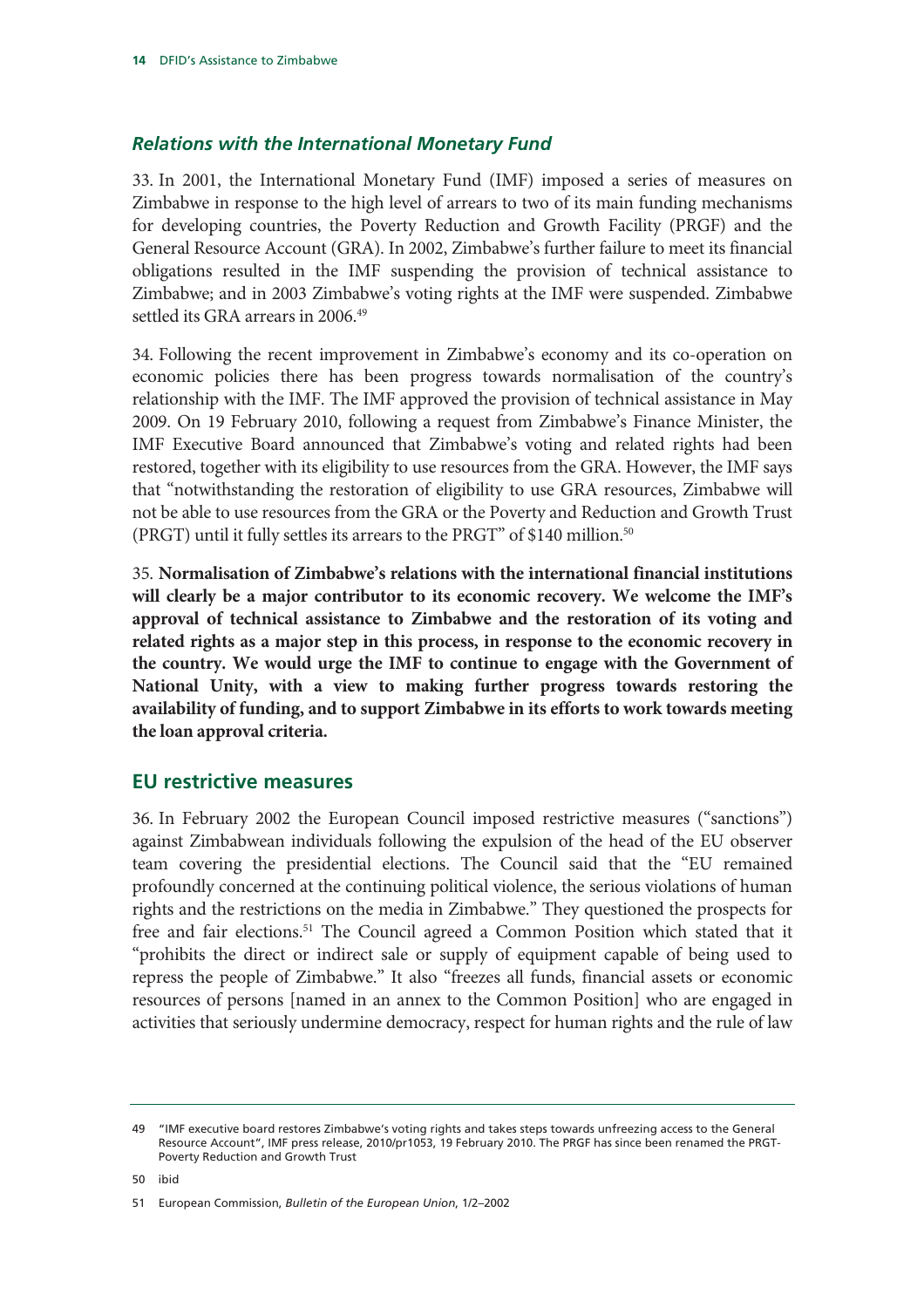### *Relations with the International Monetary Fund*

33. In 2001, the International Monetary Fund (IMF) imposed a series of measures on Zimbabwe in response to the high level of arrears to two of its main funding mechanisms for developing countries, the Poverty Reduction and Growth Facility (PRGF) and the General Resource Account (GRA). In 2002, Zimbabwe's further failure to meet its financial obligations resulted in the IMF suspending the provision of technical assistance to Zimbabwe; and in 2003 Zimbabwe's voting rights at the IMF were suspended. Zimbabwe settled its GRA arrears in 2006.[49]

34. Following the recent improvement in Zimbabwe's economy and its co-operation on economic policies there has been progress towards normalisation of the country's relationship with the IMF. The IMF approved the provision of technical assistance in May 2009. On 19 February 2010, following a request from Zimbabwe's Finance Minister, the IMF Executive Board announced that Zimbabwe's voting and related rights had been restored, together with its eligibility to use resources from the GRA. However, the IMF says that "notwithstanding the restoration of eligibility to use GRA resources, Zimbabwe will not be able to use resources from the GRA or the Poverty and Reduction and Growth Trust (PRGT) until it fully settles its arrears to the PRGT" of $140 million.[50]

35. **Normalisation of Zimbabwe's relations with the international financial institutions will clearly be a major contributor to its economic recovery. We welcome the IMF's approval of technical assistance to Zimbabwe and the restoration of its voting and related rights as a major step in this process, in response to the economic recovery in the country. We would urge the IMF to continue to engage with the Government of National Unity, with a view to making further progress towards restoring the availability of funding, and to support Zimbabwe in its efforts to work towards meeting the loan approval criteria.**

## EU restrictive measures

36. In February 2002 the European Council imposed restrictive measures ("sanctions") against Zimbabwean individuals following the expulsion of the head of the EU observer team covering the presidential elections. The Council said that the "EU remained profoundly concerned at the continuing political violence, the serious violations of human rights and the restrictions on the media in Zimbabwe." They questioned the prospects for free and fair elections.[51] The Council agreed a Common Position which stated that it "prohibits the direct or indirect sale or supply of equipment capable of being used to repress the people of Zimbabwe." It also "freezes all funds, financial assets or economic resources of persons [named in an annex to the Common Position] who are engaged in activities that seriously undermine democracy, respect for human rights and the rule of law

---

49 "IMF executive board restores Zimbabwe's voting rights and takes steps towards unfreezing access to the General Resource Account", IMF press release, 2010/pr1053, 19 February 2010. The PRGF has since been renamed the PRGT-Poverty Reduction and Growth Trust

50 ibid

51 European Commission, *Bulletin of the European Union*, 1/2–2002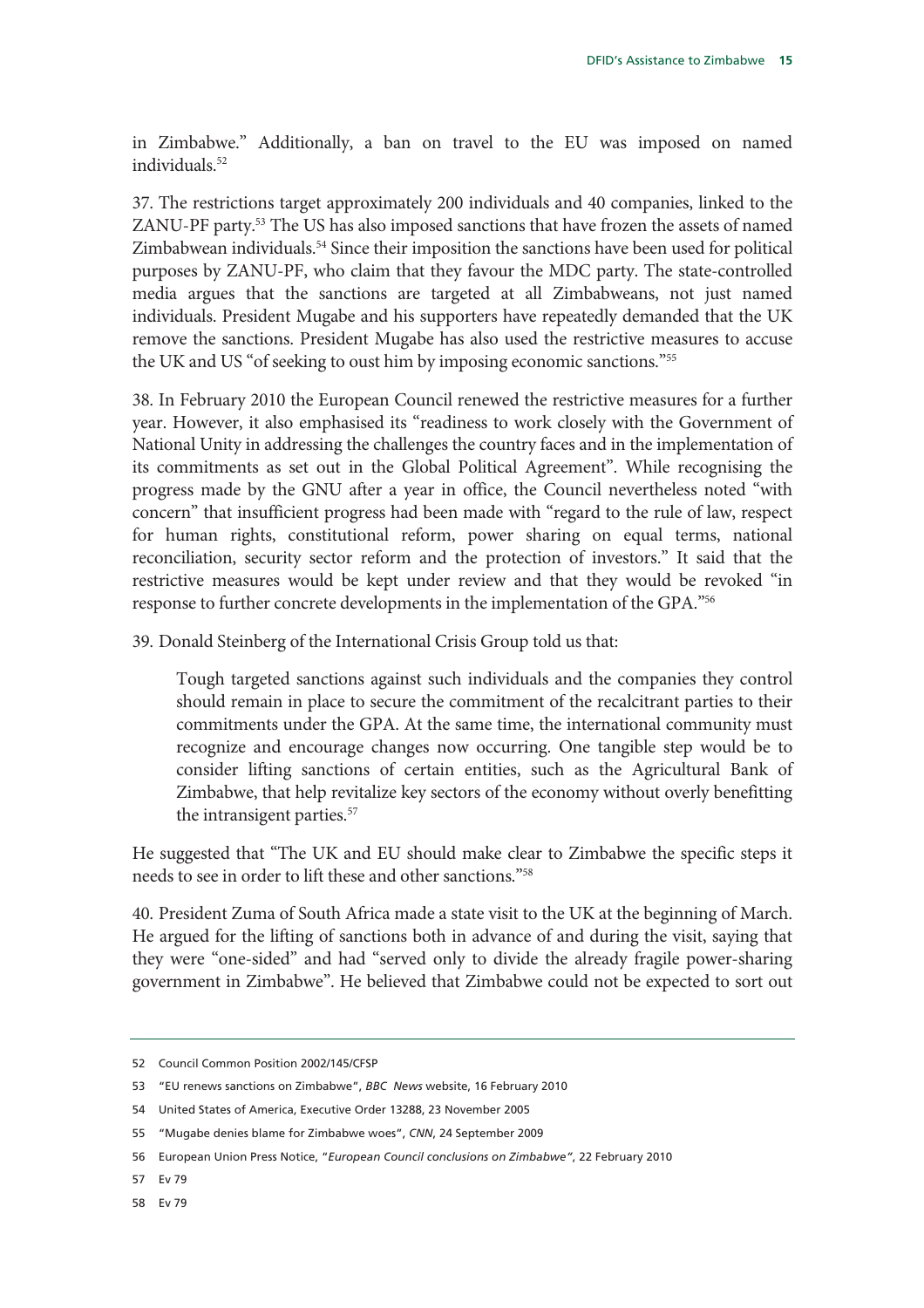in Zimbabwe." Additionally, a ban on travel to the EU was imposed on named individuals.[52]

37. The restrictions target approximately 200 individuals and 40 companies, linked to the ZANU-PF party.[53] The US has also imposed sanctions that have frozen the assets of named Zimbabwean individuals.[54] Since their imposition the sanctions have been used for political purposes by ZANU-PF, who claim that they favour the MDC party. The state-controlled media argues that the sanctions are targeted at all Zimbabweans, not just named individuals. President Mugabe and his supporters have repeatedly demanded that the UK remove the sanctions. President Mugabe has also used the restrictive measures to accuse the UK and US "of seeking to oust him by imposing economic sanctions."[55]

38. In February 2010 the European Council renewed the restrictive measures for a further year. However, it also emphasised its "readiness to work closely with the Government of National Unity in addressing the challenges the country faces and in the implementation of its commitments as set out in the Global Political Agreement". While recognising the progress made by the GNU after a year in office, the Council nevertheless noted "with concern" that insufficient progress had been made with "regard to the rule of law, respect for human rights, constitutional reform, power sharing on equal terms, national reconciliation, security sector reform and the protection of investors." It said that the restrictive measures would be kept under review and that they would be revoked "in response to further concrete developments in the implementation of the GPA."[56]

39. Donald Steinberg of the International Crisis Group told us that:

> Tough targeted sanctions against such individuals and the companies they control should remain in place to secure the commitment of the recalcitrant parties to their commitments under the GPA. At the same time, the international community must recognize and encourage changes now occurring. One tangible step would be to consider lifting sanctions of certain entities, such as the Agricultural Bank of Zimbabwe, that help revitalize key sectors of the economy without overly benefitting the intransigent parties.[57]

He suggested that "The UK and EU should make clear to Zimbabwe the specific steps it needs to see in order to lift these and other sanctions."[58]

40. President Zuma of South Africa made a state visit to the UK at the beginning of March. He argued for the lifting of sanctions both in advance of and during the visit, saying that they were "one-sided" and had "served only to divide the already fragile power-sharing government in Zimbabwe". He believed that Zimbabwe could not be expected to sort out

---

52 Council Common Position 2002/145/CFSP

53 "EU renews sanctions on Zimbabwe", *BBC News* website, 16 February 2010

54 United States of America, Executive Order 13288, 23 November 2005

55 "Mugabe denies blame for Zimbabwe woes", *CNN*, 24 September 2009

56 European Union Press Notice, "*European Council conclusions on Zimbabwe*", 22 February 2010

57 Ev 79

58 Ev 79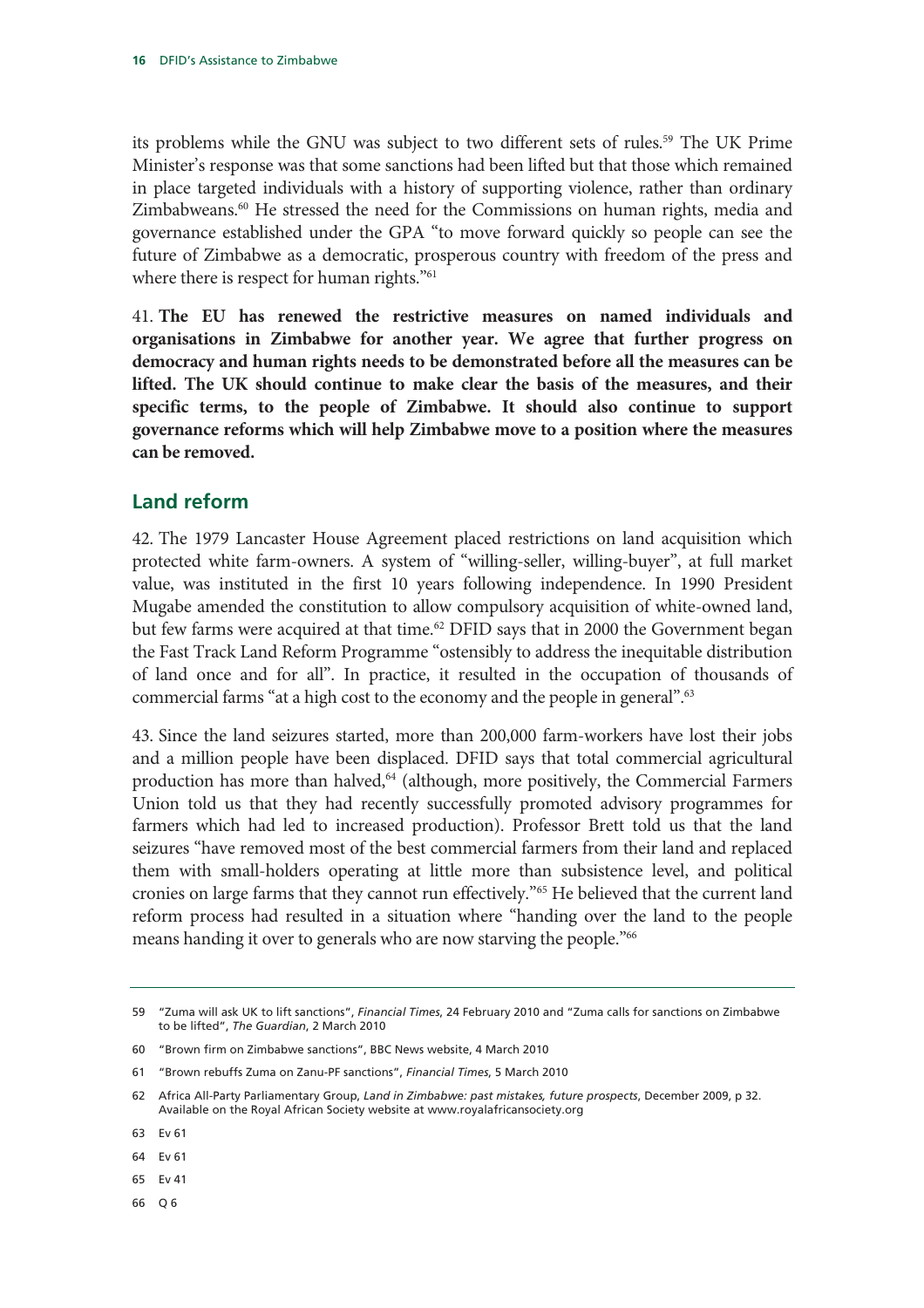its problems while the GNU was subject to two different sets of rules.[59] The UK Prime Minister's response was that some sanctions had been lifted but that those which remained in place targeted individuals with a history of supporting violence, rather than ordinary Zimbabweans.[60] He stressed the need for the Commissions on human rights, media and governance established under the GPA "to move forward quickly so people can see the future of Zimbabwe as a democratic, prosperous country with freedom of the press and where there is respect for human rights."[61]

41. **The EU has renewed the restrictive measures on named individuals and organisations in Zimbabwe for another year. We agree that further progress on democracy and human rights needs to be demonstrated before all the measures can be lifted. The UK should continue to make clear the basis of the measures, and their specific terms, to the people of Zimbabwe. It should also continue to support governance reforms which will help Zimbabwe move to a position where the measures can be removed.**

## Land reform

42. The 1979 Lancaster House Agreement placed restrictions on land acquisition which protected white farm-owners. A system of "willing-seller, willing-buyer", at full market value, was instituted in the first 10 years following independence. In 1990 President Mugabe amended the constitution to allow compulsory acquisition of white-owned land, but few farms were acquired at that time.[62] DFID says that in 2000 the Government began the Fast Track Land Reform Programme "ostensibly to address the inequitable distribution of land once and for all". In practice, it resulted in the occupation of thousands of commercial farms "at a high cost to the economy and the people in general".[63]

43. Since the land seizures started, more than 200,000 farm-workers have lost their jobs and a million people have been displaced. DFID says that total commercial agricultural production has more than halved,[64] (although, more positively, the Commercial Farmers Union told us that they had recently successfully promoted advisory programmes for farmers which had led to increased production). Professor Brett told us that the land seizures "have removed most of the best commercial farmers from their land and replaced them with small-holders operating at little more than subsistence level, and political cronies on large farms that they cannot run effectively."[65] He believed that the current land reform process had resulted in a situation where "handing over the land to the people means handing it over to generals who are now starving the people."[66]

---

59 "Zuma will ask UK to lift sanctions", *Financial Times*, 24 February 2010 and "Zuma calls for sanctions on Zimbabwe to be lifted", *The Guardian*, 2 March 2010

60 "Brown firm on Zimbabwe sanctions", BBC News website, 4 March 2010

61 "Brown rebuffs Zuma on Zanu-PF sanctions", *Financial Times*, 5 March 2010

62 Africa All-Party Parliamentary Group, *Land in Zimbabwe: past mistakes, future prospects*, December 2009, p 32. Available on the Royal African Society website at www.royalafricansociety.org

63 Ev 61

64 Ev 61

65 Ev 41

66 Q 6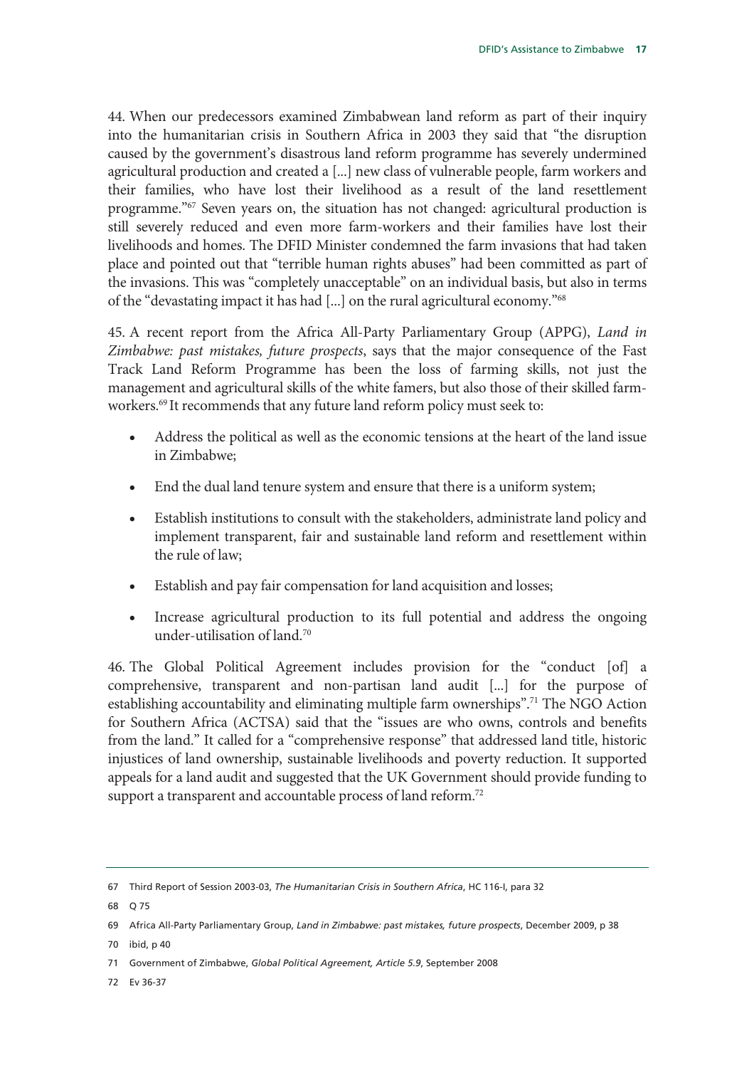44. When our predecessors examined Zimbabwean land reform as part of their inquiry into the humanitarian crisis in Southern Africa in 2003 they said that "the disruption caused by the government's disastrous land reform programme has severely undermined agricultural production and created a [...] new class of vulnerable people, farm workers and their families, who have lost their livelihood as a result of the land resettlement programme."[67] Seven years on, the situation has not changed: agricultural production is still severely reduced and even more farm-workers and their families have lost their livelihoods and homes. The DFID Minister condemned the farm invasions that had taken place and pointed out that "terrible human rights abuses" had been committed as part of the invasions. This was "completely unacceptable" on an individual basis, but also in terms of the "devastating impact it has had [...] on the rural agricultural economy."[68]

45. A recent report from the Africa All-Party Parliamentary Group (APPG), *Land in Zimbabwe: past mistakes, future prospects*, says that the major consequence of the Fast Track Land Reform Programme has been the loss of farming skills, not just the management and agricultural skills of the white famers, but also those of their skilled farm-workers.[69] It recommends that any future land reform policy must seek to:

- Address the political as well as the economic tensions at the heart of the land issue in Zimbabwe;
- End the dual land tenure system and ensure that there is a uniform system;
- Establish institutions to consult with the stakeholders, administrate land policy and implement transparent, fair and sustainable land reform and resettlement within the rule of law;
- Establish and pay fair compensation for land acquisition and losses;
- Increase agricultural production to its full potential and address the ongoing under-utilisation of land.[70]

46. The Global Political Agreement includes provision for the "conduct [of] a comprehensive, transparent and non-partisan land audit [...] for the purpose of establishing accountability and eliminating multiple farm ownerships".[71] The NGO Action for Southern Africa (ACTSA) said that the "issues are who owns, controls and benefits from the land." It called for a "comprehensive response" that addressed land title, historic injustices of land ownership, sustainable livelihoods and poverty reduction. It supported appeals for a land audit and suggested that the UK Government should provide funding to support a transparent and accountable process of land reform.[72]

---

67 Third Report of Session 2003-03, *The Humanitarian Crisis in Southern Africa*, HC 116-I, para 32

68 Q 75

69 Africa All-Party Parliamentary Group, *Land in Zimbabwe: past mistakes, future prospects*, December 2009, p 38

70 ibid, p 40

71 Government of Zimbabwe, *Global Political Agreement, Article 5.9*, September 2008

72 Ev 36-37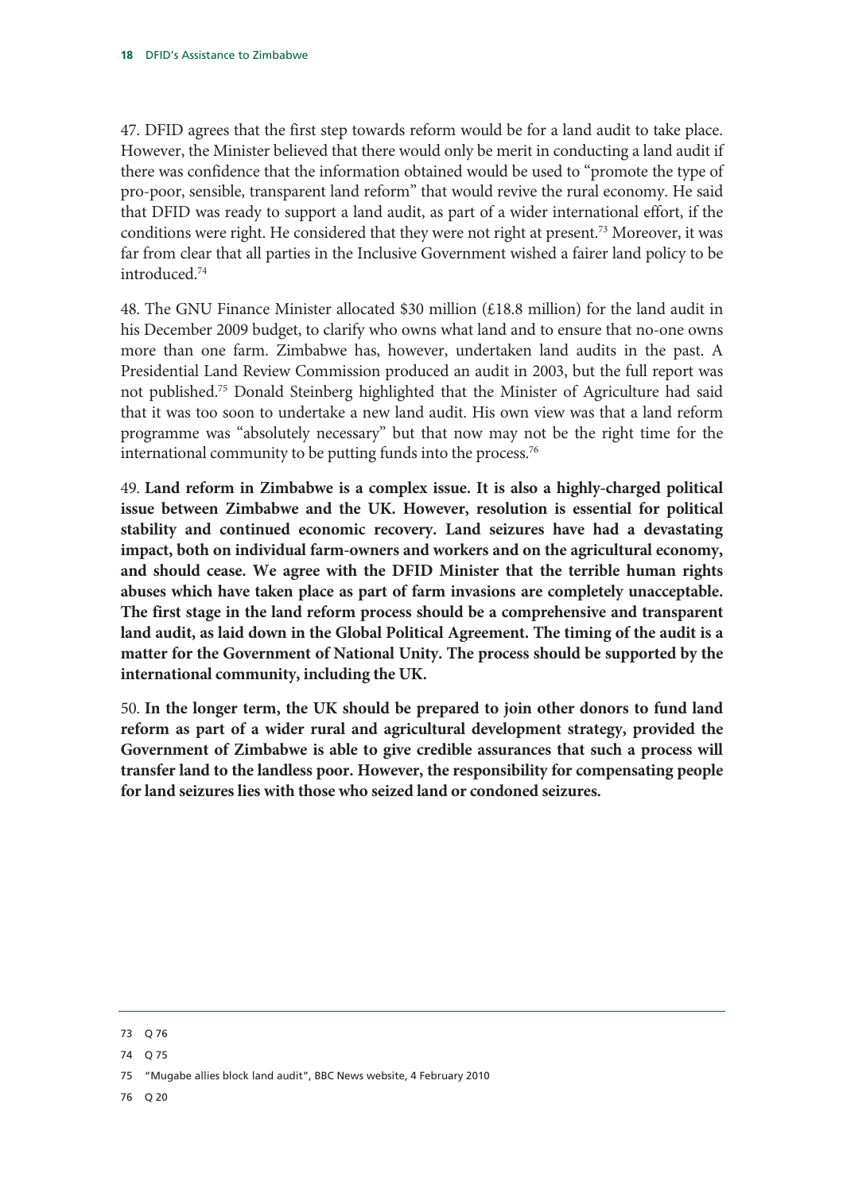47. DFID agrees that the first step towards reform would be for a land audit to take place. However, the Minister believed that there would only be merit in conducting a land audit if there was confidence that the information obtained would be used to "promote the type of pro-poor, sensible, transparent land reform" that would revive the rural economy. He said that DFID was ready to support a land audit, as part of a wider international effort, if the conditions were right. He considered that they were not right at present.[73] Moreover, it was far from clear that all parties in the Inclusive Government wished a fairer land policy to be introduced.[74]

48. The GNU Finance Minister allocated \$30 million (£18.8 million) for the land audit in his December 2009 budget, to clarify who owns what land and to ensure that no-one owns more than one farm. Zimbabwe has, however, undertaken land audits in the past. A Presidential Land Review Commission produced an audit in 2003, but the full report was not published.[75] Donald Steinberg highlighted that the Minister of Agriculture had said that it was too soon to undertake a new land audit. His own view was that a land reform programme was "absolutely necessary" but that now may not be the right time for the international community to be putting funds into the process.[76]

49. **Land reform in Zimbabwe is a complex issue. It is also a highly-charged political issue between Zimbabwe and the UK. However, resolution is essential for political stability and continued economic recovery. Land seizures have had a devastating impact, both on individual farm-owners and workers and on the agricultural economy, and should cease. We agree with the DFID Minister that the terrible human rights abuses which have taken place as part of farm invasions are completely unacceptable. The first stage in the land reform process should be a comprehensive and transparent land audit, as laid down in the Global Political Agreement. The timing of the audit is a matter for the Government of National Unity. The process should be supported by the international community, including the UK.**

50. **In the longer term, the UK should be prepared to join other donors to fund land reform as part of a wider rural and agricultural development strategy, provided the Government of Zimbabwe is able to give credible assurances that such a process will transfer land to the landless poor. However, the responsibility for compensating people for land seizures lies with those who seized land or condoned seizures.**

---

73 Q 76

74 Q 75

75 "Mugabe allies block land audit", BBC News website, 4 February 2010

76 Q 20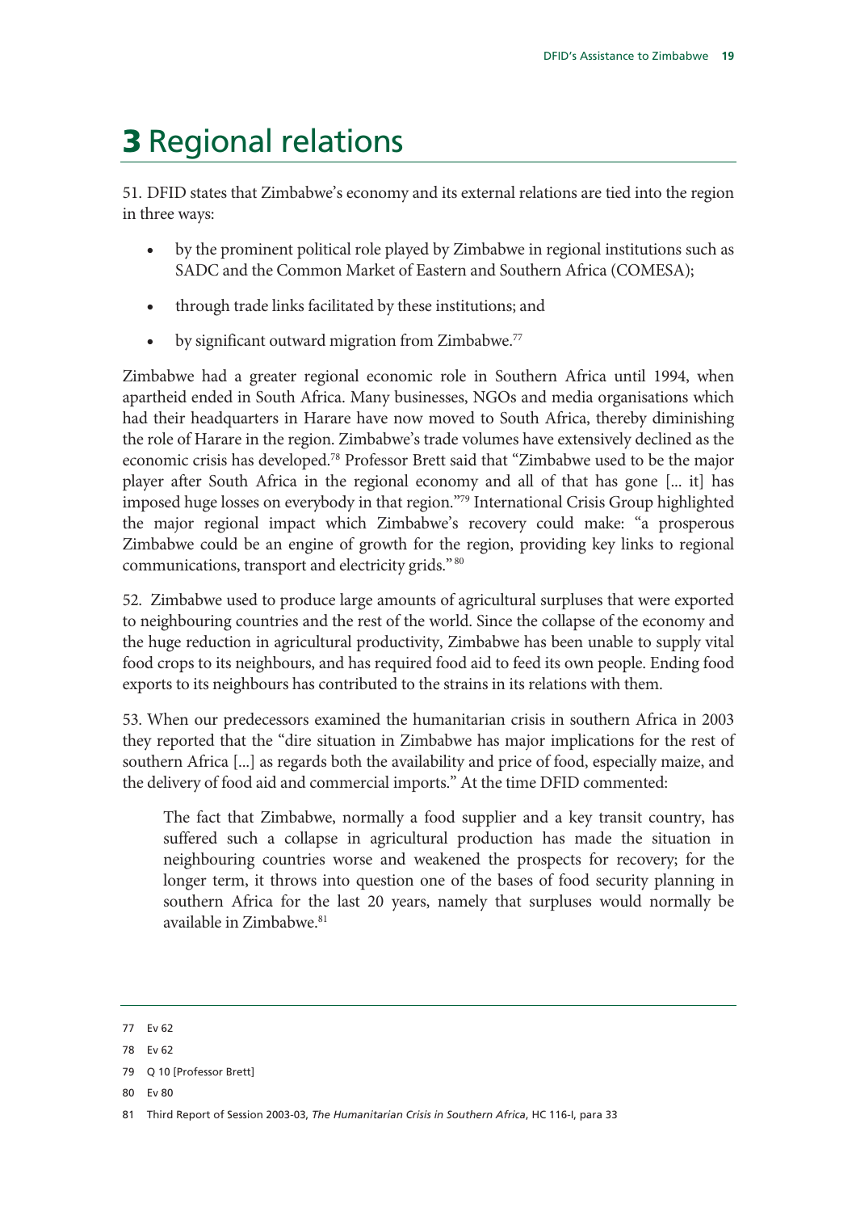# 3 Regional relations

51. DFID states that Zimbabwe's economy and its external relations are tied into the region in three ways:

- by the prominent political role played by Zimbabwe in regional institutions such as SADC and the Common Market of Eastern and Southern Africa (COMESA);
- through trade links facilitated by these institutions; and
- by significant outward migration from Zimbabwe.[77]

Zimbabwe had a greater regional economic role in Southern Africa until 1994, when apartheid ended in South Africa. Many businesses, NGOs and media organisations which had their headquarters in Harare have now moved to South Africa, thereby diminishing the role of Harare in the region. Zimbabwe's trade volumes have extensively declined as the economic crisis has developed.[78] Professor Brett said that "Zimbabwe used to be the major player after South Africa in the regional economy and all of that has gone [... it] has imposed huge losses on everybody in that region."[79] International Crisis Group highlighted the major regional impact which Zimbabwe's recovery could make: "a prosperous Zimbabwe could be an engine of growth for the region, providing key links to regional communications, transport and electricity grids."[80]

52. Zimbabwe used to produce large amounts of agricultural surpluses that were exported to neighbouring countries and the rest of the world. Since the collapse of the economy and the huge reduction in agricultural productivity, Zimbabwe has been unable to supply vital food crops to its neighbours, and has required food aid to feed its own people. Ending food exports to its neighbours has contributed to the strains in its relations with them.

53. When our predecessors examined the humanitarian crisis in southern Africa in 2003 they reported that the "dire situation in Zimbabwe has major implications for the rest of southern Africa [...] as regards both the availability and price of food, especially maize, and the delivery of food aid and commercial imports." At the time DFID commented:

> The fact that Zimbabwe, normally a food supplier and a key transit country, has suffered such a collapse in agricultural production has made the situation in neighbouring countries worse and weakened the prospects for recovery; for the longer term, it throws into question one of the bases of food security planning in southern Africa for the last 20 years, namely that surpluses would normally be available in Zimbabwe.[81]

---

77 Ev 62

78 Ev 62

79 Q 10 [Professor Brett]

80 Ev 80

81 Third Report of Session 2003-03, *The Humanitarian Crisis in Southern Africa*, HC 116-I, para 33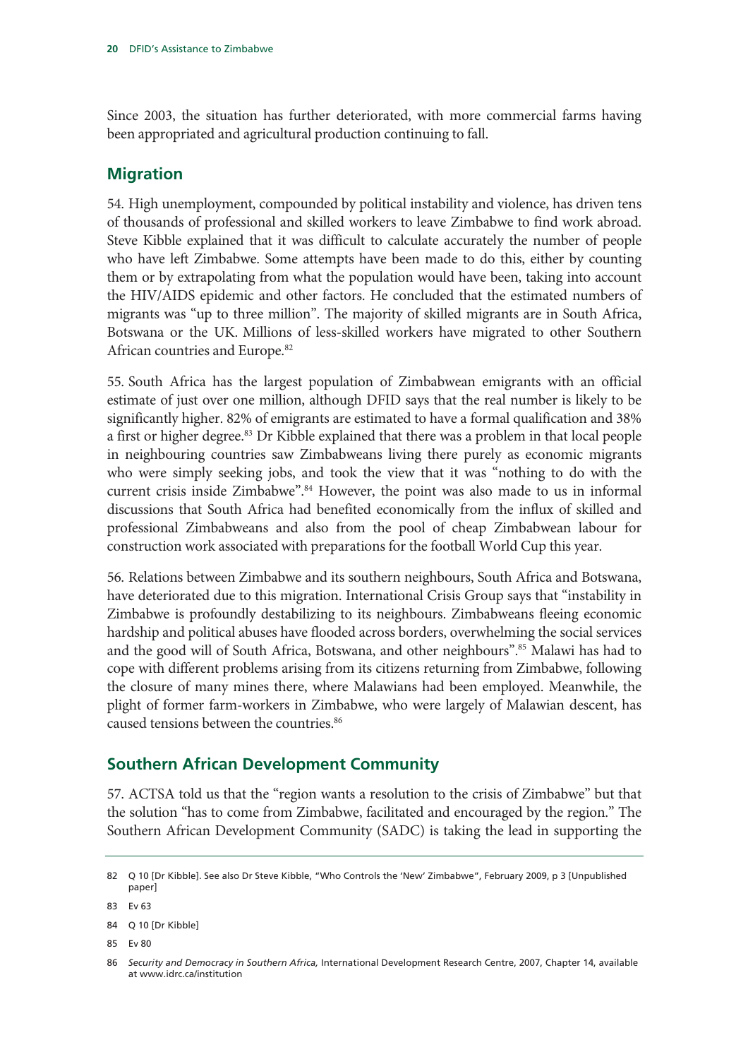Since 2003, the situation has further deteriorated, with more commercial farms having been appropriated and agricultural production continuing to fall.

## Migration

54. High unemployment, compounded by political instability and violence, has driven tens of thousands of professional and skilled workers to leave Zimbabwe to find work abroad. Steve Kibble explained that it was difficult to calculate accurately the number of people who have left Zimbabwe. Some attempts have been made to do this, either by counting them or by extrapolating from what the population would have been, taking into account the HIV/AIDS epidemic and other factors. He concluded that the estimated numbers of migrants was "up to three million". The majority of skilled migrants are in South Africa, Botswana or the UK. Millions of less-skilled workers have migrated to other Southern African countries and Europe.[82]

55. South Africa has the largest population of Zimbabwean emigrants with an official estimate of just over one million, although DFID says that the real number is likely to be significantly higher. 82% of emigrants are estimated to have a formal qualification and 38% a first or higher degree.[83] Dr Kibble explained that there was a problem in that local people in neighbouring countries saw Zimbabweans living there purely as economic migrants who were simply seeking jobs, and took the view that it was "nothing to do with the current crisis inside Zimbabwe".[84] However, the point was also made to us in informal discussions that South Africa had benefited economically from the influx of skilled and professional Zimbabweans and also from the pool of cheap Zimbabwean labour for construction work associated with preparations for the football World Cup this year.

56. Relations between Zimbabwe and its southern neighbours, South Africa and Botswana, have deteriorated due to this migration. International Crisis Group says that "instability in Zimbabwe is profoundly destabilizing to its neighbours. Zimbabweans fleeing economic hardship and political abuses have flooded across borders, overwhelming the social services and the good will of South Africa, Botswana, and other neighbours".[85] Malawi has had to cope with different problems arising from its citizens returning from Zimbabwe, following the closure of many mines there, where Malawians had been employed. Meanwhile, the plight of former farm-workers in Zimbabwe, who were largely of Malawian descent, has caused tensions between the countries.[86]

## Southern African Development Community

57. ACTSA told us that the "region wants a resolution to the crisis of Zimbabwe" but that the solution "has to come from Zimbabwe, facilitated and encouraged by the region." The Southern African Development Community (SADC) is taking the lead in supporting the

---

82 Q 10 [Dr Kibble]. See also Dr Steve Kibble, "Who Controls the 'New' Zimbabwe", February 2009, p 3 [Unpublished paper]

83 Ev 63

84 Q 10 [Dr Kibble]

85 Ev 80

86 *Security and Democracy in Southern Africa,* International Development Research Centre, 2007, Chapter 14, available at www.idrc.ca/institution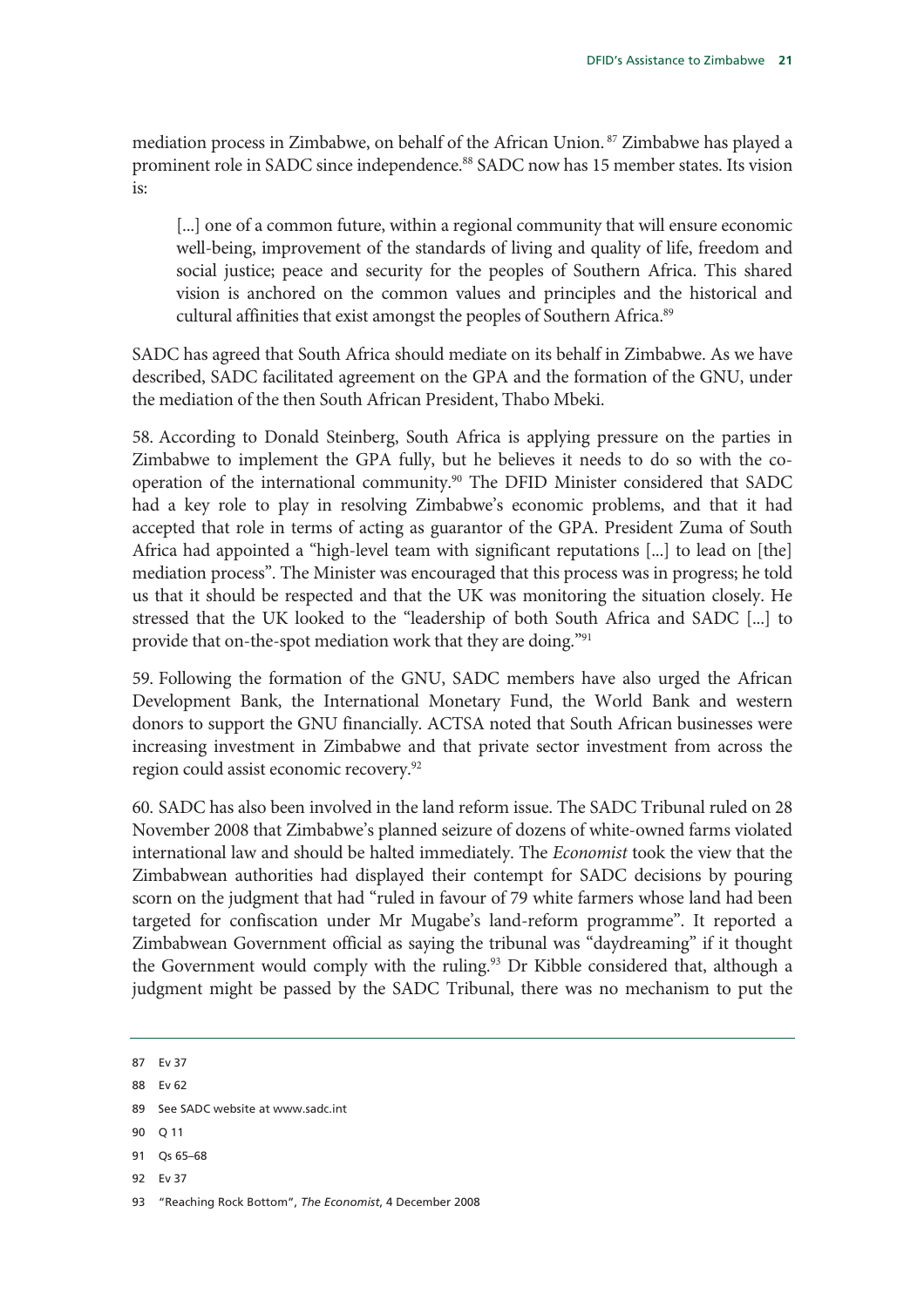mediation process in Zimbabwe, on behalf of the African Union.[87] Zimbabwe has played a prominent role in SADC since independence.[88] SADC now has 15 member states. Its vision is:

> [...] one of a common future, within a regional community that will ensure economic well-being, improvement of the standards of living and quality of life, freedom and social justice; peace and security for the peoples of Southern Africa. This shared vision is anchored on the common values and principles and the historical and cultural affinities that exist amongst the peoples of Southern Africa.[89]

SADC has agreed that South Africa should mediate on its behalf in Zimbabwe. As we have described, SADC facilitated agreement on the GPA and the formation of the GNU, under the mediation of the then South African President, Thabo Mbeki.

58. According to Donald Steinberg, South Africa is applying pressure on the parties in Zimbabwe to implement the GPA fully, but he believes it needs to do so with the co-operation of the international community.[90] The DFID Minister considered that SADC had a key role to play in resolving Zimbabwe's economic problems, and that it had accepted that role in terms of acting as guarantor of the GPA. President Zuma of South Africa had appointed a "high-level team with significant reputations [...] to lead on [the] mediation process". The Minister was encouraged that this process was in progress; he told us that it should be respected and that the UK was monitoring the situation closely. He stressed that the UK looked to the "leadership of both South Africa and SADC [...] to provide that on-the-spot mediation work that they are doing."[91]

59. Following the formation of the GNU, SADC members have also urged the African Development Bank, the International Monetary Fund, the World Bank and western donors to support the GNU financially. ACTSA noted that South African businesses were increasing investment in Zimbabwe and that private sector investment from across the region could assist economic recovery.[92]

60. SADC has also been involved in the land reform issue. The SADC Tribunal ruled on 28 November 2008 that Zimbabwe's planned seizure of dozens of white-owned farms violated international law and should be halted immediately. The *Economist* took the view that the Zimbabwean authorities had displayed their contempt for SADC decisions by pouring scorn on the judgment that had "ruled in favour of 79 white farmers whose land had been targeted for confiscation under Mr Mugabe's land-reform programme". It reported a Zimbabwean Government official as saying the tribunal was "daydreaming" if it thought the Government would comply with the ruling.[93] Dr Kibble considered that, although a judgment might be passed by the SADC Tribunal, there was no mechanism to put the

---

87 Ev 37

88 Ev 62

89 See SADC website at www.sadc.int

90 Q 11

91 Qs 65–68

92 Ev 37

93 "Reaching Rock Bottom", *The Economist*, 4 December 2008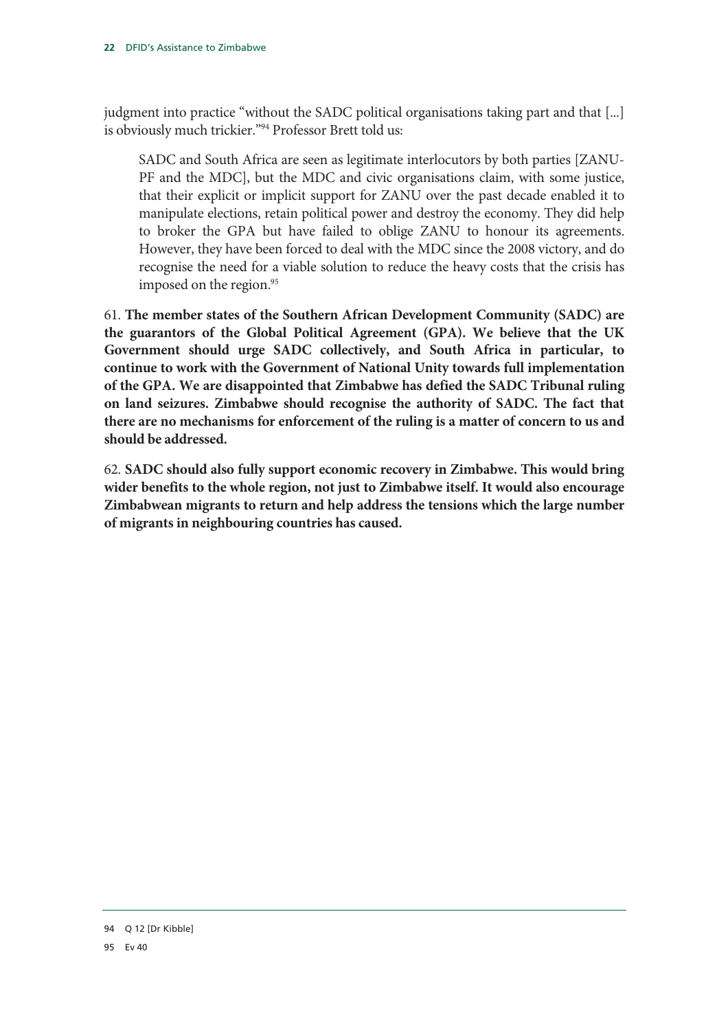judgment into practice "without the SADC political organisations taking part and that [...] is obviously much trickier."[94] Professor Brett told us:

> SADC and South Africa are seen as legitimate interlocutors by both parties [ZANU-PF and the MDC], but the MDC and civic organisations claim, with some justice, that their explicit or implicit support for ZANU over the past decade enabled it to manipulate elections, retain political power and destroy the economy. They did help to broker the GPA but have failed to oblige ZANU to honour its agreements. However, they have been forced to deal with the MDC since the 2008 victory, and do recognise the need for a viable solution to reduce the heavy costs that the crisis has imposed on the region.[95]

61. **The member states of the Southern African Development Community (SADC) are the guarantors of the Global Political Agreement (GPA). We believe that the UK Government should urge SADC collectively, and South Africa in particular, to continue to work with the Government of National Unity towards full implementation of the GPA. We are disappointed that Zimbabwe has defied the SADC Tribunal ruling on land seizures. Zimbabwe should recognise the authority of SADC. The fact that there are no mechanisms for enforcement of the ruling is a matter of concern to us and should be addressed.**

62. **SADC should also fully support economic recovery in Zimbabwe. This would bring wider benefits to the whole region, not just to Zimbabwe itself. It would also encourage Zimbabwean migrants to return and help address the tensions which the large number of migrants in neighbouring countries has caused.**

---

94 Q 12 [Dr Kibble]

95 Ev 40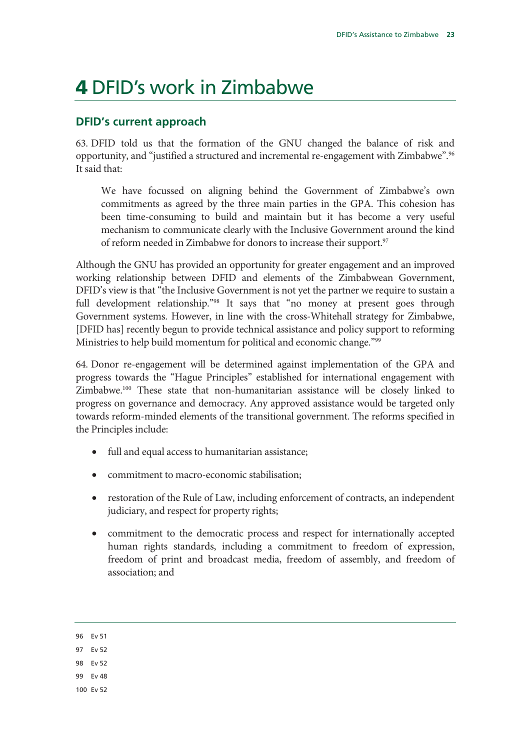# 4 DFID's work in Zimbabwe

## DFID's current approach

63. DFID told us that the formation of the GNU changed the balance of risk and opportunity, and "justified a structured and incremental re-engagement with Zimbabwe".[96] It said that:

> We have focussed on aligning behind the Government of Zimbabwe's own commitments as agreed by the three main parties in the GPA. This cohesion has been time-consuming to build and maintain but it has become a very useful mechanism to communicate clearly with the Inclusive Government around the kind of reform needed in Zimbabwe for donors to increase their support.[97]

Although the GNU has provided an opportunity for greater engagement and an improved working relationship between DFID and elements of the Zimbabwean Government, DFID's view is that "the Inclusive Government is not yet the partner we require to sustain a full development relationship."[98] It says that "no money at present goes through Government systems. However, in line with the cross-Whitehall strategy for Zimbabwe, [DFID has] recently begun to provide technical assistance and policy support to reforming Ministries to help build momentum for political and economic change."[99]

64. Donor re-engagement will be determined against implementation of the GPA and progress towards the "Hague Principles" established for international engagement with Zimbabwe.[100] These state that non-humanitarian assistance will be closely linked to progress on governance and democracy. Any approved assistance would be targeted only towards reform-minded elements of the transitional government. The reforms specified in the Principles include:

- full and equal access to humanitarian assistance;
- commitment to macro-economic stabilisation;
- restoration of the Rule of Law, including enforcement of contracts, an independent judiciary, and respect for property rights;
- commitment to the democratic process and respect for internationally accepted human rights standards, including a commitment to freedom of expression, freedom of print and broadcast media, freedom of assembly, and freedom of association; and

---

96 Ev 51

97 Ev 52

98 Ev 52

99 Ev 48

100 Ev 52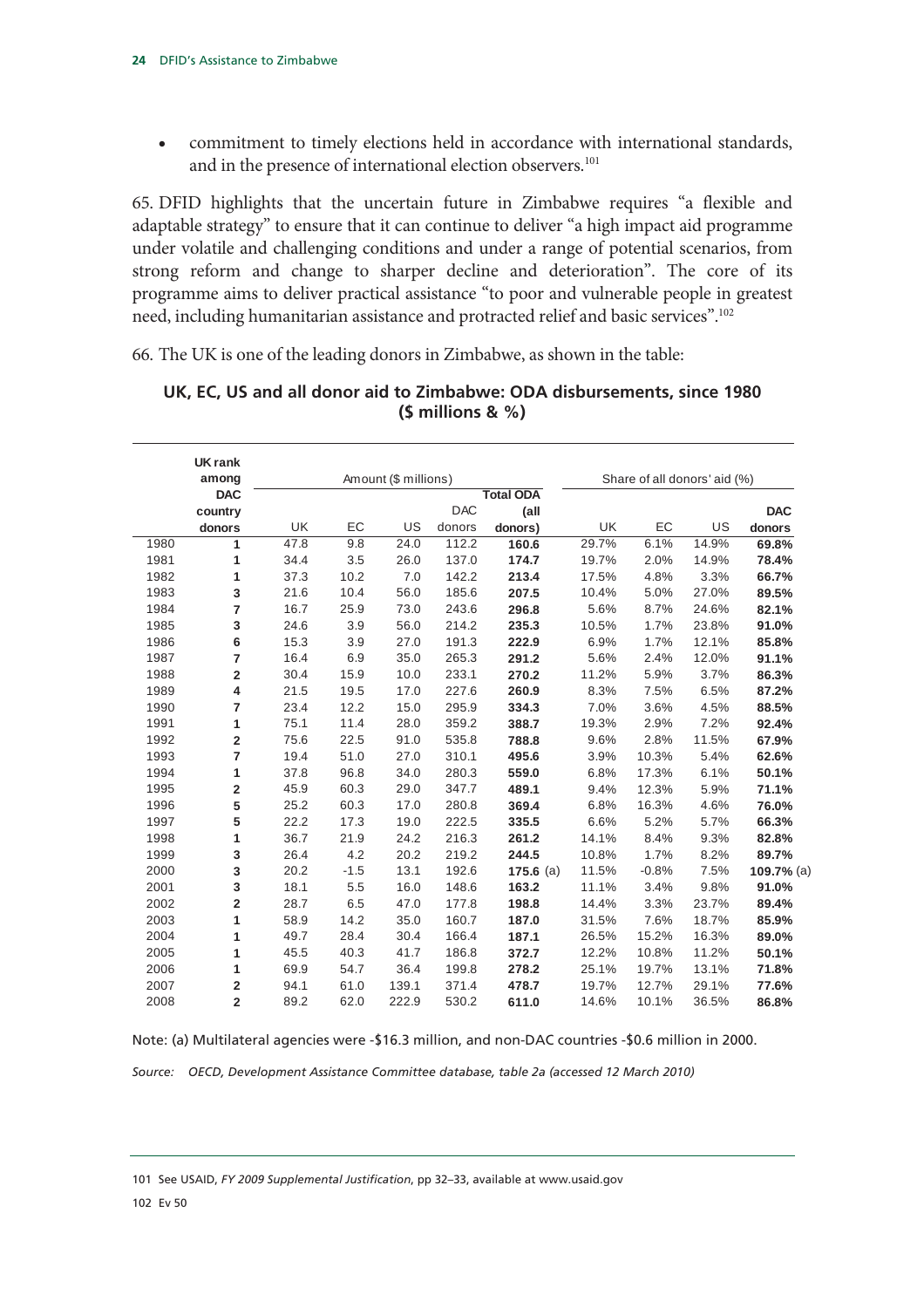- commitment to timely elections held in accordance with international standards, and in the presence of international election observers.[101]

65. DFID highlights that the uncertain future in Zimbabwe requires "a flexible and adaptable strategy" to ensure that it can continue to deliver "a high impact aid programme under volatile and challenging conditions and under a range of potential scenarios, from strong reform and change to sharper decline and deterioration". The core of its programme aims to deliver practical assistance "to poor and vulnerable people in greatest need, including humanitarian assistance and protracted relief and basic services".[102]

66. The UK is one of the leading donors in Zimbabwe, as shown in the table:

**UK, EC, US and all donor aid to Zimbabwe: ODA disbursements, since 1980 ($ millions & %)**

| | UK rank among DAC country donors | Amount ($ millions) | | | | | Share of all donors' aid (%) | | | |
|---|---|---|---|---|---|---|---|---|---|---|
| | | UK | EC | US | DAC donors | **Total ODA (all donors)** | UK | EC | US | **DAC donors** |
| 1980 | **1** | 47.8 | 9.8 | 24.0 | 112.2 | **160.6** | 29.7% | 6.1% | 14.9% | **69.8%** |
| 1981 | **1** | 34.4 | 3.5 | 26.0 | 137.0 | **174.7** | 19.7% | 2.0% | 14.9% | **78.4%** |
| 1982 | **1** | 37.3 | 10.2 | 7.0 | 142.2 | **213.4** | 17.5% | 4.8% | 3.3% | **66.7%** |
| 1983 | **3** | 21.6 | 10.4 | 56.0 | 185.6 | **207.5** | 10.4% | 5.0% | 27.0% | **89.5%** |
| 1984 | **7** | 16.7 | 25.9 | 73.0 | 243.6 | **296.8** | 5.6% | 8.7% | 24.6% | **82.1%** |
| 1985 | **3** | 24.6 | 3.9 | 56.0 | 214.2 | **235.3** | 10.5% | 1.7% | 23.8% | **91.0%** |
| 1986 | **6** | 15.3 | 3.9 | 27.0 | 191.3 | **222.9** | 6.9% | 1.7% | 12.1% | **85.8%** |
| 1987 | **7** | 16.4 | 6.9 | 35.0 | 265.3 | **291.2** | 5.6% | 2.4% | 12.0% | **91.1%** |
| 1988 | **2** | 30.4 | 15.9 | 10.0 | 233.1 | **270.2** | 11.2% | 5.9% | 3.7% | **86.3%** |
| 1989 | **4** | 21.5 | 19.5 | 17.0 | 227.6 | **260.9** | 8.3% | 7.5% | 6.5% | **87.2%** |
| 1990 | **7** | 23.4 | 12.2 | 15.0 | 295.9 | **334.3** | 7.0% | 3.6% | 4.5% | **88.5%** |
| 1991 | **1** | 75.1 | 11.4 | 28.0 | 359.2 | **388.7** | 19.3% | 2.9% | 7.2% | **92.4%** |
| 1992 | **2** | 75.6 | 22.5 | 91.0 | 535.8 | **788.8** | 9.6% | 2.8% | 11.5% | **67.9%** |
| 1993 | **7** | 19.4 | 51.0 | 27.0 | 310.1 | **495.6** | 3.9% | 10.3% | 5.4% | **62.6%** |
| 1994 | **1** | 37.8 | 96.8 | 34.0 | 280.3 | **559.0** | 6.8% | 17.3% | 6.1% | **50.1%** |
| 1995 | **2** | 45.9 | 60.3 | 29.0 | 347.7 | **489.1** | 9.4% | 12.3% | 5.9% | **71.1%** |
| 1996 | **5** | 25.2 | 60.3 | 17.0 | 280.8 | **369.4** | 6.8% | 16.3% | 4.6% | **76.0%** |
| 1997 | **5** | 22.2 | 17.3 | 19.0 | 222.5 | **335.5** | 6.6% | 5.2% | 5.7% | **66.3%** |
| 1998 | **1** | 36.7 | 21.9 | 24.2 | 216.3 | **261.2** | 14.1% | 8.4% | 9.3% | **82.8%** |
| 1999 | **3** | 26.4 | 4.2 | 20.2 | 219.2 | **244.5** | 10.8% | 1.7% | 8.2% | **89.7%** |
| 2000 | **3** | 20.2 | -1.5 | 13.1 | 192.6 | **175.6** (a) | 11.5% | -0.8% | 7.5% | **109.7%** (a) |
| 2001 | **3** | 18.1 | 5.5 | 16.0 | 148.6 | **163.2** | 11.1% | 3.4% | 9.8% | **91.0%** |
| 2002 | **2** | 28.7 | 6.5 | 47.0 | 177.8 | **198.8** | 14.4% | 3.3% | 23.7% | **89.4%** |
| 2003 | **1** | 58.9 | 14.2 | 35.0 | 160.7 | **187.0** | 31.5% | 7.6% | 18.7% | **85.9%** |
| 2004 | **1** | 49.7 | 28.4 | 30.4 | 166.4 | **187.1** | 26.5% | 15.2% | 16.3% | **89.0%** |
| 2005 | **1** | 45.5 | 40.3 | 41.7 | 186.8 | **372.7** | 12.2% | 10.8% | 11.2% | **50.1%** |
| 2006 | **1** | 69.9 | 54.7 | 36.4 | 199.8 | **278.2** | 25.1% | 19.7% | 13.1% | **71.8%** |
| 2007 | **2** | 94.1 | 61.0 | 139.1 | 371.4 | **478.7** | 19.7% | 12.7% | 29.1% | **77.6%** |
| 2008 | **2** | 89.2 | 62.0 | 222.9 | 530.2 | **611.0** | 14.6% | 10.1% | 36.5% | **86.8%** |

Note: (a) Multilateral agencies were -$16.3 million, and non-DAC countries -$0.6 million in 2000.

*Source: OECD, Development Assistance Committee database, table 2a (accessed 12 March 2010)*

101 See USAID, *FY 2009 Supplemental Justification*, pp 32–33, available at www.usaid.gov

102 Ev 50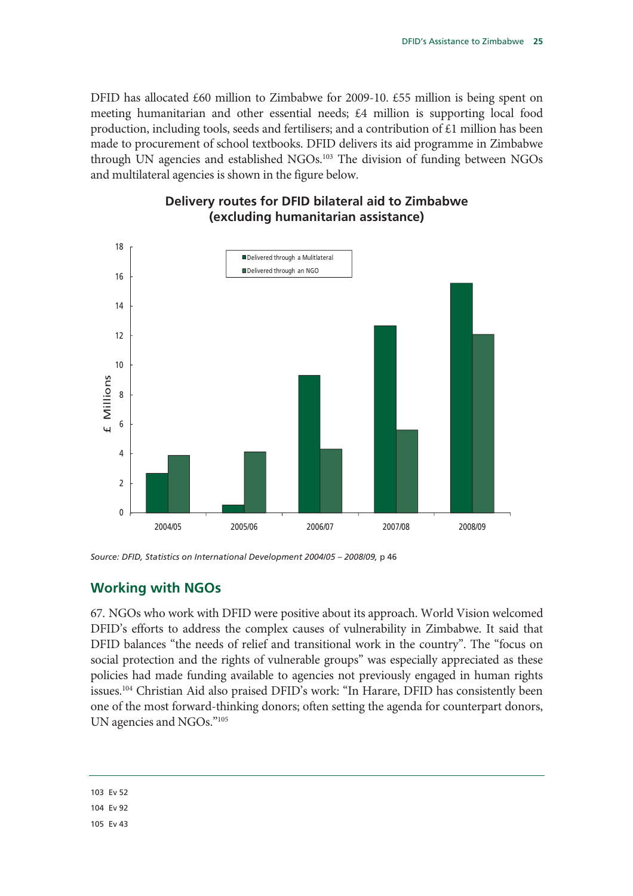DFID has allocated £60 million to Zimbabwe for 2009-10. £55 million is being spent on meeting humanitarian and other essential needs; £4 million is supporting local food production, including tools, seeds and fertilisers; and a contribution of £1 million has been made to procurement of school textbooks. DFID delivers its aid programme in Zimbabwe through UN agencies and established NGOs.[103] The division of funding between NGOs and multilateral agencies is shown in the figure below.

**Delivery routes for DFID bilateral aid to Zimbabwe (excluding humanitarian assistance)**

*Source: DFID, Statistics on International Development 2004/05 – 2008/09,* p 46

## Working with NGOs

67. NGOs who work with DFID were positive about its approach. World Vision welcomed DFID's efforts to address the complex causes of vulnerability in Zimbabwe. It said that DFID balances "the needs of relief and transitional work in the country". The "focus on social protection and the rights of vulnerable groups" was especially appreciated as these policies had made funding available to agencies not previously engaged in human rights issues.[104] Christian Aid also praised DFID's work: "In Harare, DFID has consistently been one of the most forward-thinking donors; often setting the agenda for counterpart donors, UN agencies and NGOs."[105]

103 Ev 52

104 Ev 92

105 Ev 43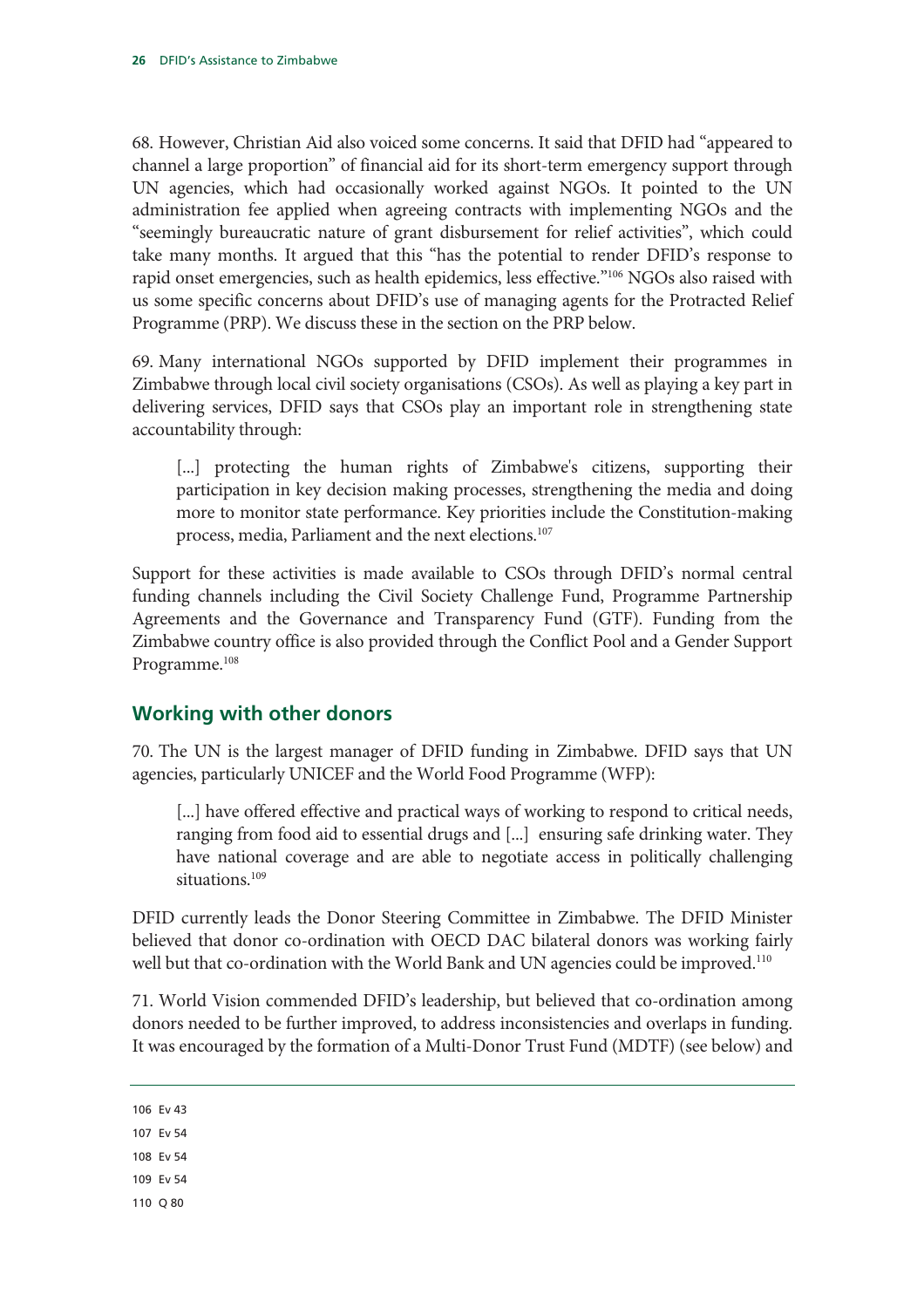68. However, Christian Aid also voiced some concerns. It said that DFID had "appeared to channel a large proportion" of financial aid for its short-term emergency support through UN agencies, which had occasionally worked against NGOs. It pointed to the UN administration fee applied when agreeing contracts with implementing NGOs and the "seemingly bureaucratic nature of grant disbursement for relief activities", which could take many months. It argued that this "has the potential to render DFID's response to rapid onset emergencies, such as health epidemics, less effective."[106] NGOs also raised with us some specific concerns about DFID's use of managing agents for the Protracted Relief Programme (PRP). We discuss these in the section on the PRP below.

69. Many international NGOs supported by DFID implement their programmes in Zimbabwe through local civil society organisations (CSOs). As well as playing a key part in delivering services, DFID says that CSOs play an important role in strengthening state accountability through:

> [...] protecting the human rights of Zimbabwe's citizens, supporting their participation in key decision making processes, strengthening the media and doing more to monitor state performance. Key priorities include the Constitution-making process, media, Parliament and the next elections.[107]

Support for these activities is made available to CSOs through DFID's normal central funding channels including the Civil Society Challenge Fund, Programme Partnership Agreements and the Governance and Transparency Fund (GTF). Funding from the Zimbabwe country office is also provided through the Conflict Pool and a Gender Support Programme.[108]

## Working with other donors

70. The UN is the largest manager of DFID funding in Zimbabwe. DFID says that UN agencies, particularly UNICEF and the World Food Programme (WFP):

> [...] have offered effective and practical ways of working to respond to critical needs, ranging from food aid to essential drugs and [...] ensuring safe drinking water. They have national coverage and are able to negotiate access in politically challenging situations.[109]

DFID currently leads the Donor Steering Committee in Zimbabwe. The DFID Minister believed that donor co-ordination with OECD DAC bilateral donors was working fairly well but that co-ordination with the World Bank and UN agencies could be improved.[110]

71. World Vision commended DFID's leadership, but believed that co-ordination among donors needed to be further improved, to address inconsistencies and overlaps in funding. It was encouraged by the formation of a Multi-Donor Trust Fund (MDTF) (see below) and

---

106 Ev 43

107 Ev 54

108 Ev 54

109 Ev 54

110 Q 80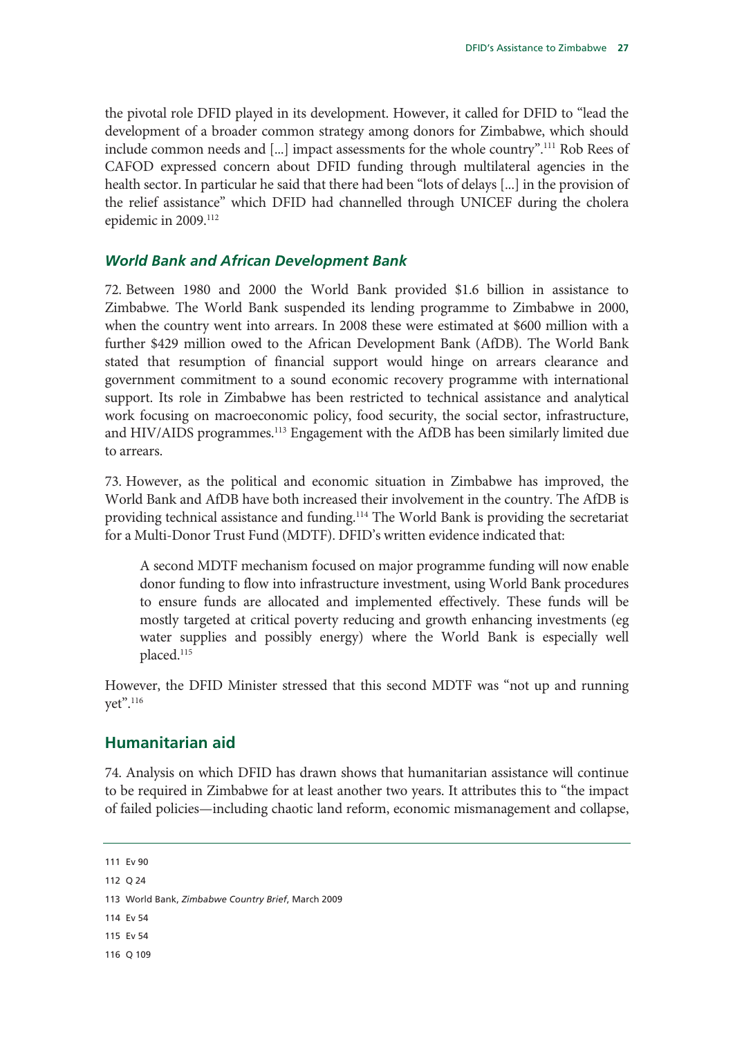the pivotal role DFID played in its development. However, it called for DFID to "lead the development of a broader common strategy among donors for Zimbabwe, which should include common needs and [...] impact assessments for the whole country".[111] Rob Rees of CAFOD expressed concern about DFID funding through multilateral agencies in the health sector. In particular he said that there had been "lots of delays [...] in the provision of the relief assistance" which DFID had channelled through UNICEF during the cholera epidemic in 2009.[112]

### *World Bank and African Development Bank*

72. Between 1980 and 2000 the World Bank provided $1.6 billion in assistance to Zimbabwe. The World Bank suspended its lending programme to Zimbabwe in 2000, when the country went into arrears. In 2008 these were estimated at $600 million with a further $429 million owed to the African Development Bank (AfDB). The World Bank stated that resumption of financial support would hinge on arrears clearance and government commitment to a sound economic recovery programme with international support. Its role in Zimbabwe has been restricted to technical assistance and analytical work focusing on macroeconomic policy, food security, the social sector, infrastructure, and HIV/AIDS programmes.[113] Engagement with the AfDB has been similarly limited due to arrears.

73. However, as the political and economic situation in Zimbabwe has improved, the World Bank and AfDB have both increased their involvement in the country. The AfDB is providing technical assistance and funding.[114] The World Bank is providing the secretariat for a Multi-Donor Trust Fund (MDTF). DFID's written evidence indicated that:

> A second MDTF mechanism focused on major programme funding will now enable donor funding to flow into infrastructure investment, using World Bank procedures to ensure funds are allocated and implemented effectively. These funds will be mostly targeted at critical poverty reducing and growth enhancing investments (eg water supplies and possibly energy) where the World Bank is especially well placed.[115]

However, the DFID Minister stressed that this second MDTF was "not up and running yet".[116]

## Humanitarian aid

74. Analysis on which DFID has drawn shows that humanitarian assistance will continue to be required in Zimbabwe for at least another two years. It attributes this to "the impact of failed policies—including chaotic land reform, economic mismanagement and collapse,

---

111 Ev 90

112 Q 24

113 World Bank, *Zimbabwe Country Brief*, March 2009

114 Ev 54

115 Ev 54

116 Q 109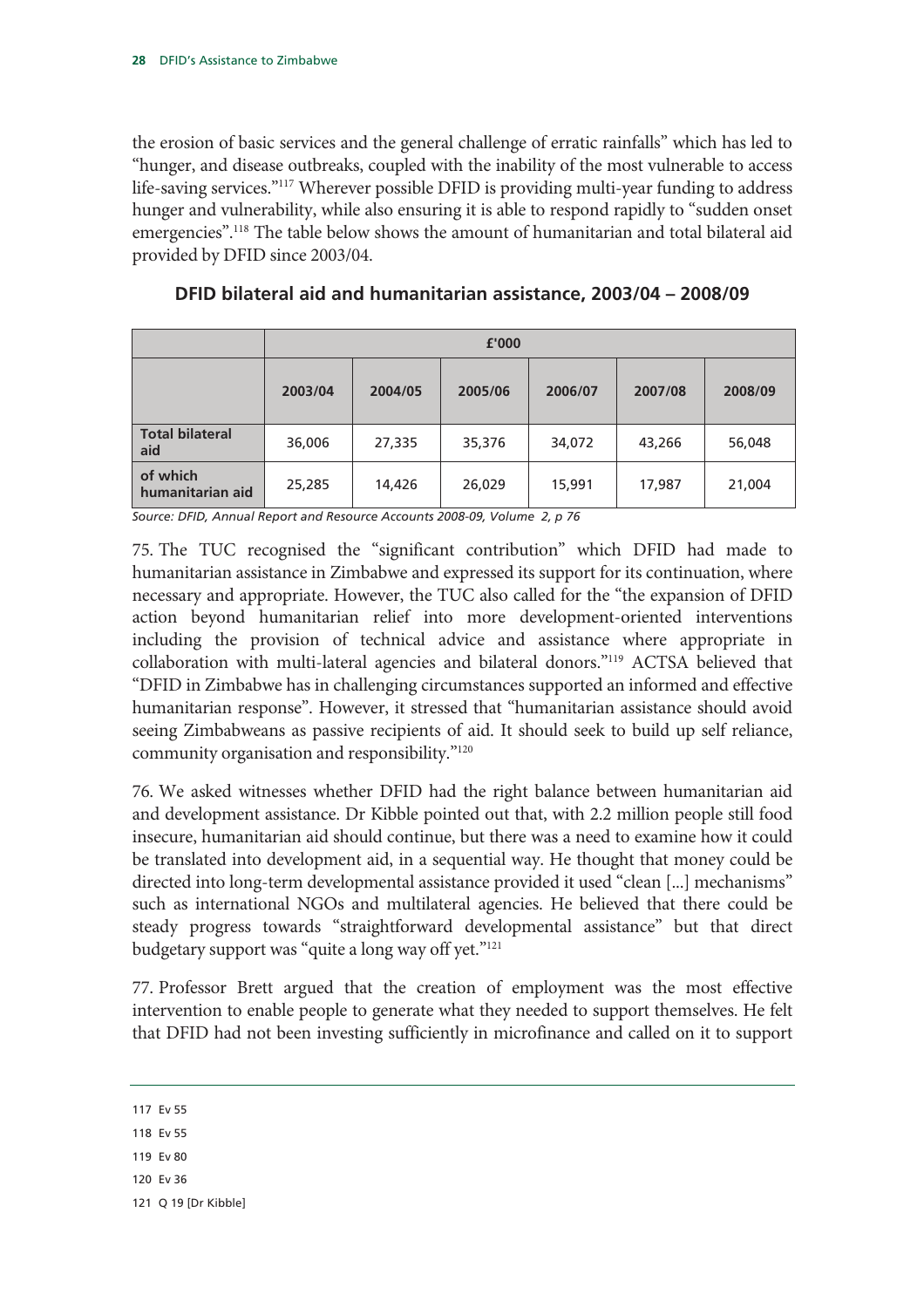the erosion of basic services and the general challenge of erratic rainfalls" which has led to "hunger, and disease outbreaks, coupled with the inability of the most vulnerable to access life-saving services."[117] Wherever possible DFID is providing multi-year funding to address hunger and vulnerability, while also ensuring it is able to respond rapidly to "sudden onset emergencies".[118] The table below shows the amount of humanitarian and total bilateral aid provided by DFID since 2003/04.

**DFID bilateral aid and humanitarian assistance, 2003/04 – 2008/09**

| | £'000 | | | | | |
|---|---|---|---|---|---|---|
| | **2003/04** | **2004/05** | **2005/06** | **2006/07** | **2007/08** | **2008/09** |
| **Total bilateral aid** | 36,006 | 27,335 | 35,376 | 34,072 | 43,266 | 56,048 |
| **of which humanitarian aid** | 25,285 | 14,426 | 26,029 | 15,991 | 17,987 | 21,004 |

*Source: DFID, Annual Report and Resource Accounts 2008-09, Volume 2, p 76*

75. The TUC recognised the "significant contribution" which DFID had made to humanitarian assistance in Zimbabwe and expressed its support for its continuation, where necessary and appropriate. However, the TUC also called for the "the expansion of DFID action beyond humanitarian relief into more development-oriented interventions including the provision of technical advice and assistance where appropriate in collaboration with multi-lateral agencies and bilateral donors."[119] ACTSA believed that "DFID in Zimbabwe has in challenging circumstances supported an informed and effective humanitarian response". However, it stressed that "humanitarian assistance should avoid seeing Zimbabweans as passive recipients of aid. It should seek to build up self reliance, community organisation and responsibility."[120]

76. We asked witnesses whether DFID had the right balance between humanitarian aid and development assistance. Dr Kibble pointed out that, with 2.2 million people still food insecure, humanitarian aid should continue, but there was a need to examine how it could be translated into development aid, in a sequential way. He thought that money could be directed into long-term developmental assistance provided it used "clean [...] mechanisms" such as international NGOs and multilateral agencies. He believed that there could be steady progress towards "straightforward developmental assistance" but that direct budgetary support was "quite a long way off yet."[121]

77. Professor Brett argued that the creation of employment was the most effective intervention to enable people to generate what they needed to support themselves. He felt that DFID had not been investing sufficiently in microfinance and called on it to support

117 Ev 55

118 Ev 55

119 Ev 80

120 Ev 36

121 Q 19 [Dr Kibble]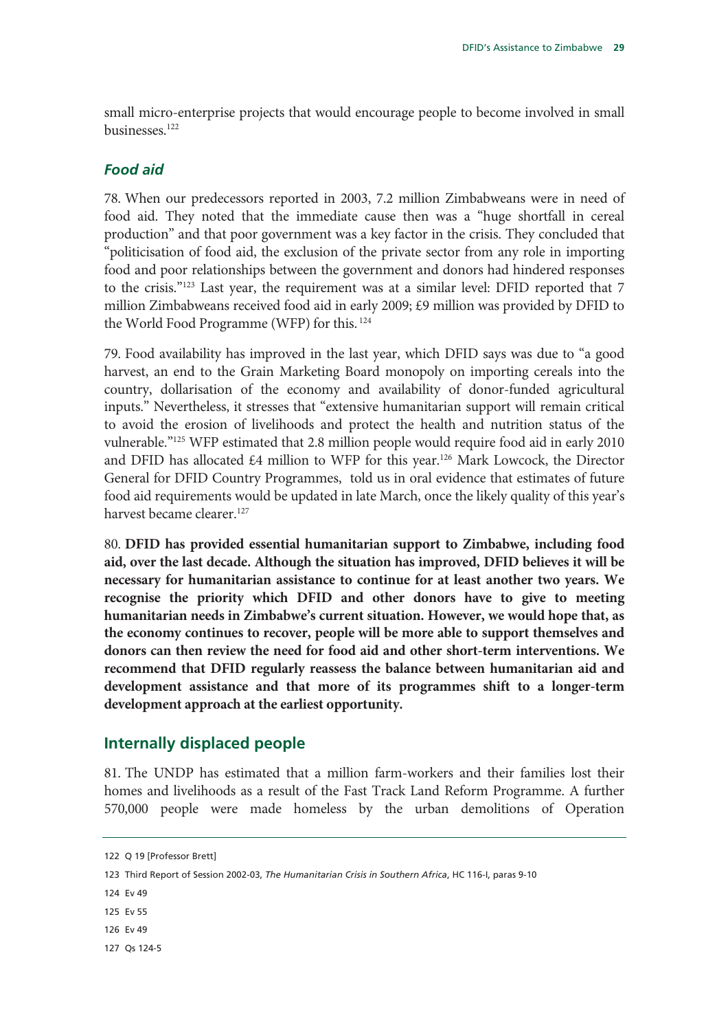small micro-enterprise projects that would encourage people to become involved in small businesses.[122]

### *Food aid*

78. When our predecessors reported in 2003, 7.2 million Zimbabweans were in need of food aid. They noted that the immediate cause then was a "huge shortfall in cereal production" and that poor government was a key factor in the crisis. They concluded that "politicisation of food aid, the exclusion of the private sector from any role in importing food and poor relationships between the government and donors had hindered responses to the crisis."[123] Last year, the requirement was at a similar level: DFID reported that 7 million Zimbabweans received food aid in early 2009; £9 million was provided by DFID to the World Food Programme (WFP) for this.[124]

79. Food availability has improved in the last year, which DFID says was due to "a good harvest, an end to the Grain Marketing Board monopoly on importing cereals into the country, dollarisation of the economy and availability of donor-funded agricultural inputs." Nevertheless, it stresses that "extensive humanitarian support will remain critical to avoid the erosion of livelihoods and protect the health and nutrition status of the vulnerable."[125] WFP estimated that 2.8 million people would require food aid in early 2010 and DFID has allocated £4 million to WFP for this year.[126] Mark Lowcock, the Director General for DFID Country Programmes, told us in oral evidence that estimates of future food aid requirements would be updated in late March, once the likely quality of this year's harvest became clearer.[127]

80. **DFID has provided essential humanitarian support to Zimbabwe, including food aid, over the last decade. Although the situation has improved, DFID believes it will be necessary for humanitarian assistance to continue for at least another two years. We recognise the priority which DFID and other donors have to give to meeting humanitarian needs in Zimbabwe's current situation. However, we would hope that, as the economy continues to recover, people will be more able to support themselves and donors can then review the need for food aid and other short-term interventions. We recommend that DFID regularly reassess the balance between humanitarian aid and development assistance and that more of its programmes shift to a longer-term development approach at the earliest opportunity.**

## Internally displaced people

81. The UNDP has estimated that a million farm-workers and their families lost their homes and livelihoods as a result of the Fast Track Land Reform Programme. A further 570,000 people were made homeless by the urban demolitions of Operation

---

122 Q 19 [Professor Brett]

123 Third Report of Session 2002-03, *The Humanitarian Crisis in Southern Africa*, HC 116-I, paras 9-10

124 Ev 49

125 Ev 55

126 Ev 49

127 Qs 124-5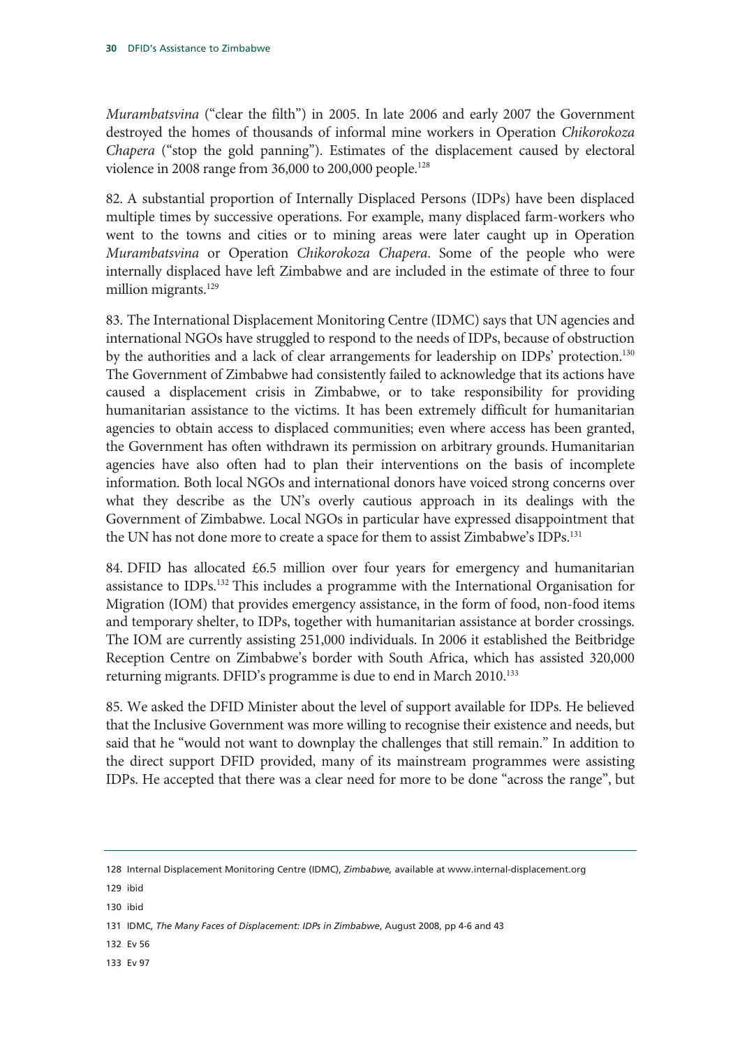*Murambatsvina* ("clear the filth") in 2005. In late 2006 and early 2007 the Government destroyed the homes of thousands of informal mine workers in Operation *Chikorokoza Chapera* ("stop the gold panning"). Estimates of the displacement caused by electoral violence in 2008 range from 36,000 to 200,000 people.[128]

82. A substantial proportion of Internally Displaced Persons (IDPs) have been displaced multiple times by successive operations. For example, many displaced farm-workers who went to the towns and cities or to mining areas were later caught up in Operation *Murambatsvina* or Operation *Chikorokoza Chapera*. Some of the people who were internally displaced have left Zimbabwe and are included in the estimate of three to four million migrants.[129]

83. The International Displacement Monitoring Centre (IDMC) says that UN agencies and international NGOs have struggled to respond to the needs of IDPs, because of obstruction by the authorities and a lack of clear arrangements for leadership on IDPs' protection.[130] The Government of Zimbabwe had consistently failed to acknowledge that its actions have caused a displacement crisis in Zimbabwe, or to take responsibility for providing humanitarian assistance to the victims. It has been extremely difficult for humanitarian agencies to obtain access to displaced communities; even where access has been granted, the Government has often withdrawn its permission on arbitrary grounds. Humanitarian agencies have also often had to plan their interventions on the basis of incomplete information. Both local NGOs and international donors have voiced strong concerns over what they describe as the UN's overly cautious approach in its dealings with the Government of Zimbabwe. Local NGOs in particular have expressed disappointment that the UN has not done more to create a space for them to assist Zimbabwe's IDPs.[131]

84. DFID has allocated £6.5 million over four years for emergency and humanitarian assistance to IDPs.[132] This includes a programme with the International Organisation for Migration (IOM) that provides emergency assistance, in the form of food, non-food items and temporary shelter, to IDPs, together with humanitarian assistance at border crossings. The IOM are currently assisting 251,000 individuals. In 2006 it established the Beitbridge Reception Centre on Zimbabwe's border with South Africa, which has assisted 320,000 returning migrants. DFID's programme is due to end in March 2010.[133]

85. We asked the DFID Minister about the level of support available for IDPs. He believed that the Inclusive Government was more willing to recognise their existence and needs, but said that he "would not want to downplay the challenges that still remain." In addition to the direct support DFID provided, many of its mainstream programmes were assisting IDPs. He accepted that there was a clear need for more to be done "across the range", but

128 Internal Displacement Monitoring Centre (IDMC), *Zimbabwe,* available at www.internal-displacement.org

129 ibid

130 ibid

131 IDMC, *The Many Faces of Displacement: IDPs in Zimbabwe*, August 2008, pp 4-6 and 43

132 Ev 56

133 Ev 97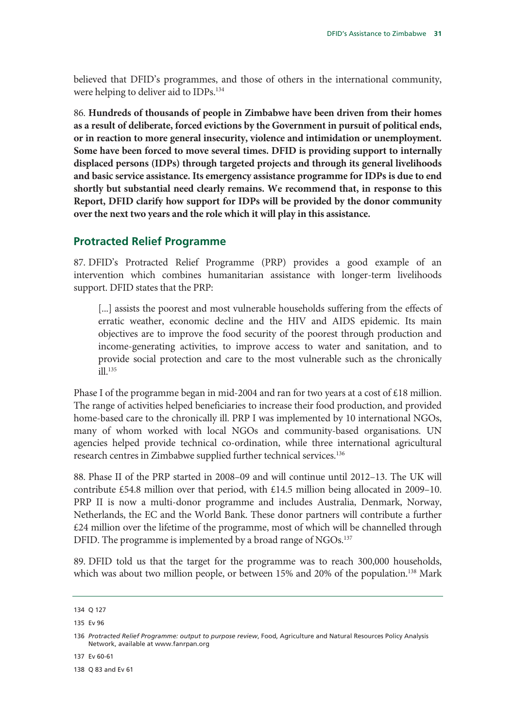believed that DFID's programmes, and those of others in the international community, were helping to deliver aid to IDPs.[134]

86. **Hundreds of thousands of people in Zimbabwe have been driven from their homes as a result of deliberate, forced evictions by the Government in pursuit of political ends, or in reaction to more general insecurity, violence and intimidation or unemployment. Some have been forced to move several times. DFID is providing support to internally displaced persons (IDPs) through targeted projects and through its general livelihoods and basic service assistance. Its emergency assistance programme for IDPs is due to end shortly but substantial need clearly remains. We recommend that, in response to this Report, DFID clarify how support for IDPs will be provided by the donor community over the next two years and the role which it will play in this assistance.**

## Protracted Relief Programme

87. DFID's Protracted Relief Programme (PRP) provides a good example of an intervention which combines humanitarian assistance with longer-term livelihoods support. DFID states that the PRP:

> [...] assists the poorest and most vulnerable households suffering from the effects of erratic weather, economic decline and the HIV and AIDS epidemic. Its main objectives are to improve the food security of the poorest through production and income-generating activities, to improve access to water and sanitation, and to provide social protection and care to the most vulnerable such as the chronically ill.[135]

Phase I of the programme began in mid-2004 and ran for two years at a cost of £18 million. The range of activities helped beneficiaries to increase their food production, and provided home-based care to the chronically ill. PRP I was implemented by 10 international NGOs, many of whom worked with local NGOs and community-based organisations. UN agencies helped provide technical co-ordination, while three international agricultural research centres in Zimbabwe supplied further technical services.[136]

88. Phase II of the PRP started in 2008–09 and will continue until 2012–13. The UK will contribute £54.8 million over that period, with £14.5 million being allocated in 2009–10. PRP II is now a multi-donor programme and includes Australia, Denmark, Norway, Netherlands, the EC and the World Bank. These donor partners will contribute a further £24 million over the lifetime of the programme, most of which will be channelled through DFID. The programme is implemented by a broad range of NGOs.[137]

89. DFID told us that the target for the programme was to reach 300,000 households, which was about two million people, or between 15% and 20% of the population.[138] Mark

---

134 Q 127

135 Ev 96

136 *Protracted Relief Programme: output to purpose review*, Food, Agriculture and Natural Resources Policy Analysis Network, available at www.fanrpan.org

137 Ev 60-61

138 Q 83 and Ev 61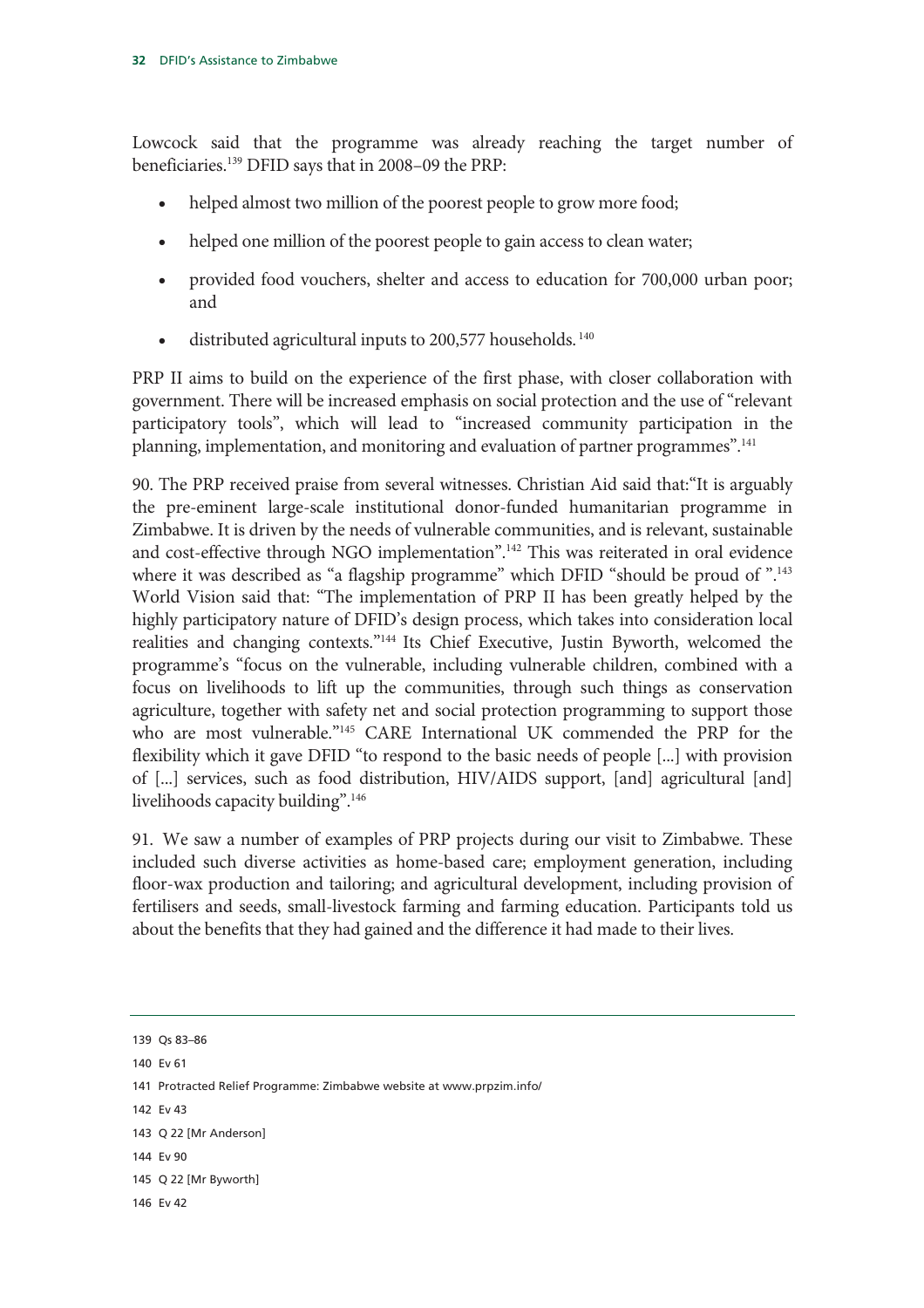Lowcock said that the programme was already reaching the target number of beneficiaries.[139] DFID says that in 2008–09 the PRP:

- helped almost two million of the poorest people to grow more food;
- helped one million of the poorest people to gain access to clean water;
- provided food vouchers, shelter and access to education for 700,000 urban poor; and
- distributed agricultural inputs to 200,577 households.[140]

PRP II aims to build on the experience of the first phase, with closer collaboration with government. There will be increased emphasis on social protection and the use of "relevant participatory tools", which will lead to "increased community participation in the planning, implementation, and monitoring and evaluation of partner programmes".[141]

90. The PRP received praise from several witnesses. Christian Aid said that:"It is arguably the pre-eminent large-scale institutional donor-funded humanitarian programme in Zimbabwe. It is driven by the needs of vulnerable communities, and is relevant, sustainable and cost-effective through NGO implementation".[142] This was reiterated in oral evidence where it was described as "a flagship programme" which DFID "should be proud of ".[143] World Vision said that: "The implementation of PRP II has been greatly helped by the highly participatory nature of DFID's design process, which takes into consideration local realities and changing contexts."[144] Its Chief Executive, Justin Byworth, welcomed the programme's "focus on the vulnerable, including vulnerable children, combined with a focus on livelihoods to lift up the communities, through such things as conservation agriculture, together with safety net and social protection programming to support those who are most vulnerable."[145] CARE International UK commended the PRP for the flexibility which it gave DFID "to respond to the basic needs of people [...] with provision of [...] services, such as food distribution, HIV/AIDS support, [and] agricultural [and] livelihoods capacity building".[146]

91. We saw a number of examples of PRP projects during our visit to Zimbabwe. These included such diverse activities as home-based care; employment generation, including floor-wax production and tailoring; and agricultural development, including provision of fertilisers and seeds, small-livestock farming and farming education. Participants told us about the benefits that they had gained and the difference it had made to their lives.

---

139 Qs 83–86

140 Ev 61

141 Protracted Relief Programme: Zimbabwe website at www.prpzim.info/

142 Ev 43

143 Q 22 [Mr Anderson]

144 Ev 90

145 Q 22 [Mr Byworth]

146 Ev 42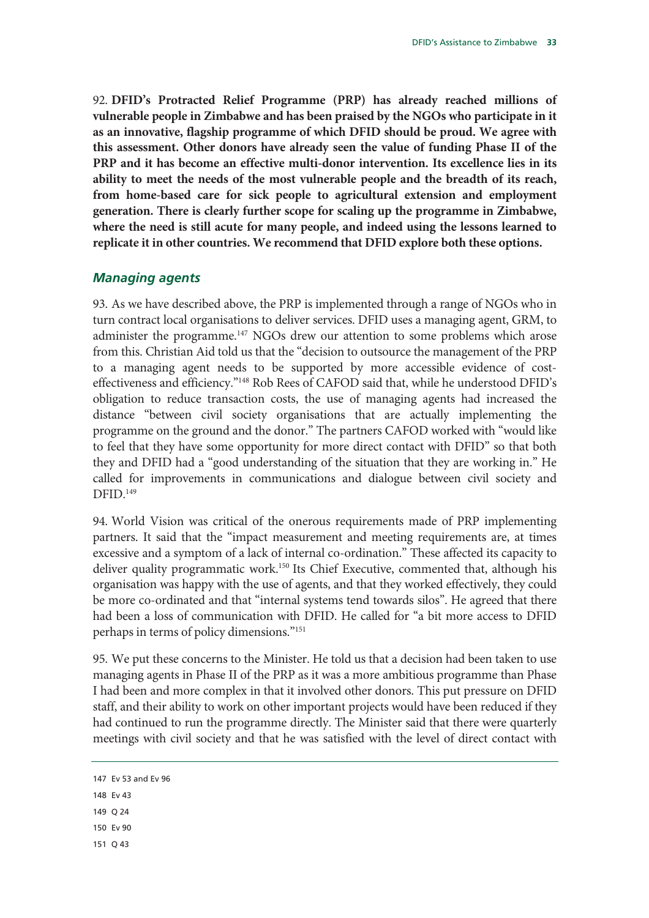92. **DFID's Protracted Relief Programme (PRP) has already reached millions of vulnerable people in Zimbabwe and has been praised by the NGOs who participate in it as an innovative, flagship programme of which DFID should be proud. We agree with this assessment. Other donors have already seen the value of funding Phase II of the PRP and it has become an effective multi-donor intervention. Its excellence lies in its ability to meet the needs of the most vulnerable people and the breadth of its reach, from home-based care for sick people to agricultural extension and employment generation. There is clearly further scope for scaling up the programme in Zimbabwe, where the need is still acute for many people, and indeed using the lessons learned to replicate it in other countries. We recommend that DFID explore both these options.**

### *Managing agents*

93. As we have described above, the PRP is implemented through a range of NGOs who in turn contract local organisations to deliver services. DFID uses a managing agent, GRM, to administer the programme.[147] NGOs drew our attention to some problems which arose from this. Christian Aid told us that the "decision to outsource the management of the PRP to a managing agent needs to be supported by more accessible evidence of cost-effectiveness and efficiency."[148] Rob Rees of CAFOD said that, while he understood DFID's obligation to reduce transaction costs, the use of managing agents had increased the distance "between civil society organisations that are actually implementing the programme on the ground and the donor." The partners CAFOD worked with "would like to feel that they have some opportunity for more direct contact with DFID" so that both they and DFID had a "good understanding of the situation that they are working in." He called for improvements in communications and dialogue between civil society and DFID.[149]

94. World Vision was critical of the onerous requirements made of PRP implementing partners. It said that the "impact measurement and meeting requirements are, at times excessive and a symptom of a lack of internal co-ordination." These affected its capacity to deliver quality programmatic work.[150] Its Chief Executive, commented that, although his organisation was happy with the use of agents, and that they worked effectively, they could be more co-ordinated and that "internal systems tend towards silos". He agreed that there had been a loss of communication with DFID. He called for "a bit more access to DFID perhaps in terms of policy dimensions."[151]

95. We put these concerns to the Minister. He told us that a decision had been taken to use managing agents in Phase II of the PRP as it was a more ambitious programme than Phase I had been and more complex in that it involved other donors. This put pressure on DFID staff, and their ability to work on other important projects would have been reduced if they had continued to run the programme directly. The Minister said that there were quarterly meetings with civil society and that he was satisfied with the level of direct contact with

147 Ev 53 and Ev 96

148 Ev 43

149 Q 24

150 Ev 90

151 Q 43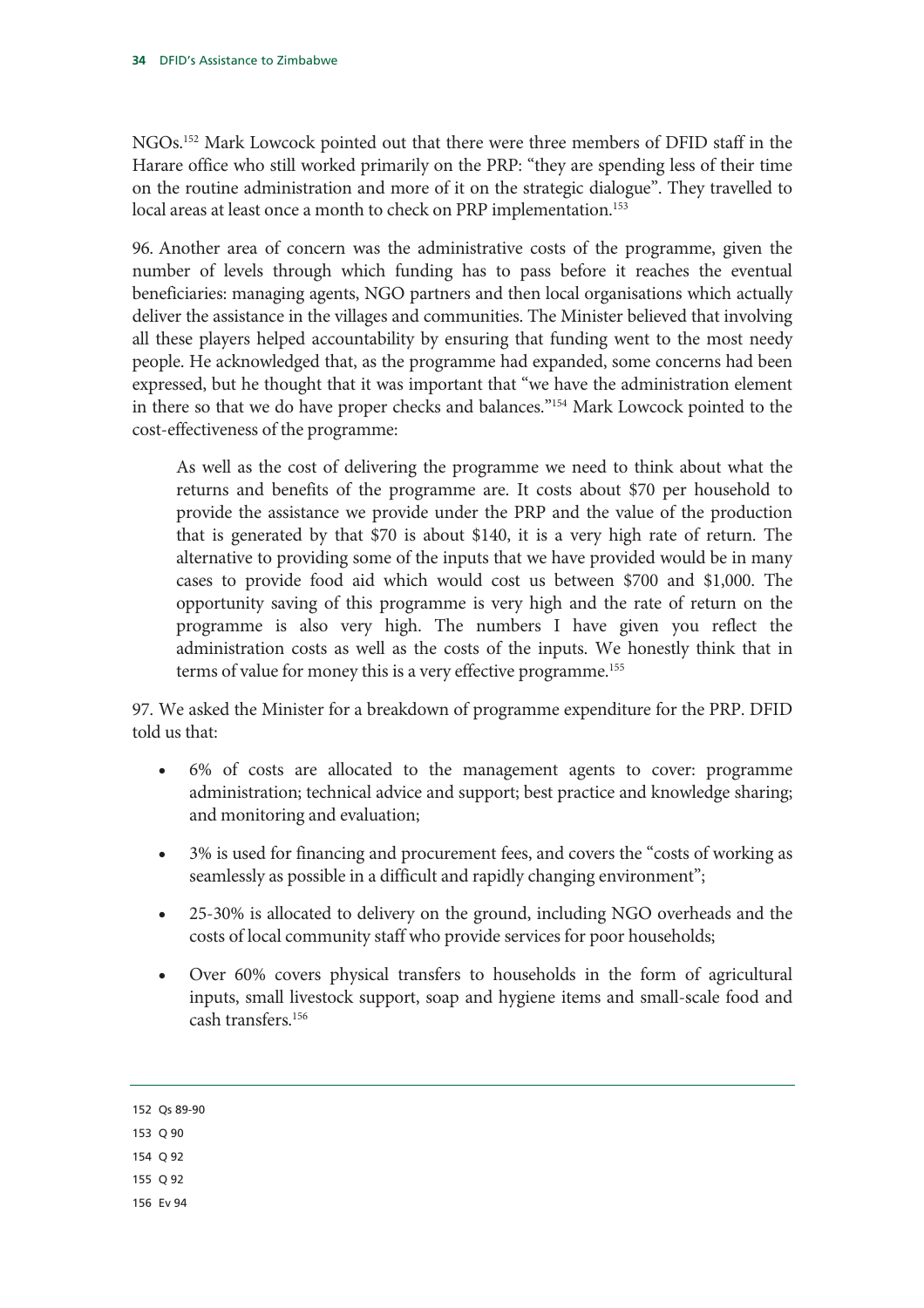NGOs.[152] Mark Lowcock pointed out that there were three members of DFID staff in the Harare office who still worked primarily on the PRP: "they are spending less of their time on the routine administration and more of it on the strategic dialogue". They travelled to local areas at least once a month to check on PRP implementation.[153]

96. Another area of concern was the administrative costs of the programme, given the number of levels through which funding has to pass before it reaches the eventual beneficiaries: managing agents, NGO partners and then local organisations which actually deliver the assistance in the villages and communities. The Minister believed that involving all these players helped accountability by ensuring that funding went to the most needy people. He acknowledged that, as the programme had expanded, some concerns had been expressed, but he thought that it was important that "we have the administration element in there so that we do have proper checks and balances."[154] Mark Lowcock pointed to the cost-effectiveness of the programme:

> As well as the cost of delivering the programme we need to think about what the returns and benefits of the programme are. It costs about $70 per household to provide the assistance we provide under the PRP and the value of the production that is generated by that $70 is about $140, it is a very high rate of return. The alternative to providing some of the inputs that we have provided would be in many cases to provide food aid which would cost us between $700 and $1,000. The opportunity saving of this programme is very high and the rate of return on the programme is also very high. The numbers I have given you reflect the administration costs as well as the costs of the inputs. We honestly think that in terms of value for money this is a very effective programme.[155]

97. We asked the Minister for a breakdown of programme expenditure for the PRP. DFID told us that:

- 6% of costs are allocated to the management agents to cover: programme administration; technical advice and support; best practice and knowledge sharing; and monitoring and evaluation;
- 3% is used for financing and procurement fees, and covers the "costs of working as seamlessly as possible in a difficult and rapidly changing environment";
- 25-30% is allocated to delivery on the ground, including NGO overheads and the costs of local community staff who provide services for poor households;
- Over 60% covers physical transfers to households in the form of agricultural inputs, small livestock support, soap and hygiene items and small-scale food and cash transfers.[156]

---

152 Qs 89-90

153 Q 90

154 Q 92

155 Q 92

156 Ev 94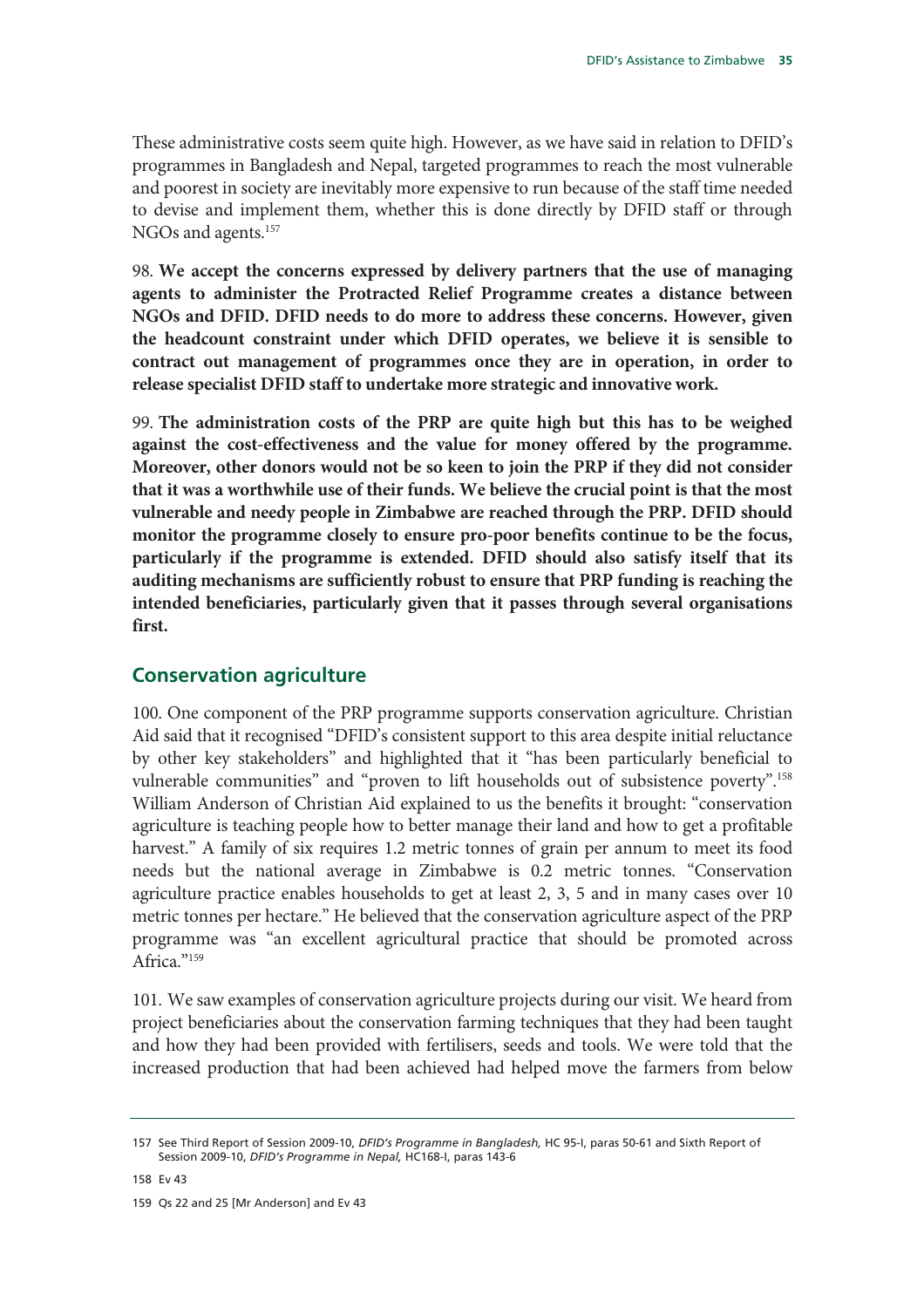These administrative costs seem quite high. However, as we have said in relation to DFID's programmes in Bangladesh and Nepal, targeted programmes to reach the most vulnerable and poorest in society are inevitably more expensive to run because of the staff time needed to devise and implement them, whether this is done directly by DFID staff or through NGOs and agents.[157]

98. **We accept the concerns expressed by delivery partners that the use of managing agents to administer the Protracted Relief Programme creates a distance between NGOs and DFID. DFID needs to do more to address these concerns. However, given the headcount constraint under which DFID operates, we believe it is sensible to contract out management of programmes once they are in operation, in order to release specialist DFID staff to undertake more strategic and innovative work.**

99. **The administration costs of the PRP are quite high but this has to be weighed against the cost-effectiveness and the value for money offered by the programme. Moreover, other donors would not be so keen to join the PRP if they did not consider that it was a worthwhile use of their funds. We believe the crucial point is that the most vulnerable and needy people in Zimbabwe are reached through the PRP. DFID should monitor the programme closely to ensure pro-poor benefits continue to be the focus, particularly if the programme is extended. DFID should also satisfy itself that its auditing mechanisms are sufficiently robust to ensure that PRP funding is reaching the intended beneficiaries, particularly given that it passes through several organisations first.**

## Conservation agriculture

100. One component of the PRP programme supports conservation agriculture. Christian Aid said that it recognised "DFID's consistent support to this area despite initial reluctance by other key stakeholders" and highlighted that it "has been particularly beneficial to vulnerable communities" and "proven to lift households out of subsistence poverty".[158] William Anderson of Christian Aid explained to us the benefits it brought: "conservation agriculture is teaching people how to better manage their land and how to get a profitable harvest." A family of six requires 1.2 metric tonnes of grain per annum to meet its food needs but the national average in Zimbabwe is 0.2 metric tonnes. "Conservation agriculture practice enables households to get at least 2, 3, 5 and in many cases over 10 metric tonnes per hectare." He believed that the conservation agriculture aspect of the PRP programme was "an excellent agricultural practice that should be promoted across Africa."[159]

101. We saw examples of conservation agriculture projects during our visit. We heard from project beneficiaries about the conservation farming techniques that they had been taught and how they had been provided with fertilisers, seeds and tools. We were told that the increased production that had been achieved had helped move the farmers from below

---

157 See Third Report of Session 2009-10, *DFID's Programme in Bangladesh,* HC 95-I, paras 50-61 and Sixth Report of Session 2009-10, *DFID's Programme in Nepal,* HC168-I, paras 143-6

158 Ev 43

159 Qs 22 and 25 [Mr Anderson] and Ev 43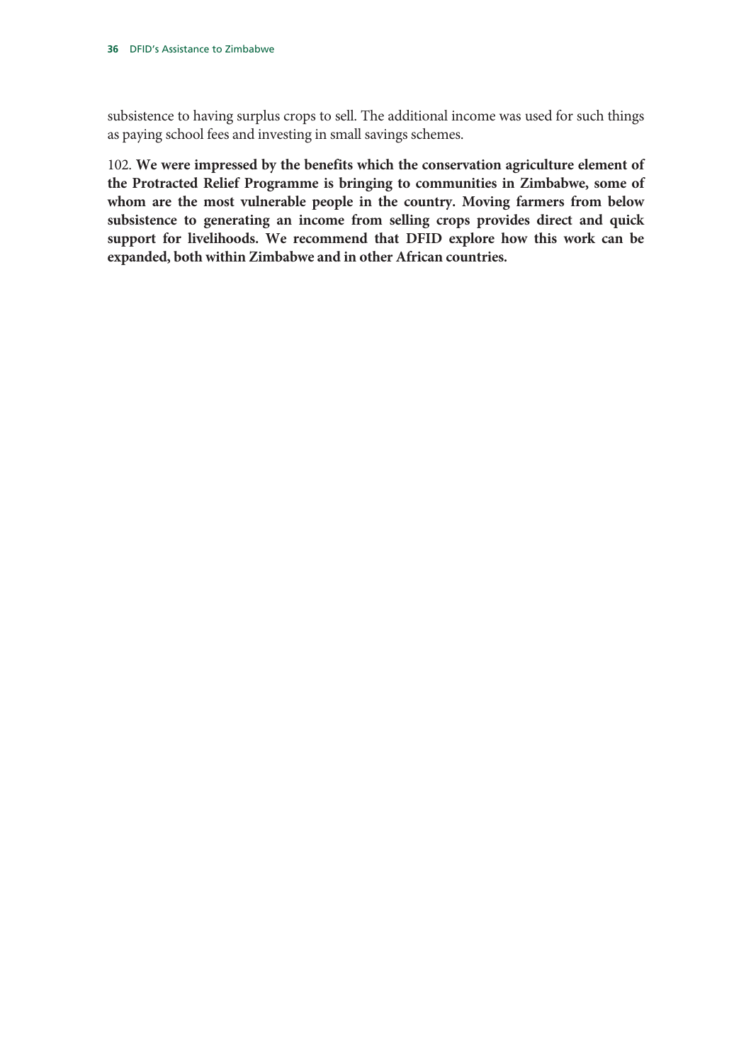subsistence to having surplus crops to sell. The additional income was used for such things as paying school fees and investing in small savings schemes.

102. **We were impressed by the benefits which the conservation agriculture element of the Protracted Relief Programme is bringing to communities in Zimbabwe, some of whom are the most vulnerable people in the country. Moving farmers from below subsistence to generating an income from selling crops provides direct and quick support for livelihoods. We recommend that DFID explore how this work can be expanded, both within Zimbabwe and in other African countries.**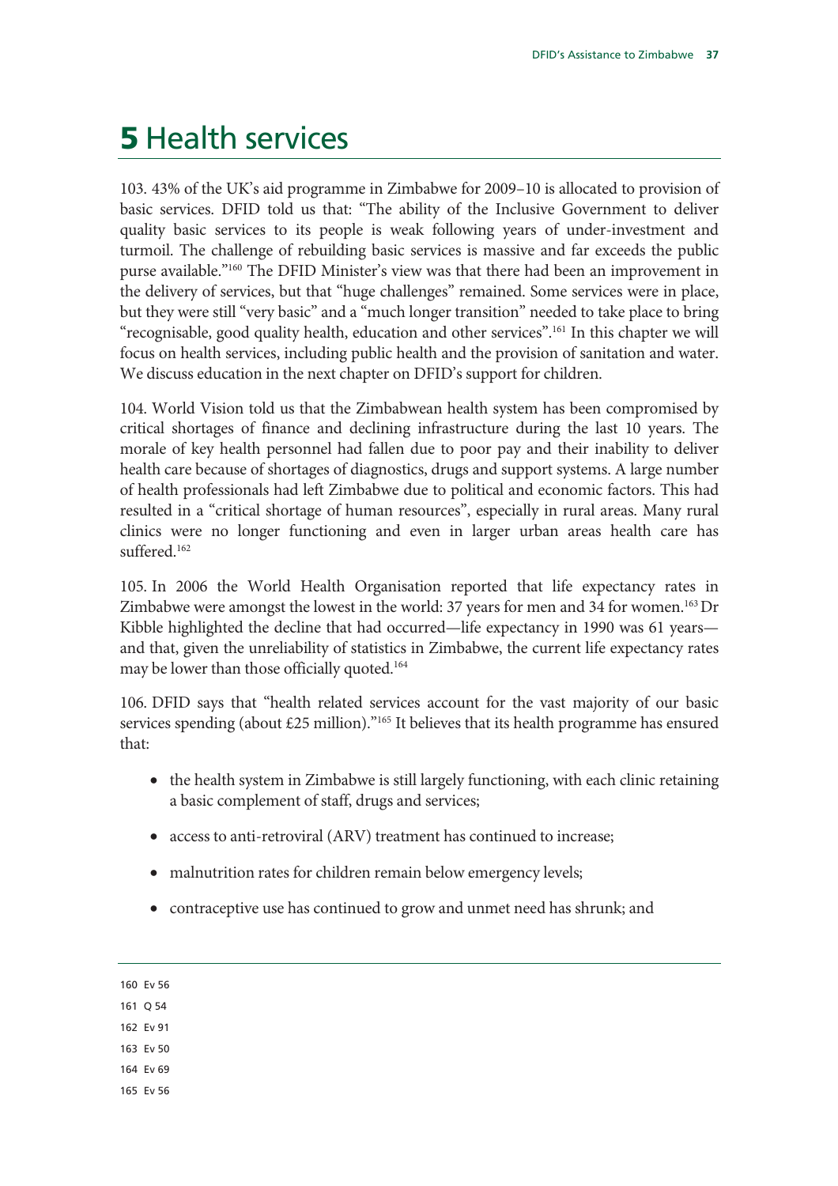# 5 Health services

103. 43% of the UK's aid programme in Zimbabwe for 2009–10 is allocated to provision of basic services. DFID told us that: "The ability of the Inclusive Government to deliver quality basic services to its people is weak following years of under-investment and turmoil. The challenge of rebuilding basic services is massive and far exceeds the public purse available."[160] The DFID Minister's view was that there had been an improvement in the delivery of services, but that "huge challenges" remained. Some services were in place, but they were still "very basic" and a "much longer transition" needed to take place to bring "recognisable, good quality health, education and other services".[161] In this chapter we will focus on health services, including public health and the provision of sanitation and water. We discuss education in the next chapter on DFID's support for children.

104. World Vision told us that the Zimbabwean health system has been compromised by critical shortages of finance and declining infrastructure during the last 10 years. The morale of key health personnel had fallen due to poor pay and their inability to deliver health care because of shortages of diagnostics, drugs and support systems. A large number of health professionals had left Zimbabwe due to political and economic factors. This had resulted in a "critical shortage of human resources", especially in rural areas. Many rural clinics were no longer functioning and even in larger urban areas health care has suffered.[162]

105. In 2006 the World Health Organisation reported that life expectancy rates in Zimbabwe were amongst the lowest in the world: 37 years for men and 34 for women.[163] Dr Kibble highlighted the decline that had occurred—life expectancy in 1990 was 61 years—and that, given the unreliability of statistics in Zimbabwe, the current life expectancy rates may be lower than those officially quoted.[164]

106. DFID says that "health related services account for the vast majority of our basic services spending (about £25 million)."[165] It believes that its health programme has ensured that:

- the health system in Zimbabwe is still largely functioning, with each clinic retaining a basic complement of staff, drugs and services;
- access to anti-retroviral (ARV) treatment has continued to increase;
- malnutrition rates for children remain below emergency levels;
- contraceptive use has continued to grow and unmet need has shrunk; and

---

160 Ev 56

161 Q 54

162 Ev 91

163 Ev 50

164 Ev 69

165 Ev 56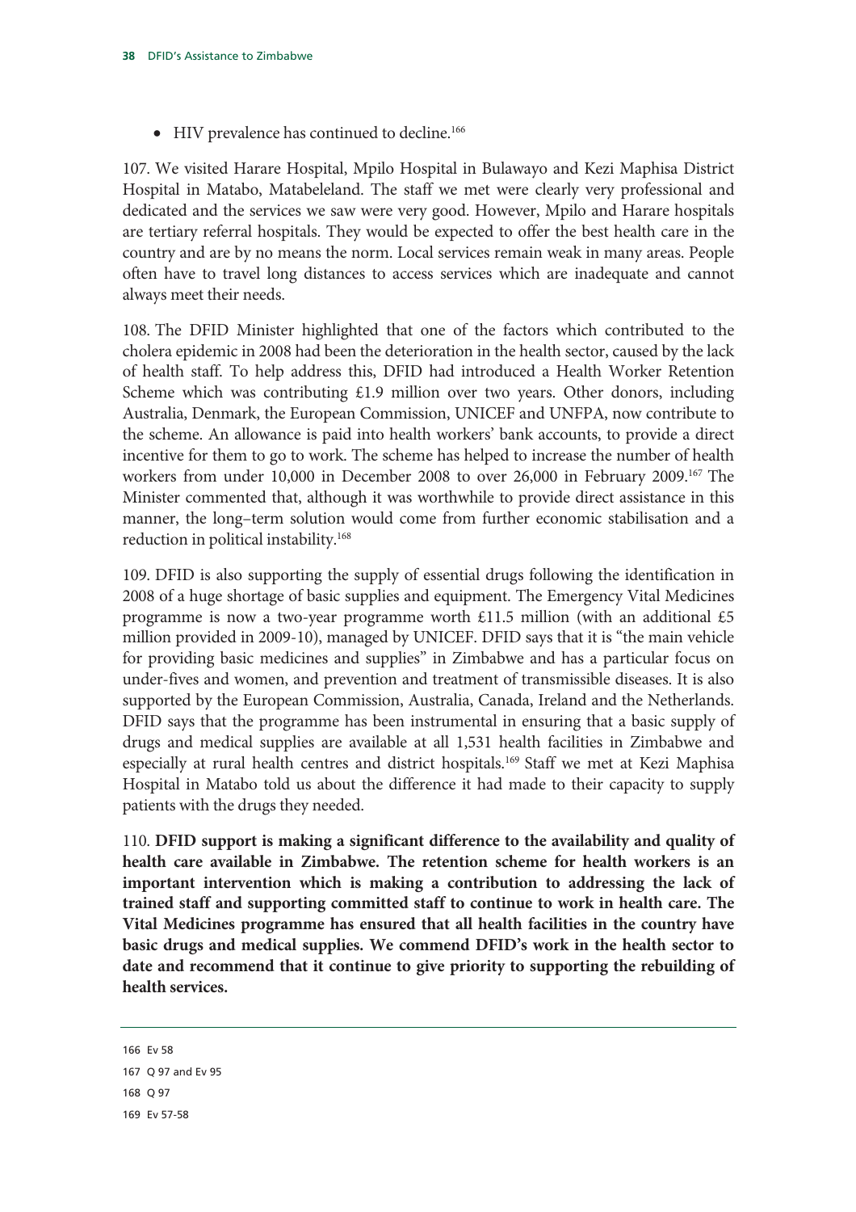- HIV prevalence has continued to decline.[166]

107. We visited Harare Hospital, Mpilo Hospital in Bulawayo and Kezi Maphisa District Hospital in Matabo, Matabeleland. The staff we met were clearly very professional and dedicated and the services we saw were very good. However, Mpilo and Harare hospitals are tertiary referral hospitals. They would be expected to offer the best health care in the country and are by no means the norm. Local services remain weak in many areas. People often have to travel long distances to access services which are inadequate and cannot always meet their needs.

108. The DFID Minister highlighted that one of the factors which contributed to the cholera epidemic in 2008 had been the deterioration in the health sector, caused by the lack of health staff. To help address this, DFID had introduced a Health Worker Retention Scheme which was contributing £1.9 million over two years. Other donors, including Australia, Denmark, the European Commission, UNICEF and UNFPA, now contribute to the scheme. An allowance is paid into health workers' bank accounts, to provide a direct incentive for them to go to work. The scheme has helped to increase the number of health workers from under 10,000 in December 2008 to over 26,000 in February 2009.[167] The Minister commented that, although it was worthwhile to provide direct assistance in this manner, the long–term solution would come from further economic stabilisation and a reduction in political instability.[168]

109. DFID is also supporting the supply of essential drugs following the identification in 2008 of a huge shortage of basic supplies and equipment. The Emergency Vital Medicines programme is now a two-year programme worth £11.5 million (with an additional £5 million provided in 2009-10), managed by UNICEF. DFID says that it is "the main vehicle for providing basic medicines and supplies" in Zimbabwe and has a particular focus on under-fives and women, and prevention and treatment of transmissible diseases. It is also supported by the European Commission, Australia, Canada, Ireland and the Netherlands. DFID says that the programme has been instrumental in ensuring that a basic supply of drugs and medical supplies are available at all 1,531 health facilities in Zimbabwe and especially at rural health centres and district hospitals.[169] Staff we met at Kezi Maphisa Hospital in Matabo told us about the difference it had made to their capacity to supply patients with the drugs they needed.

110. **DFID support is making a significant difference to the availability and quality of health care available in Zimbabwe. The retention scheme for health workers is an important intervention which is making a contribution to addressing the lack of trained staff and supporting committed staff to continue to work in health care. The Vital Medicines programme has ensured that all health facilities in the country have basic drugs and medical supplies. We commend DFID's work in the health sector to date and recommend that it continue to give priority to supporting the rebuilding of health services.**

---

166 Ev 58

167 Q 97 and Ev 95

168 Q 97

169 Ev 57-58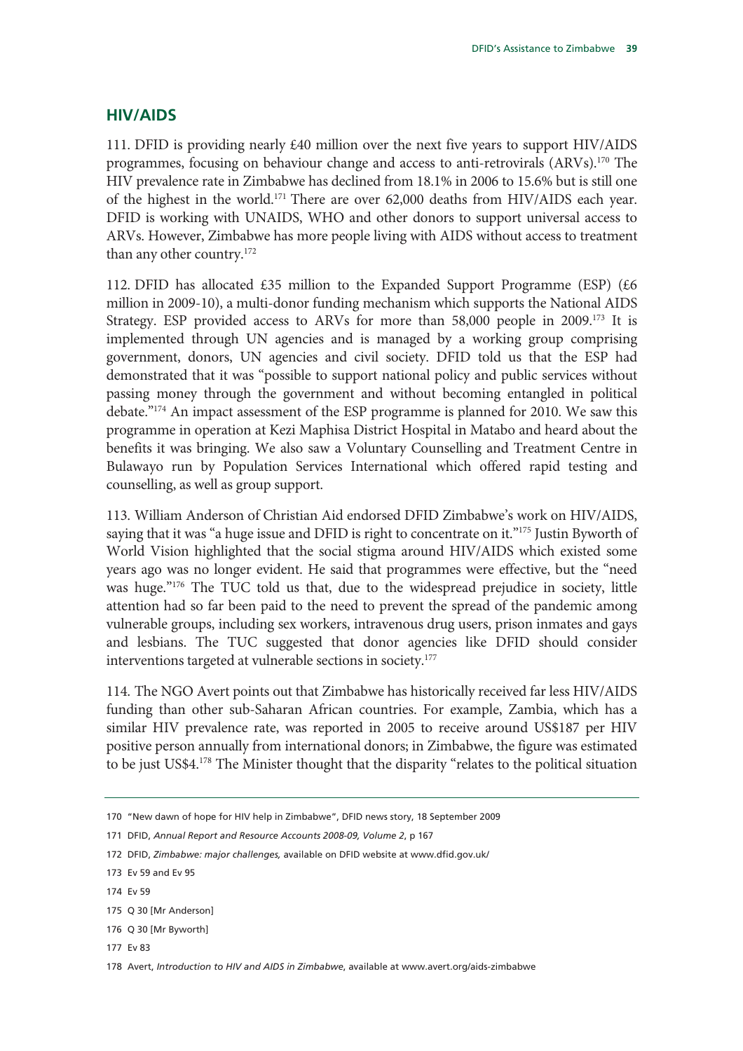## HIV/AIDS

111. DFID is providing nearly £40 million over the next five years to support HIV/AIDS programmes, focusing on behaviour change and access to anti-retrovirals (ARVs).[170] The HIV prevalence rate in Zimbabwe has declined from 18.1% in 2006 to 15.6% but is still one of the highest in the world.[171] There are over 62,000 deaths from HIV/AIDS each year. DFID is working with UNAIDS, WHO and other donors to support universal access to ARVs. However, Zimbabwe has more people living with AIDS without access to treatment than any other country.[172]

112. DFID has allocated £35 million to the Expanded Support Programme (ESP) (£6 million in 2009-10), a multi-donor funding mechanism which supports the National AIDS Strategy. ESP provided access to ARVs for more than 58,000 people in 2009.[173] It is implemented through UN agencies and is managed by a working group comprising government, donors, UN agencies and civil society. DFID told us that the ESP had demonstrated that it was "possible to support national policy and public services without passing money through the government and without becoming entangled in political debate."[174] An impact assessment of the ESP programme is planned for 2010. We saw this programme in operation at Kezi Maphisa District Hospital in Matabo and heard about the benefits it was bringing. We also saw a Voluntary Counselling and Treatment Centre in Bulawayo run by Population Services International which offered rapid testing and counselling, as well as group support.

113. William Anderson of Christian Aid endorsed DFID Zimbabwe's work on HIV/AIDS, saying that it was "a huge issue and DFID is right to concentrate on it."[175] Justin Byworth of World Vision highlighted that the social stigma around HIV/AIDS which existed some years ago was no longer evident. He said that programmes were effective, but the "need was huge."[176] The TUC told us that, due to the widespread prejudice in society, little attention had so far been paid to the need to prevent the spread of the pandemic among vulnerable groups, including sex workers, intravenous drug users, prison inmates and gays and lesbians. The TUC suggested that donor agencies like DFID should consider interventions targeted at vulnerable sections in society.[177]

114. The NGO Avert points out that Zimbabwe has historically received far less HIV/AIDS funding than other sub-Saharan African countries. For example, Zambia, which has a similar HIV prevalence rate, was reported in 2005 to receive around US$187 per HIV positive person annually from international donors; in Zimbabwe, the figure was estimated to be just US$4.[178] The Minister thought that the disparity "relates to the political situation

---

170 "New dawn of hope for HIV help in Zimbabwe", DFID news story, 18 September 2009

171 DFID, *Annual Report and Resource Accounts 2008-09, Volume 2*, p 167

172 DFID, *Zimbabwe: major challenges,* available on DFID website at www.dfid.gov.uk/

173 Ev 59 and Ev 95

174 Ev 59

175 Q 30 [Mr Anderson]

176 Q 30 [Mr Byworth]

177 Ev 83

178 Avert, *Introduction to HIV and AIDS in Zimbabwe*, available at www.avert.org/aids-zimbabwe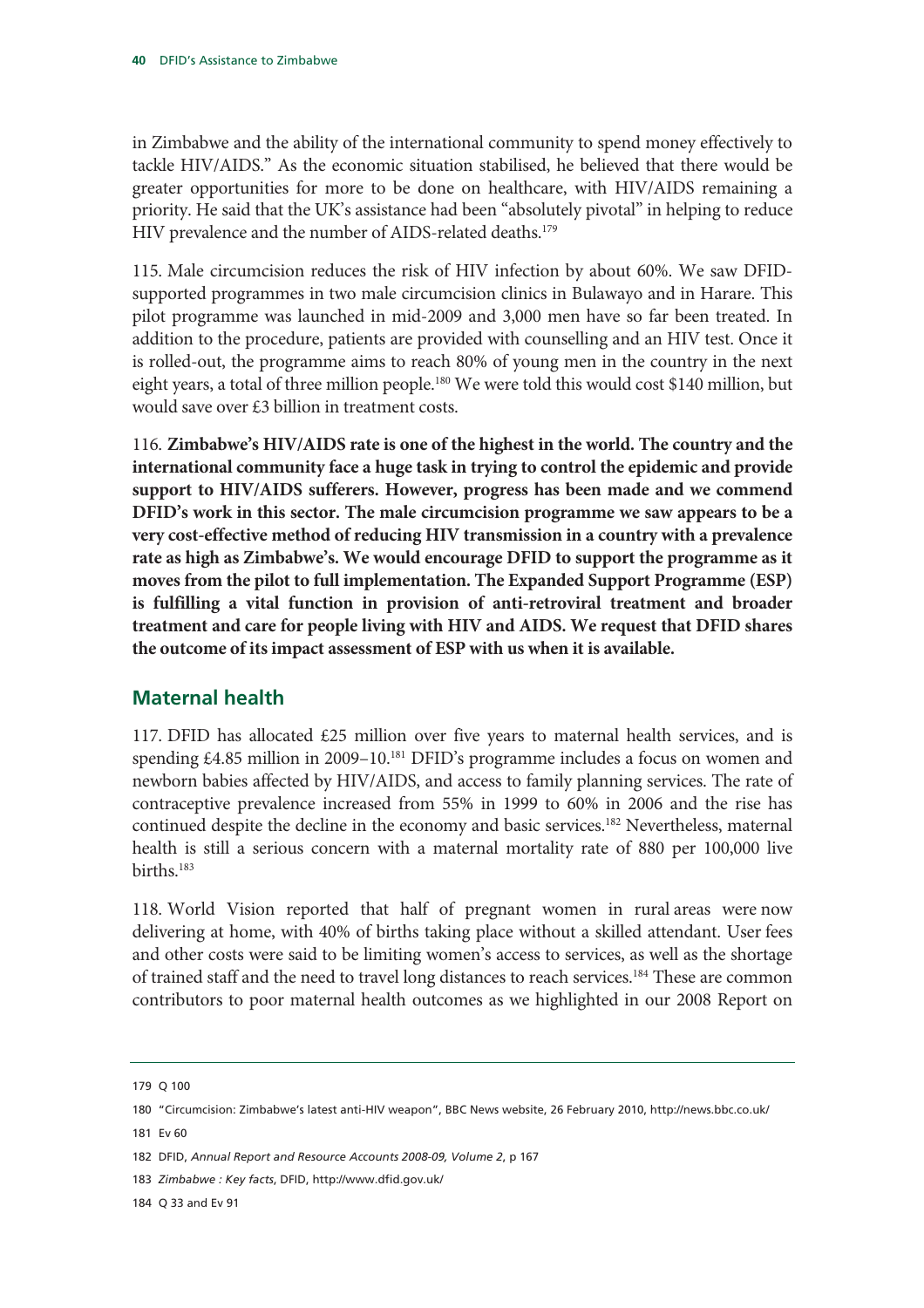in Zimbabwe and the ability of the international community to spend money effectively to tackle HIV/AIDS." As the economic situation stabilised, he believed that there would be greater opportunities for more to be done on healthcare, with HIV/AIDS remaining a priority. He said that the UK's assistance had been "absolutely pivotal" in helping to reduce HIV prevalence and the number of AIDS-related deaths.[179]

115. Male circumcision reduces the risk of HIV infection by about 60%. We saw DFID-supported programmes in two male circumcision clinics in Bulawayo and in Harare. This pilot programme was launched in mid-2009 and 3,000 men have so far been treated. In addition to the procedure, patients are provided with counselling and an HIV test. Once it is rolled-out, the programme aims to reach 80% of young men in the country in the next eight years, a total of three million people.[180] We were told this would cost $140 million, but would save over £3 billion in treatment costs.

116. **Zimbabwe's HIV/AIDS rate is one of the highest in the world. The country and the international community face a huge task in trying to control the epidemic and provide support to HIV/AIDS sufferers. However, progress has been made and we commend DFID's work in this sector. The male circumcision programme we saw appears to be a very cost-effective method of reducing HIV transmission in a country with a prevalence rate as high as Zimbabwe's. We would encourage DFID to support the programme as it moves from the pilot to full implementation. The Expanded Support Programme (ESP) is fulfilling a vital function in provision of anti-retroviral treatment and broader treatment and care for people living with HIV and AIDS. We request that DFID shares the outcome of its impact assessment of ESP with us when it is available.**

## Maternal health

117. DFID has allocated £25 million over five years to maternal health services, and is spending £4.85 million in 2009–10.[181] DFID's programme includes a focus on women and newborn babies affected by HIV/AIDS, and access to family planning services. The rate of contraceptive prevalence increased from 55% in 1999 to 60% in 2006 and the rise has continued despite the decline in the economy and basic services.[182] Nevertheless, maternal health is still a serious concern with a maternal mortality rate of 880 per 100,000 live births.[183]

118. World Vision reported that half of pregnant women in rural areas were now delivering at home, with 40% of births taking place without a skilled attendant. User fees and other costs were said to be limiting women's access to services, as well as the shortage of trained staff and the need to travel long distances to reach services.[184] These are common contributors to poor maternal health outcomes as we highlighted in our 2008 Report on

---

179 Q 100

180 "Circumcision: Zimbabwe's latest anti-HIV weapon", BBC News website, 26 February 2010, http://news.bbc.co.uk/

181 Ev 60

182 DFID, *Annual Report and Resource Accounts 2008-09, Volume 2*, p 167

183 *Zimbabwe : Key facts*, DFID, http://www.dfid.gov.uk/

184 Q 33 and Ev 91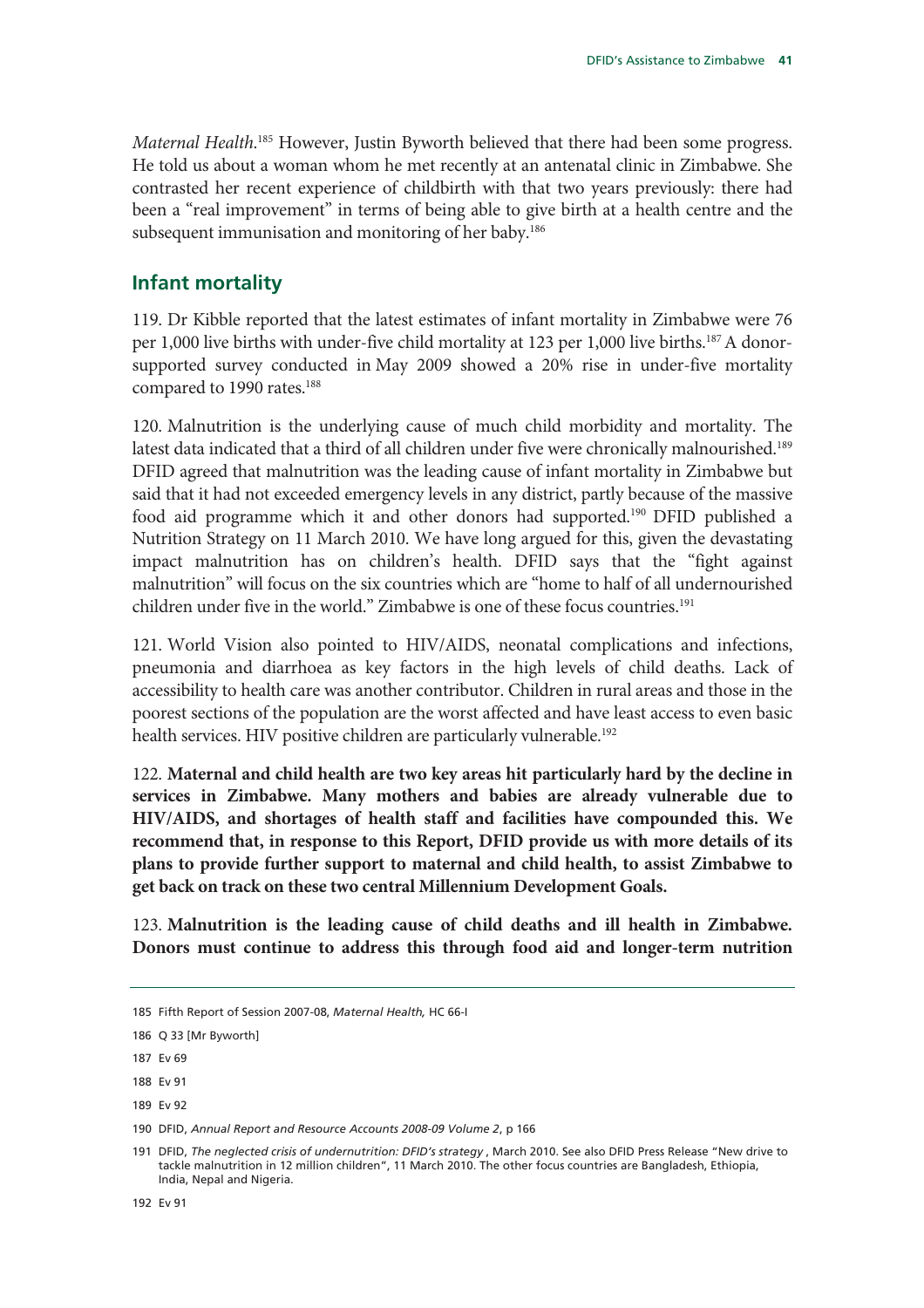*Maternal Health*.[185] However, Justin Byworth believed that there had been some progress. He told us about a woman whom he met recently at an antenatal clinic in Zimbabwe. She contrasted her recent experience of childbirth with that two years previously: there had been a "real improvement" in terms of being able to give birth at a health centre and the subsequent immunisation and monitoring of her baby.[186]

## Infant mortality

119. Dr Kibble reported that the latest estimates of infant mortality in Zimbabwe were 76 per 1,000 live births with under-five child mortality at 123 per 1,000 live births.[187] A donor-supported survey conducted in May 2009 showed a 20% rise in under-five mortality compared to 1990 rates.[188]

120. Malnutrition is the underlying cause of much child morbidity and mortality. The latest data indicated that a third of all children under five were chronically malnourished.[189] DFID agreed that malnutrition was the leading cause of infant mortality in Zimbabwe but said that it had not exceeded emergency levels in any district, partly because of the massive food aid programme which it and other donors had supported.[190] DFID published a Nutrition Strategy on 11 March 2010. We have long argued for this, given the devastating impact malnutrition has on children's health. DFID says that the "fight against malnutrition" will focus on the six countries which are "home to half of all undernourished children under five in the world." Zimbabwe is one of these focus countries.[191]

121. World Vision also pointed to HIV/AIDS, neonatal complications and infections, pneumonia and diarrhoea as key factors in the high levels of child deaths. Lack of accessibility to health care was another contributor. Children in rural areas and those in the poorest sections of the population are the worst affected and have least access to even basic health services. HIV positive children are particularly vulnerable.[192]

122. **Maternal and child health are two key areas hit particularly hard by the decline in services in Zimbabwe. Many mothers and babies are already vulnerable due to HIV/AIDS, and shortages of health staff and facilities have compounded this. We recommend that, in response to this Report, DFID provide us with more details of its plans to provide further support to maternal and child health, to assist Zimbabwe to get back on track on these two central Millennium Development Goals.**

123. **Malnutrition is the leading cause of child deaths and ill health in Zimbabwe. Donors must continue to address this through food aid and longer-term nutrition**

185 Fifth Report of Session 2007-08, *Maternal Health,* HC 66-I

186 Q 33 [Mr Byworth]

187 Ev 69

188 Ev 91

189 Ev 92

190 DFID, *Annual Report and Resource Accounts 2008-09 Volume 2*, p 166

191 DFID, *The neglected crisis of undernutrition: DFID's strategy* , March 2010. See also DFID Press Release "New drive to tackle malnutrition in 12 million children", 11 March 2010. The other focus countries are Bangladesh, Ethiopia, India, Nepal and Nigeria.

192 Ev 91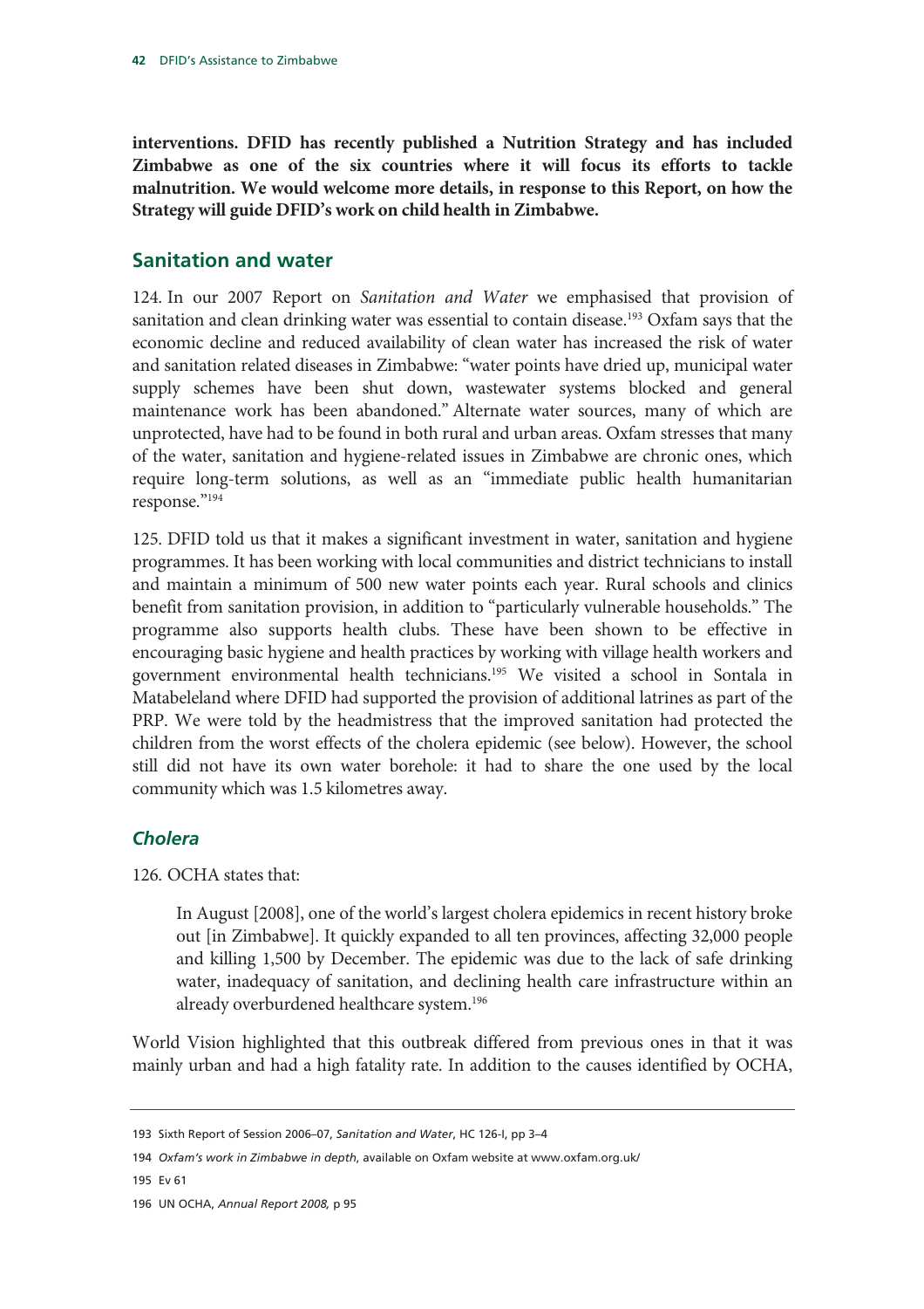**interventions. DFID has recently published a Nutrition Strategy and has included Zimbabwe as one of the six countries where it will focus its efforts to tackle malnutrition. We would welcome more details, in response to this Report, on how the Strategy will guide DFID's work on child health in Zimbabwe.**

## Sanitation and water

124. In our 2007 Report on *Sanitation and Water* we emphasised that provision of sanitation and clean drinking water was essential to contain disease.[193] Oxfam says that the economic decline and reduced availability of clean water has increased the risk of water and sanitation related diseases in Zimbabwe: "water points have dried up, municipal water supply schemes have been shut down, wastewater systems blocked and general maintenance work has been abandoned." Alternate water sources, many of which are unprotected, have had to be found in both rural and urban areas. Oxfam stresses that many of the water, sanitation and hygiene-related issues in Zimbabwe are chronic ones, which require long-term solutions, as well as an "immediate public health humanitarian response."[194]

125. DFID told us that it makes a significant investment in water, sanitation and hygiene programmes. It has been working with local communities and district technicians to install and maintain a minimum of 500 new water points each year. Rural schools and clinics benefit from sanitation provision, in addition to "particularly vulnerable households." The programme also supports health clubs. These have been shown to be effective in encouraging basic hygiene and health practices by working with village health workers and government environmental health technicians.[195] We visited a school in Sontala in Matabeleland where DFID had supported the provision of additional latrines as part of the PRP. We were told by the headmistress that the improved sanitation had protected the children from the worst effects of the cholera epidemic (see below). However, the school still did not have its own water borehole: it had to share the one used by the local community which was 1.5 kilometres away.

### *Cholera*

126. OCHA states that:

> In August [2008], one of the world's largest cholera epidemics in recent history broke out [in Zimbabwe]. It quickly expanded to all ten provinces, affecting 32,000 people and killing 1,500 by December. The epidemic was due to the lack of safe drinking water, inadequacy of sanitation, and declining health care infrastructure within an already overburdened healthcare system.[196]

World Vision highlighted that this outbreak differed from previous ones in that it was mainly urban and had a high fatality rate. In addition to the causes identified by OCHA,

---

193 Sixth Report of Session 2006–07, *Sanitation and Water*, HC 126-I, pp 3–4

194 *Oxfam's work in Zimbabwe in depth*, available on Oxfam website at www.oxfam.org.uk/

195 Ev 61

196 UN OCHA, *Annual Report 2008,* p 95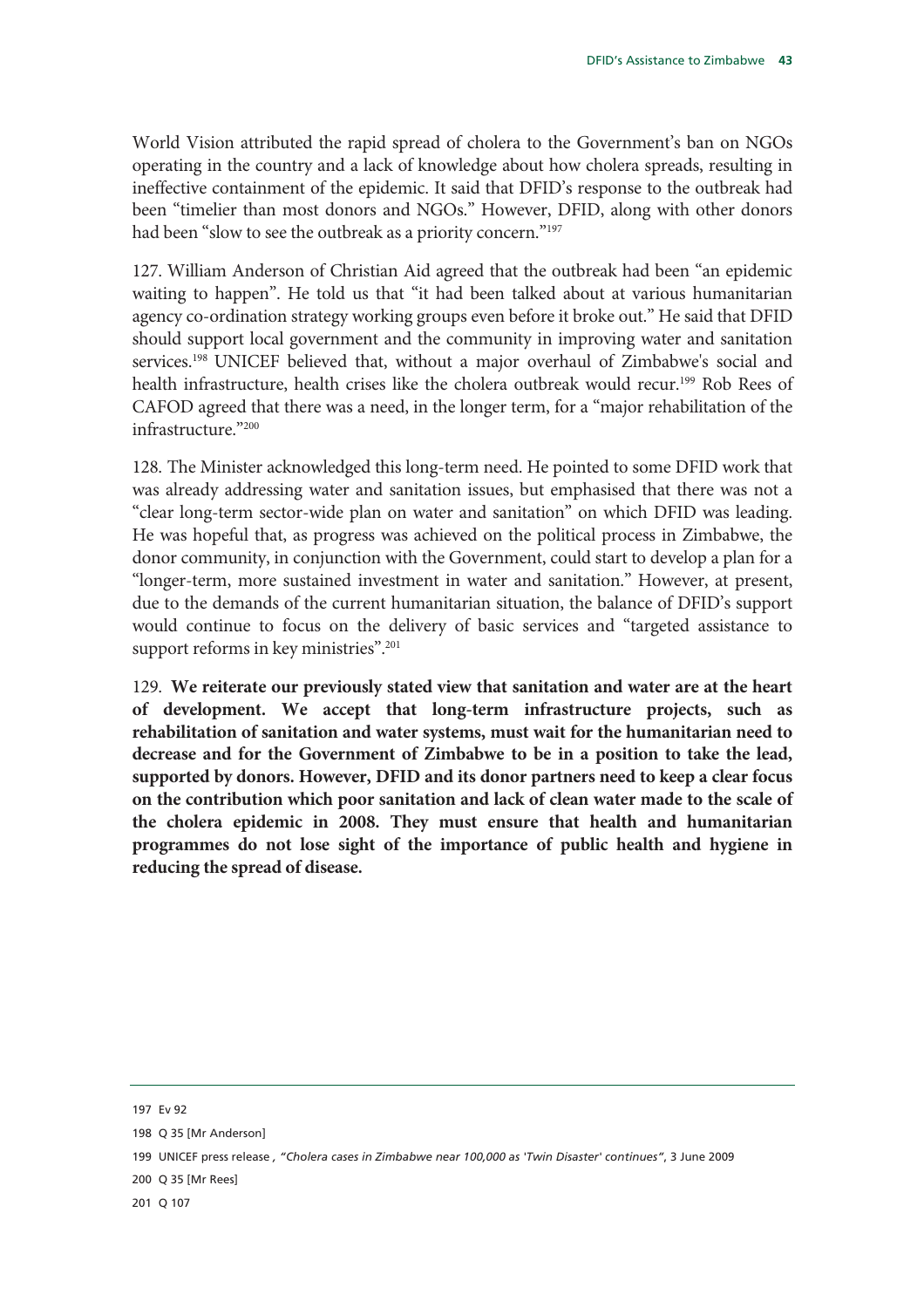World Vision attributed the rapid spread of cholera to the Government's ban on NGOs operating in the country and a lack of knowledge about how cholera spreads, resulting in ineffective containment of the epidemic. It said that DFID's response to the outbreak had been "timelier than most donors and NGOs." However, DFID, along with other donors had been "slow to see the outbreak as a priority concern."[197]

127. William Anderson of Christian Aid agreed that the outbreak had been "an epidemic waiting to happen". He told us that "it had been talked about at various humanitarian agency co-ordination strategy working groups even before it broke out." He said that DFID should support local government and the community in improving water and sanitation services.[198] UNICEF believed that, without a major overhaul of Zimbabwe's social and health infrastructure, health crises like the cholera outbreak would recur.[199] Rob Rees of CAFOD agreed that there was a need, in the longer term, for a "major rehabilitation of the infrastructure."[200]

128. The Minister acknowledged this long-term need. He pointed to some DFID work that was already addressing water and sanitation issues, but emphasised that there was not a "clear long-term sector-wide plan on water and sanitation" on which DFID was leading. He was hopeful that, as progress was achieved on the political process in Zimbabwe, the donor community, in conjunction with the Government, could start to develop a plan for a "longer-term, more sustained investment in water and sanitation." However, at present, due to the demands of the current humanitarian situation, the balance of DFID's support would continue to focus on the delivery of basic services and "targeted assistance to support reforms in key ministries".[201]

129. **We reiterate our previously stated view that sanitation and water are at the heart of development. We accept that long-term infrastructure projects, such as rehabilitation of sanitation and water systems, must wait for the humanitarian need to decrease and for the Government of Zimbabwe to be in a position to take the lead, supported by donors. However, DFID and its donor partners need to keep a clear focus on the contribution which poor sanitation and lack of clean water made to the scale of the cholera epidemic in 2008. They must ensure that health and humanitarian programmes do not lose sight of the importance of public health and hygiene in reducing the spread of disease.**

---

197 Ev 92

198 Q 35 [Mr Anderson]

199 UNICEF press release , *"Cholera cases in Zimbabwe near 100,000 as 'Twin Disaster' continues"*, 3 June 2009

200 Q 35 [Mr Rees]

201 Q 107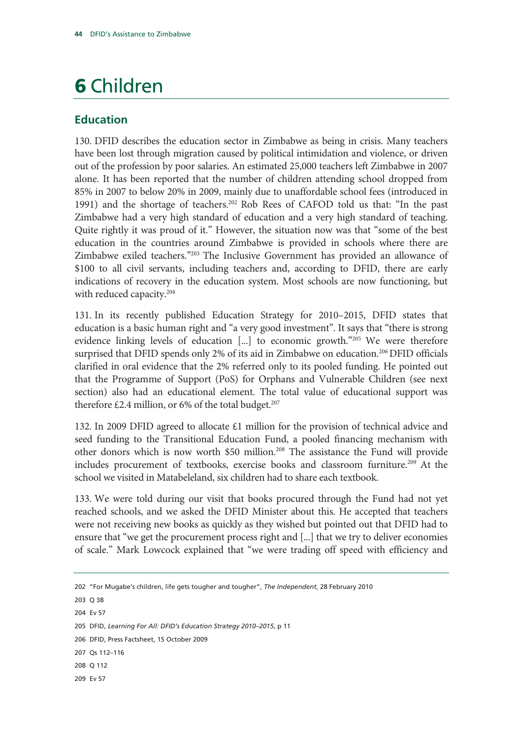# 6 Children

## Education

130. DFID describes the education sector in Zimbabwe as being in crisis. Many teachers have been lost through migration caused by political intimidation and violence, or driven out of the profession by poor salaries. An estimated 25,000 teachers left Zimbabwe in 2007 alone. It has been reported that the number of children attending school dropped from 85% in 2007 to below 20% in 2009, mainly due to unaffordable school fees (introduced in 1991) and the shortage of teachers.[202] Rob Rees of CAFOD told us that: "In the past Zimbabwe had a very high standard of education and a very high standard of teaching. Quite rightly it was proud of it." However, the situation now was that "some of the best education in the countries around Zimbabwe is provided in schools where there are Zimbabwe exiled teachers."[203] The Inclusive Government has provided an allowance of $100 to all civil servants, including teachers and, according to DFID, there are early indications of recovery in the education system. Most schools are now functioning, but with reduced capacity.[204]

131. In its recently published Education Strategy for 2010–2015, DFID states that education is a basic human right and "a very good investment". It says that "there is strong evidence linking levels of education [...] to economic growth."[205] We were therefore surprised that DFID spends only 2% of its aid in Zimbabwe on education.[206] DFID officials clarified in oral evidence that the 2% referred only to its pooled funding. He pointed out that the Programme of Support (PoS) for Orphans and Vulnerable Children (see next section) also had an educational element. The total value of educational support was therefore £2.4 million, or 6% of the total budget.[207]

132. In 2009 DFID agreed to allocate £1 million for the provision of technical advice and seed funding to the Transitional Education Fund, a pooled financing mechanism with other donors which is now worth $50 million.[208] The assistance the Fund will provide includes procurement of textbooks, exercise books and classroom furniture.[209] At the school we visited in Matabeleland, six children had to share each textbook.

133. We were told during our visit that books procured through the Fund had not yet reached schools, and we asked the DFID Minister about this. He accepted that teachers were not receiving new books as quickly as they wished but pointed out that DFID had to ensure that "we get the procurement process right and [...] that we try to deliver economies of scale." Mark Lowcock explained that "we were trading off speed with efficiency and

202 "For Mugabe's children, life gets tougher and tougher", *The Independent*, 28 February 2010

203 Q 38

204 Ev 57

205 DFID, *Learning For All: DFID's Education Strategy 2010–2015*, p 11

206 DFID, Press Factsheet, 15 October 2009

207 Qs 112–116

208 Q 112

209 Ev 57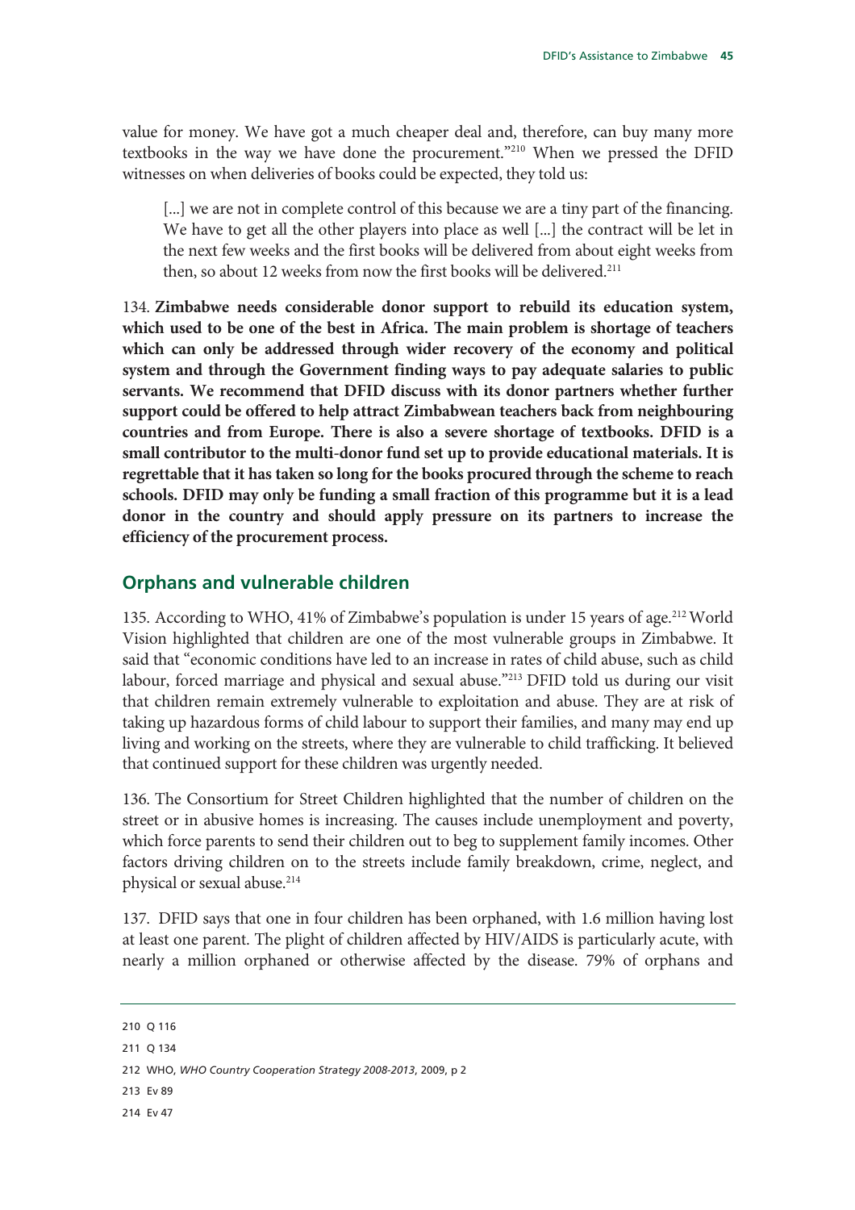value for money. We have got a much cheaper deal and, therefore, can buy many more textbooks in the way we have done the procurement."[210] When we pressed the DFID witnesses on when deliveries of books could be expected, they told us:

> [...] we are not in complete control of this because we are a tiny part of the financing. We have to get all the other players into place as well [...] the contract will be let in the next few weeks and the first books will be delivered from about eight weeks from then, so about 12 weeks from now the first books will be delivered.[211]

134. **Zimbabwe needs considerable donor support to rebuild its education system, which used to be one of the best in Africa. The main problem is shortage of teachers which can only be addressed through wider recovery of the economy and political system and through the Government finding ways to pay adequate salaries to public servants. We recommend that DFID discuss with its donor partners whether further support could be offered to help attract Zimbabwean teachers back from neighbouring countries and from Europe. There is also a severe shortage of textbooks. DFID is a small contributor to the multi-donor fund set up to provide educational materials. It is regrettable that it has taken so long for the books procured through the scheme to reach schools. DFID may only be funding a small fraction of this programme but it is a lead donor in the country and should apply pressure on its partners to increase the efficiency of the procurement process.**

## Orphans and vulnerable children

135. According to WHO, 41% of Zimbabwe's population is under 15 years of age.[212] World Vision highlighted that children are one of the most vulnerable groups in Zimbabwe. It said that "economic conditions have led to an increase in rates of child abuse, such as child labour, forced marriage and physical and sexual abuse."[213] DFID told us during our visit that children remain extremely vulnerable to exploitation and abuse. They are at risk of taking up hazardous forms of child labour to support their families, and many may end up living and working on the streets, where they are vulnerable to child trafficking. It believed that continued support for these children was urgently needed.

136. The Consortium for Street Children highlighted that the number of children on the street or in abusive homes is increasing. The causes include unemployment and poverty, which force parents to send their children out to beg to supplement family incomes. Other factors driving children on to the streets include family breakdown, crime, neglect, and physical or sexual abuse.[214]

137. DFID says that one in four children has been orphaned, with 1.6 million having lost at least one parent. The plight of children affected by HIV/AIDS is particularly acute, with nearly a million orphaned or otherwise affected by the disease. 79% of orphans and

---

210 Q 116

211 Q 134

212 WHO, *WHO Country Cooperation Strategy 2008-2013*, 2009, p 2

213 Ev 89

214 Ev 47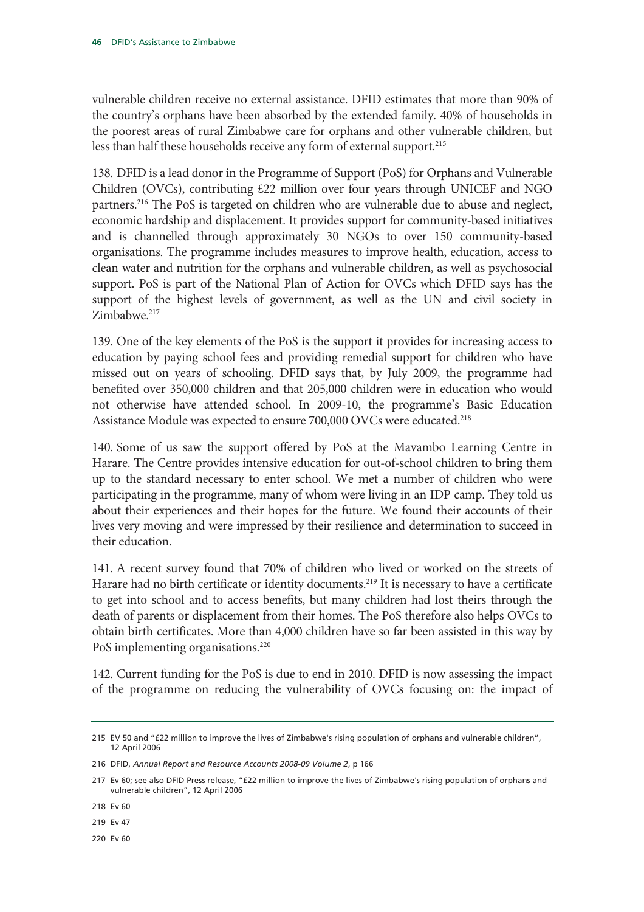vulnerable children receive no external assistance. DFID estimates that more than 90% of the country's orphans have been absorbed by the extended family. 40% of households in the poorest areas of rural Zimbabwe care for orphans and other vulnerable children, but less than half these households receive any form of external support.[215]

138. DFID is a lead donor in the Programme of Support (PoS) for Orphans and Vulnerable Children (OVCs), contributing £22 million over four years through UNICEF and NGO partners.[216] The PoS is targeted on children who are vulnerable due to abuse and neglect, economic hardship and displacement. It provides support for community-based initiatives and is channelled through approximately 30 NGOs to over 150 community-based organisations. The programme includes measures to improve health, education, access to clean water and nutrition for the orphans and vulnerable children, as well as psychosocial support. PoS is part of the National Plan of Action for OVCs which DFID says has the support of the highest levels of government, as well as the UN and civil society in Zimbabwe.[217]

139. One of the key elements of the PoS is the support it provides for increasing access to education by paying school fees and providing remedial support for children who have missed out on years of schooling. DFID says that, by July 2009, the programme had benefited over 350,000 children and that 205,000 children were in education who would not otherwise have attended school. In 2009-10, the programme's Basic Education Assistance Module was expected to ensure 700,000 OVCs were educated.[218]

140. Some of us saw the support offered by PoS at the Mavambo Learning Centre in Harare. The Centre provides intensive education for out-of-school children to bring them up to the standard necessary to enter school. We met a number of children who were participating in the programme, many of whom were living in an IDP camp. They told us about their experiences and their hopes for the future. We found their accounts of their lives very moving and were impressed by their resilience and determination to succeed in their education.

141. A recent survey found that 70% of children who lived or worked on the streets of Harare had no birth certificate or identity documents.[219] It is necessary to have a certificate to get into school and to access benefits, but many children had lost theirs through the death of parents or displacement from their homes. The PoS therefore also helps OVCs to obtain birth certificates. More than 4,000 children have so far been assisted in this way by PoS implementing organisations.[220]

142. Current funding for the PoS is due to end in 2010. DFID is now assessing the impact of the programme on reducing the vulnerability of OVCs focusing on: the impact of

---

215 EV 50 and "£22 million to improve the lives of Zimbabwe's rising population of orphans and vulnerable children", 12 April 2006

216 DFID, *Annual Report and Resource Accounts 2008-09 Volume 2*, p 166

217 Ev 60; see also DFID Press release, "£22 million to improve the lives of Zimbabwe's rising population of orphans and vulnerable children", 12 April 2006

218 Ev 60

219 Ev 47

220 Ev 60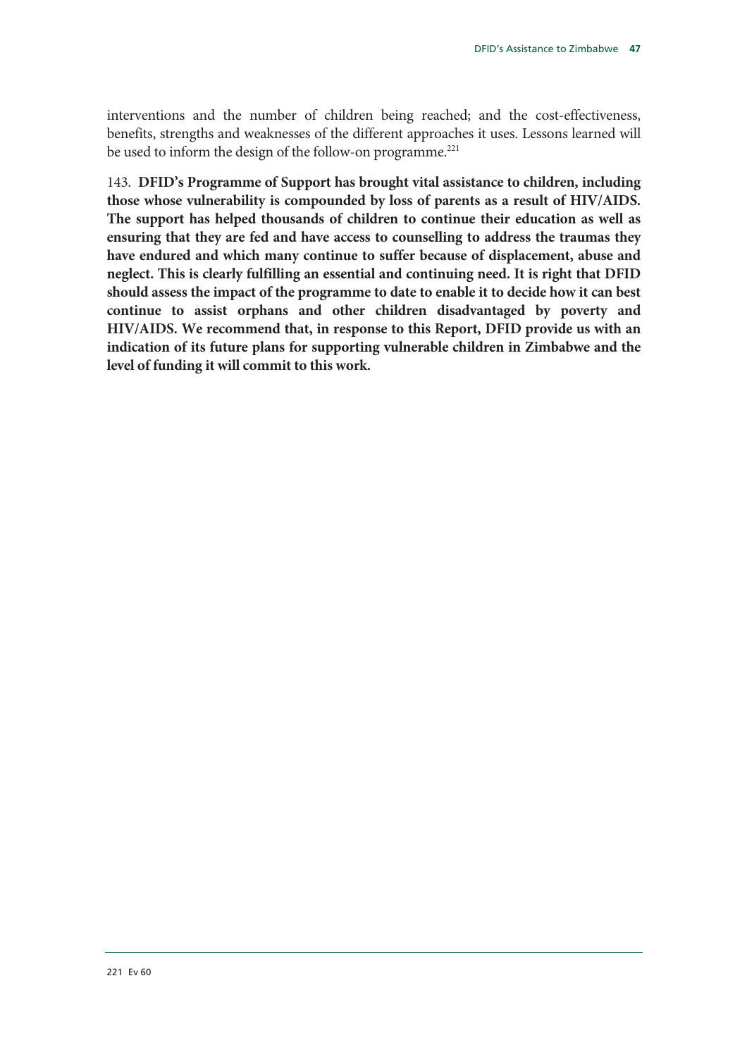interventions and the number of children being reached; and the cost-effectiveness, benefits, strengths and weaknesses of the different approaches it uses. Lessons learned will be used to inform the design of the follow-on programme.[221]

143. **DFID's Programme of Support has brought vital assistance to children, including those whose vulnerability is compounded by loss of parents as a result of HIV/AIDS. The support has helped thousands of children to continue their education as well as ensuring that they are fed and have access to counselling to address the traumas they have endured and which many continue to suffer because of displacement, abuse and neglect. This is clearly fulfilling an essential and continuing need. It is right that DFID should assess the impact of the programme to date to enable it to decide how it can best continue to assist orphans and other children disadvantaged by poverty and HIV/AIDS. We recommend that, in response to this Report, DFID provide us with an indication of its future plans for supporting vulnerable children in Zimbabwe and the level of funding it will commit to this work.**

221 Ev 60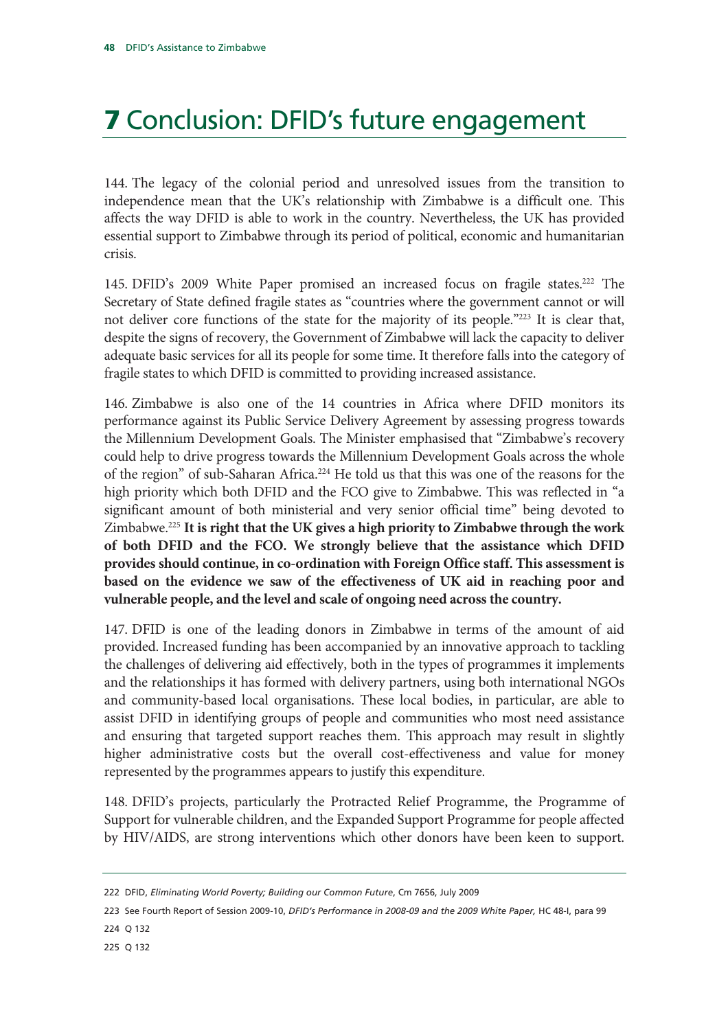# 7 Conclusion: DFID's future engagement

144. The legacy of the colonial period and unresolved issues from the transition to independence mean that the UK's relationship with Zimbabwe is a difficult one. This affects the way DFID is able to work in the country. Nevertheless, the UK has provided essential support to Zimbabwe through its period of political, economic and humanitarian crisis.

145. DFID's 2009 White Paper promised an increased focus on fragile states.[222] The Secretary of State defined fragile states as "countries where the government cannot or will not deliver core functions of the state for the majority of its people."[223] It is clear that, despite the signs of recovery, the Government of Zimbabwe will lack the capacity to deliver adequate basic services for all its people for some time. It therefore falls into the category of fragile states to which DFID is committed to providing increased assistance.

146. Zimbabwe is also one of the 14 countries in Africa where DFID monitors its performance against its Public Service Delivery Agreement by assessing progress towards the Millennium Development Goals. The Minister emphasised that "Zimbabwe's recovery could help to drive progress towards the Millennium Development Goals across the whole of the region" of sub-Saharan Africa.[224] He told us that this was one of the reasons for the high priority which both DFID and the FCO give to Zimbabwe. This was reflected in "a significant amount of both ministerial and very senior official time" being devoted to Zimbabwe.[225] **It is right that the UK gives a high priority to Zimbabwe through the work of both DFID and the FCO. We strongly believe that the assistance which DFID provides should continue, in co-ordination with Foreign Office staff. This assessment is based on the evidence we saw of the effectiveness of UK aid in reaching poor and vulnerable people, and the level and scale of ongoing need across the country.**

147. DFID is one of the leading donors in Zimbabwe in terms of the amount of aid provided. Increased funding has been accompanied by an innovative approach to tackling the challenges of delivering aid effectively, both in the types of programmes it implements and the relationships it has formed with delivery partners, using both international NGOs and community-based local organisations. These local bodies, in particular, are able to assist DFID in identifying groups of people and communities who most need assistance and ensuring that targeted support reaches them. This approach may result in slightly higher administrative costs but the overall cost-effectiveness and value for money represented by the programmes appears to justify this expenditure.

148. DFID's projects, particularly the Protracted Relief Programme, the Programme of Support for vulnerable children, and the Expanded Support Programme for people affected by HIV/AIDS, are strong interventions which other donors have been keen to support.

---

222 DFID, *Eliminating World Poverty; Building our Common Future*, Cm 7656, July 2009

223 See Fourth Report of Session 2009-10, *DFID's Performance in 2008-09 and the 2009 White Paper,* HC 48-I, para 99

224 Q 132

225 Q 132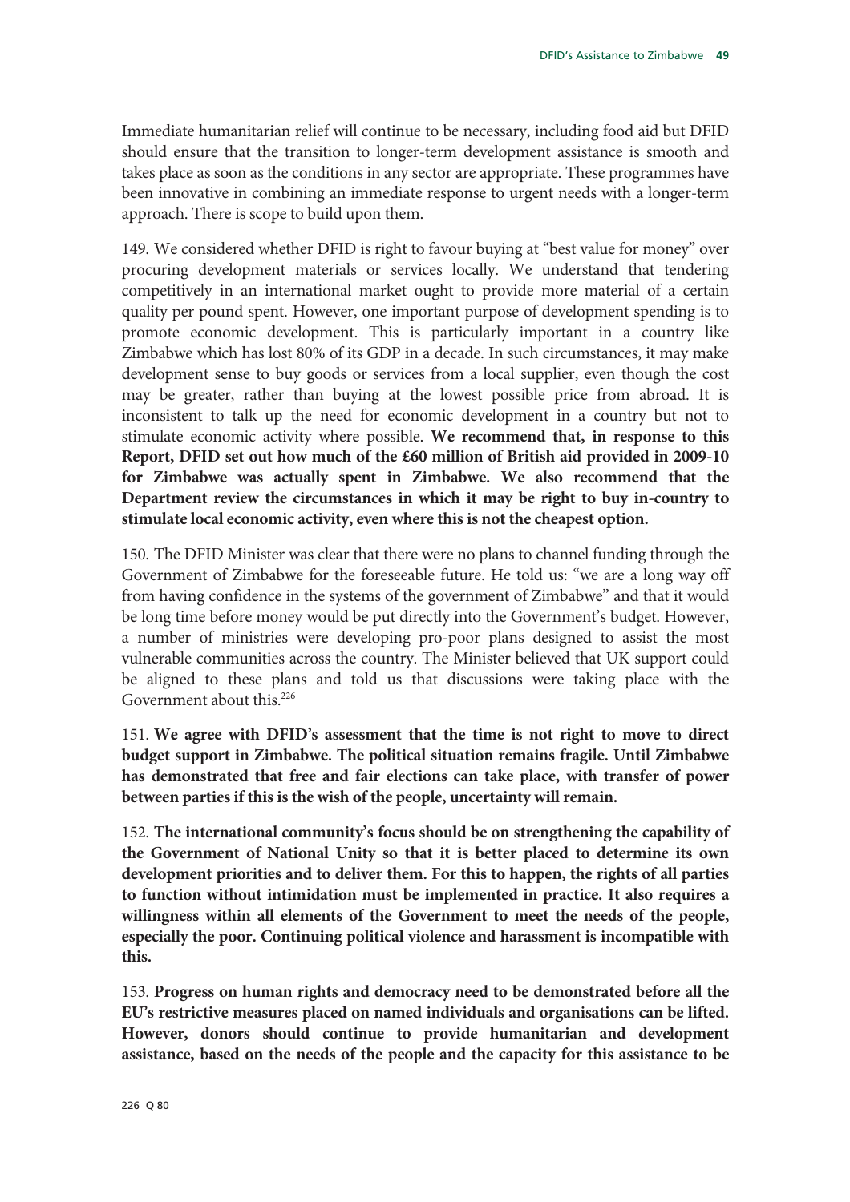Immediate humanitarian relief will continue to be necessary, including food aid but DFID should ensure that the transition to longer-term development assistance is smooth and takes place as soon as the conditions in any sector are appropriate. These programmes have been innovative in combining an immediate response to urgent needs with a longer-term approach. There is scope to build upon them.

149. We considered whether DFID is right to favour buying at "best value for money" over procuring development materials or services locally. We understand that tendering competitively in an international market ought to provide more material of a certain quality per pound spent. However, one important purpose of development spending is to promote economic development. This is particularly important in a country like Zimbabwe which has lost 80% of its GDP in a decade. In such circumstances, it may make development sense to buy goods or services from a local supplier, even though the cost may be greater, rather than buying at the lowest possible price from abroad. It is inconsistent to talk up the need for economic development in a country but not to stimulate economic activity where possible. **We recommend that, in response to this Report, DFID set out how much of the £60 million of British aid provided in 2009-10 for Zimbabwe was actually spent in Zimbabwe. We also recommend that the Department review the circumstances in which it may be right to buy in-country to stimulate local economic activity, even where this is not the cheapest option.**

150. The DFID Minister was clear that there were no plans to channel funding through the Government of Zimbabwe for the foreseeable future. He told us: "we are a long way off from having confidence in the systems of the government of Zimbabwe" and that it would be long time before money would be put directly into the Government's budget. However, a number of ministries were developing pro-poor plans designed to assist the most vulnerable communities across the country. The Minister believed that UK support could be aligned to these plans and told us that discussions were taking place with the Government about this.[226]

151. **We agree with DFID's assessment that the time is not right to move to direct budget support in Zimbabwe. The political situation remains fragile. Until Zimbabwe has demonstrated that free and fair elections can take place, with transfer of power between parties if this is the wish of the people, uncertainty will remain.**

152. **The international community's focus should be on strengthening the capability of the Government of National Unity so that it is better placed to determine its own development priorities and to deliver them. For this to happen, the rights of all parties to function without intimidation must be implemented in practice. It also requires a willingness within all elements of the Government to meet the needs of the people, especially the poor. Continuing political violence and harassment is incompatible with this.**

153. **Progress on human rights and democracy need to be demonstrated before all the EU's restrictive measures placed on named individuals and organisations can be lifted. However, donors should continue to provide humanitarian and development assistance, based on the needs of the people and the capacity for this assistance to be**

---

226 Q 80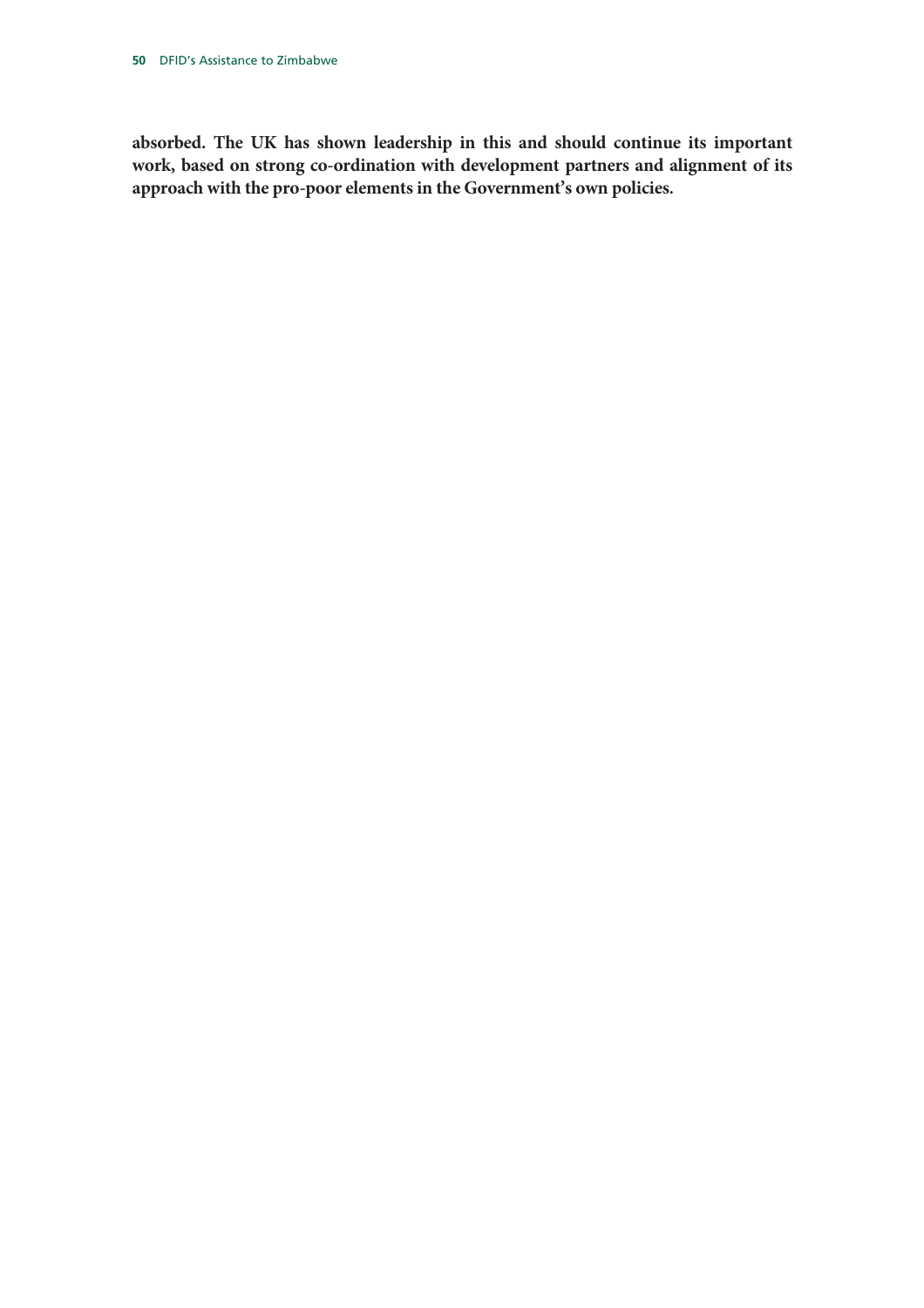**absorbed. The UK has shown leadership in this and should continue its important work, based on strong co-ordination with development partners and alignment of its approach with the pro-poor elements in the Government's own policies.**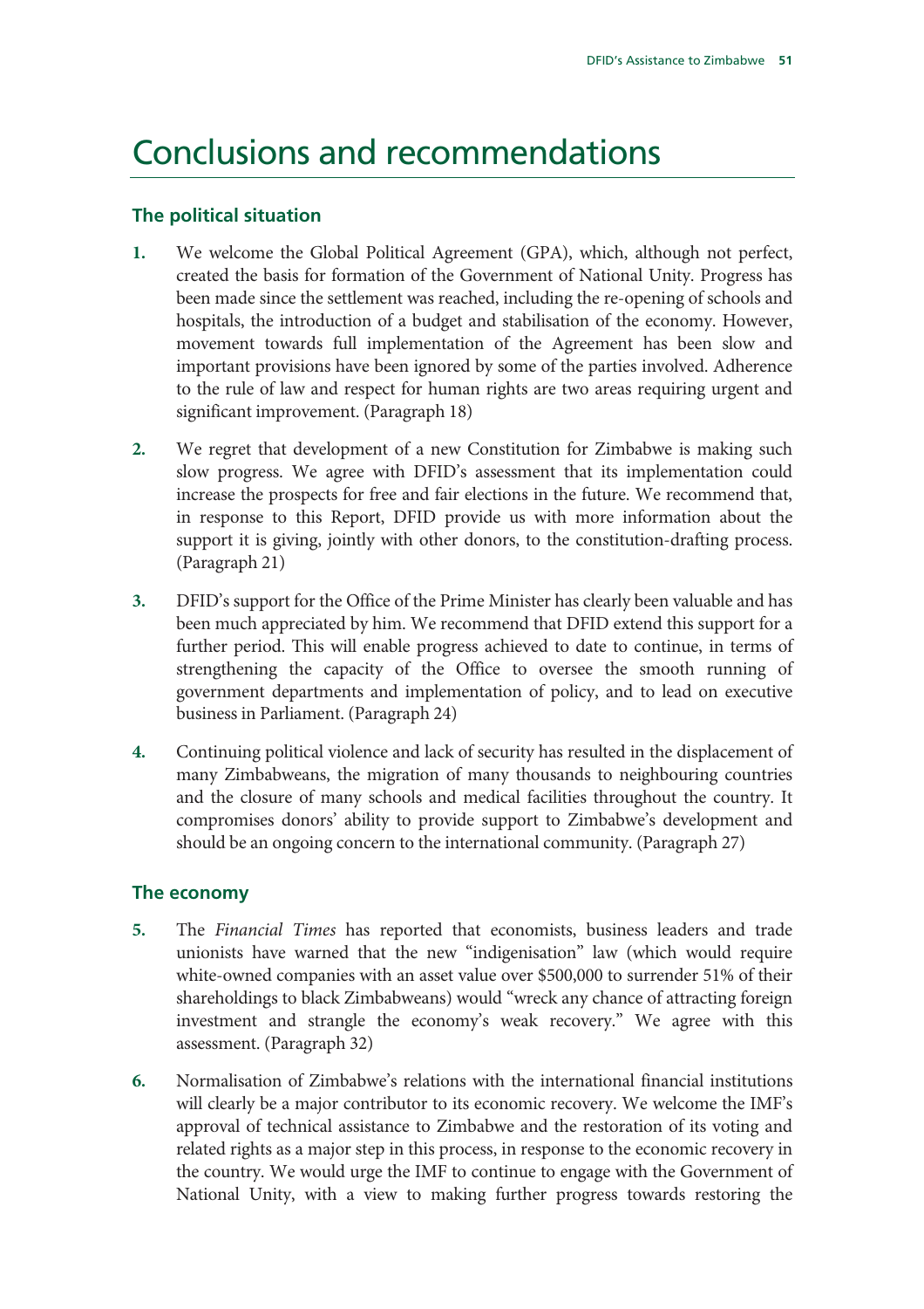# Conclusions and recommendations

## The political situation

1. **We welcome the Global Political Agreement (GPA), which, although not perfect, created the basis for formation of the Government of National Unity. Progress has been made since the settlement was reached, including the re-opening of schools and hospitals, the introduction of a budget and stabilisation of the economy. However, movement towards full implementation of the Agreement has been slow and important provisions have been ignored by some of the parties involved. Adherence to the rule of law and respect for human rights are two areas requiring urgent and significant improvement.** (Paragraph 18)

2. **We regret that development of a new Constitution for Zimbabwe is making such slow progress. We agree with DFID's assessment that its implementation could increase the prospects for free and fair elections in the future. We recommend that, in response to this Report, DFID provide us with more information about the support it is giving, jointly with other donors, to the constitution-drafting process.** (Paragraph 21)

3. **DFID's support for the Office of the Prime Minister has clearly been valuable and has been much appreciated by him. We recommend that DFID extend this support for a further period. This will enable progress achieved to date to continue, in terms of strengthening the capacity of the Office to oversee the smooth running of government departments and implementation of policy, and to lead on executive business in Parliament.** (Paragraph 24)

4. **Continuing political violence and lack of security has resulted in the displacement of many Zimbabweans, the migration of many thousands to neighbouring countries and the closure of many schools and medical facilities throughout the country. It compromises donors' ability to provide support to Zimbabwe's development and should be an ongoing concern to the international community.** (Paragraph 27)

## The economy

5. **The *Financial Times* has reported that economists, business leaders and trade unionists have warned that the new "indigenisation" law (which would require white-owned companies with an asset value over $500,000 to surrender 51% of their shareholdings to black Zimbabweans) would "wreck any chance of attracting foreign investment and strangle the economy's weak recovery." We agree with this assessment.** (Paragraph 32)

6. **Normalisation of Zimbabwe's relations with the international financial institutions will clearly be a major contributor to its economic recovery. We welcome the IMF's approval of technical assistance to Zimbabwe and the restoration of its voting and related rights as a major step in this process, in response to the economic recovery in the country. We would urge the IMF to continue to engage with the Government of National Unity, with a view to making further progress towards restoring the**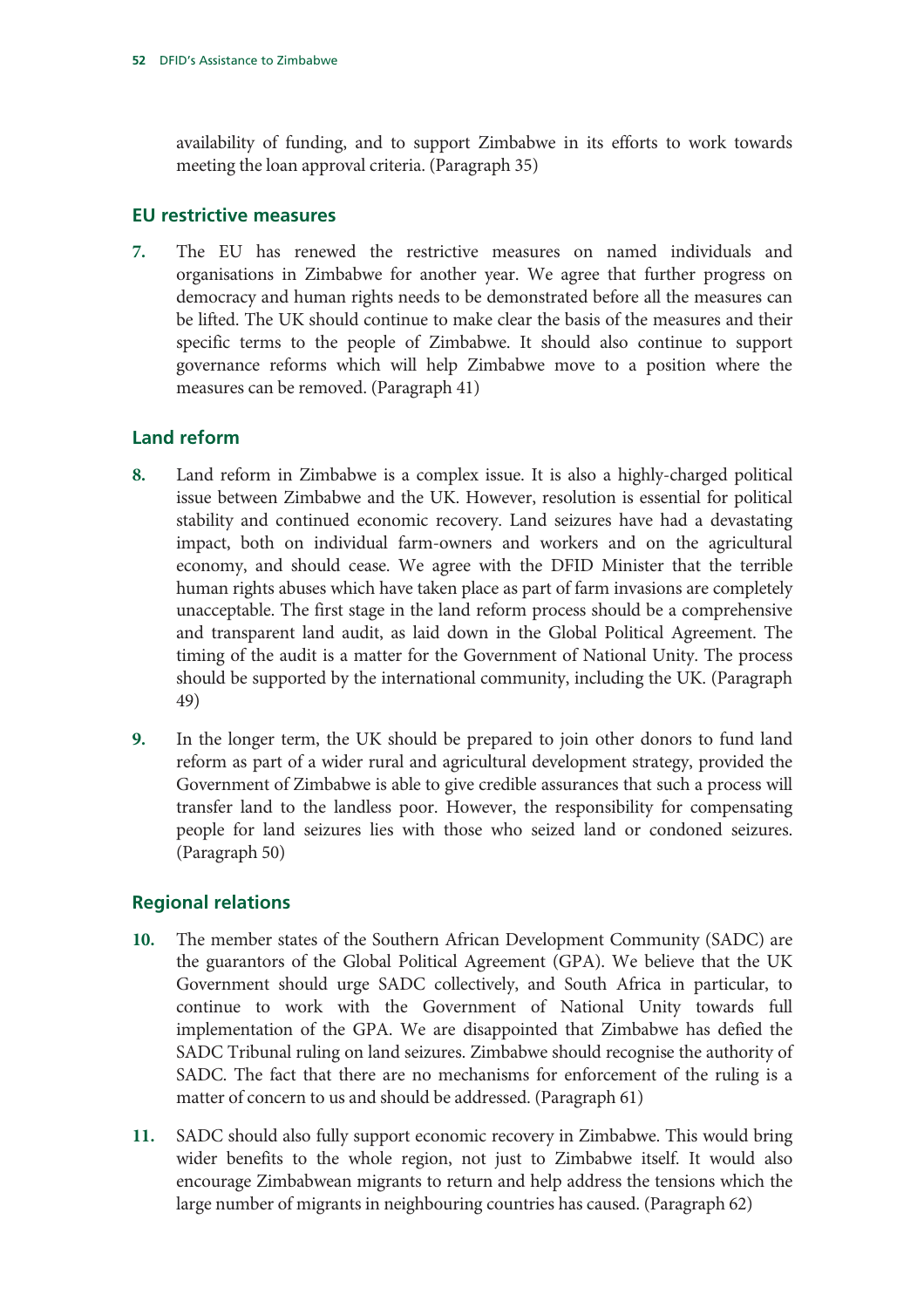availability of funding, and to support Zimbabwe in its efforts to work towards meeting the loan approval criteria. (Paragraph 35)

### EU restrictive measures

**7.** The EU has renewed the restrictive measures on named individuals and organisations in Zimbabwe for another year. We agree that further progress on democracy and human rights needs to be demonstrated before all the measures can be lifted. The UK should continue to make clear the basis of the measures and their specific terms to the people of Zimbabwe. It should also continue to support governance reforms which will help Zimbabwe move to a position where the measures can be removed. (Paragraph 41)

### Land reform

**8.** Land reform in Zimbabwe is a complex issue. It is also a highly-charged political issue between Zimbabwe and the UK. However, resolution is essential for political stability and continued economic recovery. Land seizures have had a devastating impact, both on individual farm-owners and workers and on the agricultural economy, and should cease. We agree with the DFID Minister that the terrible human rights abuses which have taken place as part of farm invasions are completely unacceptable. The first stage in the land reform process should be a comprehensive and transparent land audit, as laid down in the Global Political Agreement. The timing of the audit is a matter for the Government of National Unity. The process should be supported by the international community, including the UK. (Paragraph 49)

**9.** In the longer term, the UK should be prepared to join other donors to fund land reform as part of a wider rural and agricultural development strategy, provided the Government of Zimbabwe is able to give credible assurances that such a process will transfer land to the landless poor. However, the responsibility for compensating people for land seizures lies with those who seized land or condoned seizures. (Paragraph 50)

### Regional relations

**10.** The member states of the Southern African Development Community (SADC) are the guarantors of the Global Political Agreement (GPA). We believe that the UK Government should urge SADC collectively, and South Africa in particular, to continue to work with the Government of National Unity towards full implementation of the GPA. We are disappointed that Zimbabwe has defied the SADC Tribunal ruling on land seizures. Zimbabwe should recognise the authority of SADC. The fact that there are no mechanisms for enforcement of the ruling is a matter of concern to us and should be addressed. (Paragraph 61)

**11.** SADC should also fully support economic recovery in Zimbabwe. This would bring wider benefits to the whole region, not just to Zimbabwe itself. It would also encourage Zimbabwean migrants to return and help address the tensions which the large number of migrants in neighbouring countries has caused. (Paragraph 62)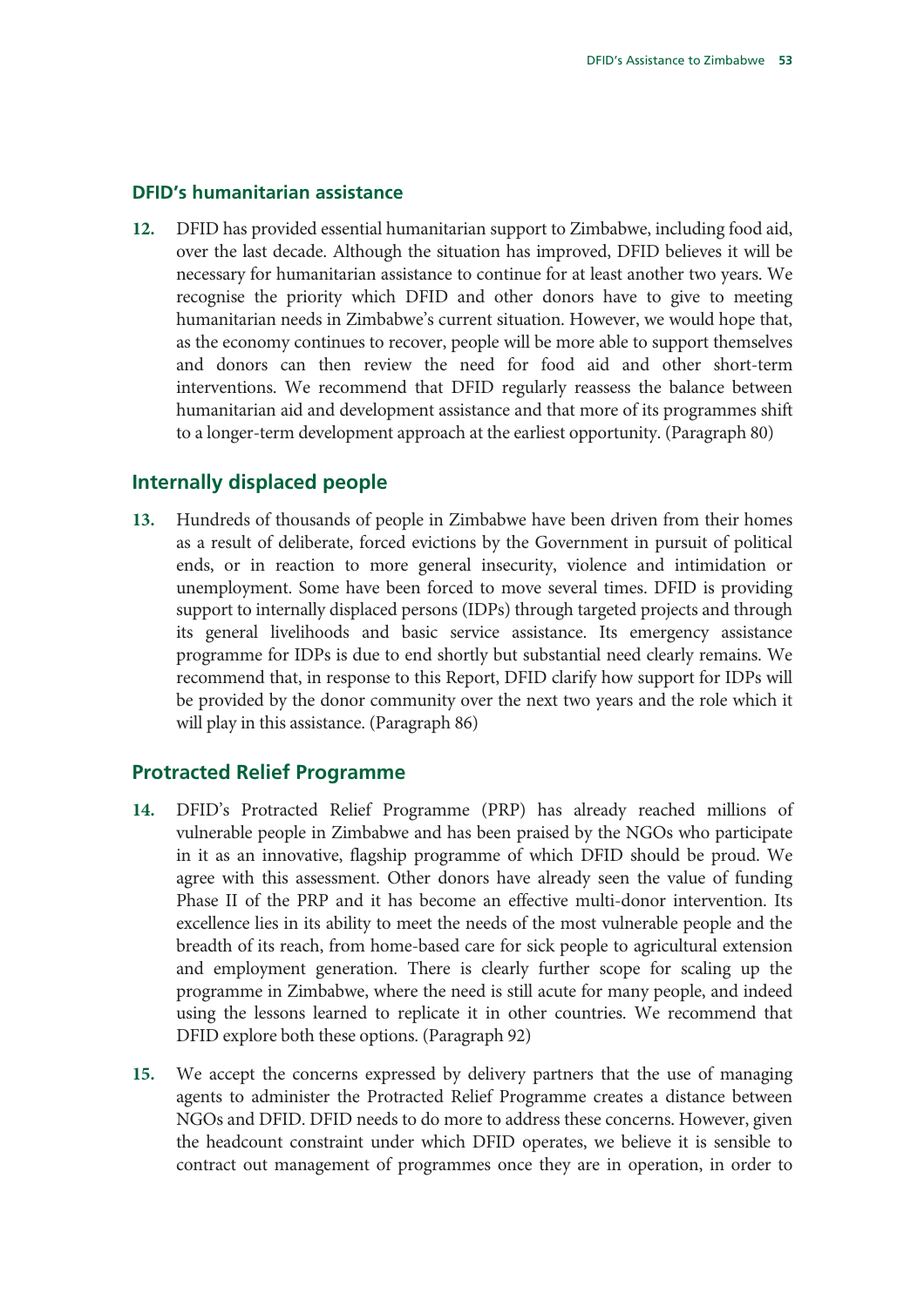### DFID's humanitarian assistance

**12.** DFID has provided essential humanitarian support to Zimbabwe, including food aid, over the last decade. Although the situation has improved, DFID believes it will be necessary for humanitarian assistance to continue for at least another two years. We recognise the priority which DFID and other donors have to give to meeting humanitarian needs in Zimbabwe's current situation. However, we would hope that, as the economy continues to recover, people will be more able to support themselves and donors can then review the need for food aid and other short-term interventions. We recommend that DFID regularly reassess the balance between humanitarian aid and development assistance and that more of its programmes shift to a longer-term development approach at the earliest opportunity. (Paragraph 80)

## Internally displaced people

**13.** Hundreds of thousands of people in Zimbabwe have been driven from their homes as a result of deliberate, forced evictions by the Government in pursuit of political ends, or in reaction to more general insecurity, violence and intimidation or unemployment. Some have been forced to move several times. DFID is providing support to internally displaced persons (IDPs) through targeted projects and through its general livelihoods and basic service assistance. Its emergency assistance programme for IDPs is due to end shortly but substantial need clearly remains. We recommend that, in response to this Report, DFID clarify how support for IDPs will be provided by the donor community over the next two years and the role which it will play in this assistance. (Paragraph 86)

## Protracted Relief Programme

**14.** DFID's Protracted Relief Programme (PRP) has already reached millions of vulnerable people in Zimbabwe and has been praised by the NGOs who participate in it as an innovative, flagship programme of which DFID should be proud. We agree with this assessment. Other donors have already seen the value of funding Phase II of the PRP and it has become an effective multi-donor intervention. Its excellence lies in its ability to meet the needs of the most vulnerable people and the breadth of its reach, from home-based care for sick people to agricultural extension and employment generation. There is clearly further scope for scaling up the programme in Zimbabwe, where the need is still acute for many people, and indeed using the lessons learned to replicate it in other countries. We recommend that DFID explore both these options. (Paragraph 92)

**15.** We accept the concerns expressed by delivery partners that the use of managing agents to administer the Protracted Relief Programme creates a distance between NGOs and DFID. DFID needs to do more to address these concerns. However, given the headcount constraint under which DFID operates, we believe it is sensible to contract out management of programmes once they are in operation, in order to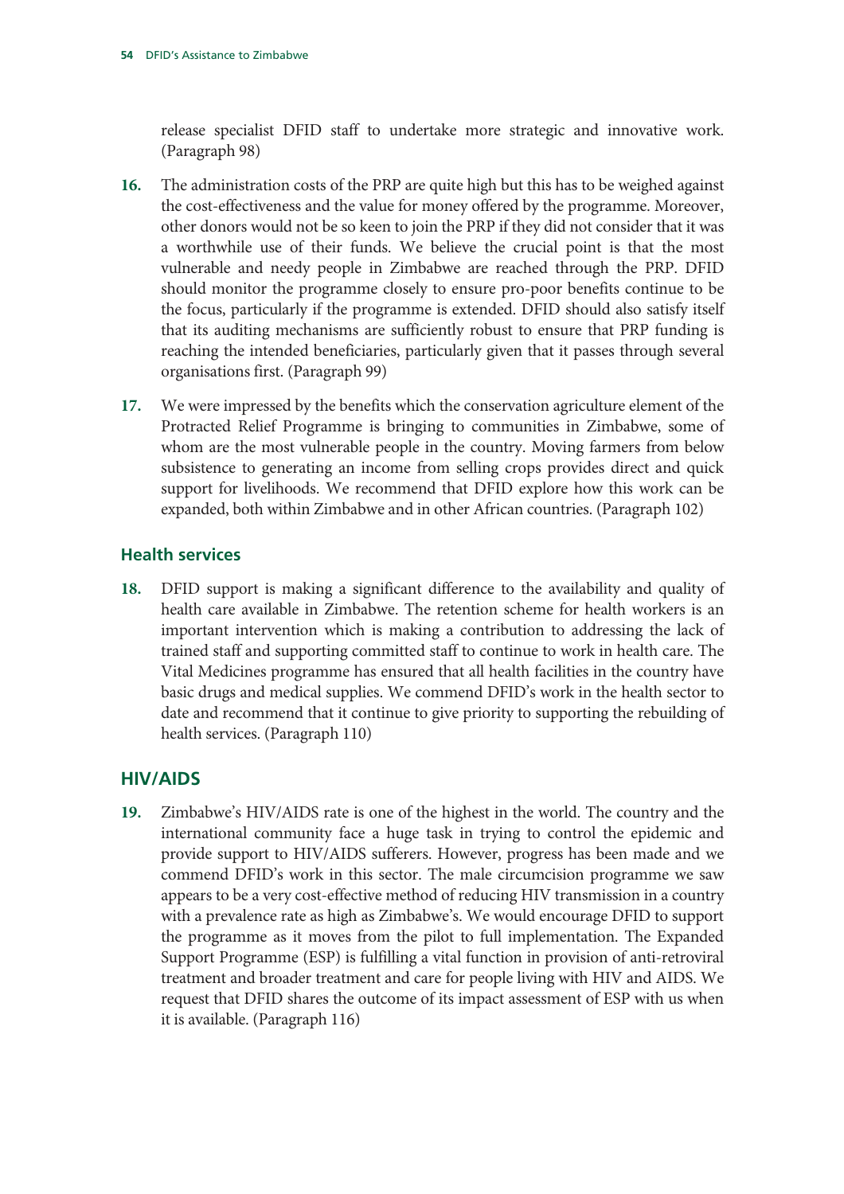release specialist DFID staff to undertake more strategic and innovative work. (Paragraph 98)

16. The administration costs of the PRP are quite high but this has to be weighed against the cost-effectiveness and the value for money offered by the programme. Moreover, other donors would not be so keen to join the PRP if they did not consider that it was a worthwhile use of their funds. We believe the crucial point is that the most vulnerable and needy people in Zimbabwe are reached through the PRP. DFID should monitor the programme closely to ensure pro-poor benefits continue to be the focus, particularly if the programme is extended. DFID should also satisfy itself that its auditing mechanisms are sufficiently robust to ensure that PRP funding is reaching the intended beneficiaries, particularly given that it passes through several organisations first. (Paragraph 99)

17. We were impressed by the benefits which the conservation agriculture element of the Protracted Relief Programme is bringing to communities in Zimbabwe, some of whom are the most vulnerable people in the country. Moving farmers from below subsistence to generating an income from selling crops provides direct and quick support for livelihoods. We recommend that DFID explore how this work can be expanded, both within Zimbabwe and in other African countries. (Paragraph 102)

### Health services

18. DFID support is making a significant difference to the availability and quality of health care available in Zimbabwe. The retention scheme for health workers is an important intervention which is making a contribution to addressing the lack of trained staff and supporting committed staff to continue to work in health care. The Vital Medicines programme has ensured that all health facilities in the country have basic drugs and medical supplies. We commend DFID's work in the health sector to date and recommend that it continue to give priority to supporting the rebuilding of health services. (Paragraph 110)

## HIV/AIDS

19. Zimbabwe's HIV/AIDS rate is one of the highest in the world. The country and the international community face a huge task in trying to control the epidemic and provide support to HIV/AIDS sufferers. However, progress has been made and we commend DFID's work in this sector. The male circumcision programme we saw appears to be a very cost-effective method of reducing HIV transmission in a country with a prevalence rate as high as Zimbabwe's. We would encourage DFID to support the programme as it moves from the pilot to full implementation. The Expanded Support Programme (ESP) is fulfilling a vital function in provision of anti-retroviral treatment and broader treatment and care for people living with HIV and AIDS. We request that DFID shares the outcome of its impact assessment of ESP with us when it is available. (Paragraph 116)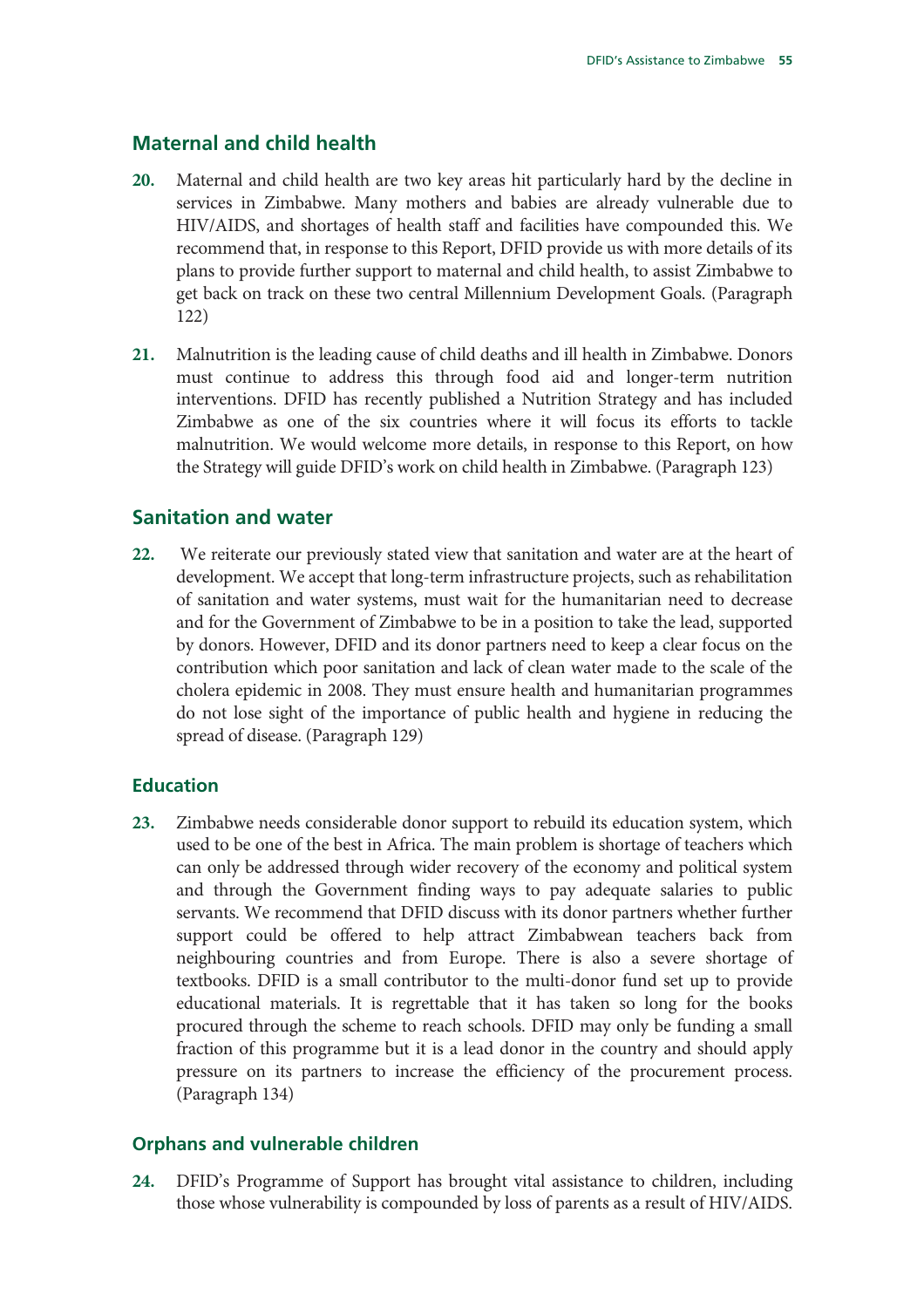## Maternal and child health

**20.** Maternal and child health are two key areas hit particularly hard by the decline in services in Zimbabwe. Many mothers and babies are already vulnerable due to HIV/AIDS, and shortages of health staff and facilities have compounded this. We recommend that, in response to this Report, DFID provide us with more details of its plans to provide further support to maternal and child health, to assist Zimbabwe to get back on track on these two central Millennium Development Goals. (Paragraph 122)

**21.** Malnutrition is the leading cause of child deaths and ill health in Zimbabwe. Donors must continue to address this through food aid and longer-term nutrition interventions. DFID has recently published a Nutrition Strategy and has included Zimbabwe as one of the six countries where it will focus its efforts to tackle malnutrition. We would welcome more details, in response to this Report, on how the Strategy will guide DFID's work on child health in Zimbabwe. (Paragraph 123)

## Sanitation and water

**22.** We reiterate our previously stated view that sanitation and water are at the heart of development. We accept that long-term infrastructure projects, such as rehabilitation of sanitation and water systems, must wait for the humanitarian need to decrease and for the Government of Zimbabwe to be in a position to take the lead, supported by donors. However, DFID and its donor partners need to keep a clear focus on the contribution which poor sanitation and lack of clean water made to the scale of the cholera epidemic in 2008. They must ensure health and humanitarian programmes do not lose sight of the importance of public health and hygiene in reducing the spread of disease. (Paragraph 129)

## Education

**23.** Zimbabwe needs considerable donor support to rebuild its education system, which used to be one of the best in Africa. The main problem is shortage of teachers which can only be addressed through wider recovery of the economy and political system and through the Government finding ways to pay adequate salaries to public servants. We recommend that DFID discuss with its donor partners whether further support could be offered to help attract Zimbabwean teachers back from neighbouring countries and from Europe. There is also a severe shortage of textbooks. DFID is a small contributor to the multi-donor fund set up to provide educational materials. It is regrettable that it has taken so long for the books procured through the scheme to reach schools. DFID may only be funding a small fraction of this programme but it is a lead donor in the country and should apply pressure on its partners to increase the efficiency of the procurement process. (Paragraph 134)

## Orphans and vulnerable children

**24.** DFID's Programme of Support has brought vital assistance to children, including those whose vulnerability is compounded by loss of parents as a result of HIV/AIDS.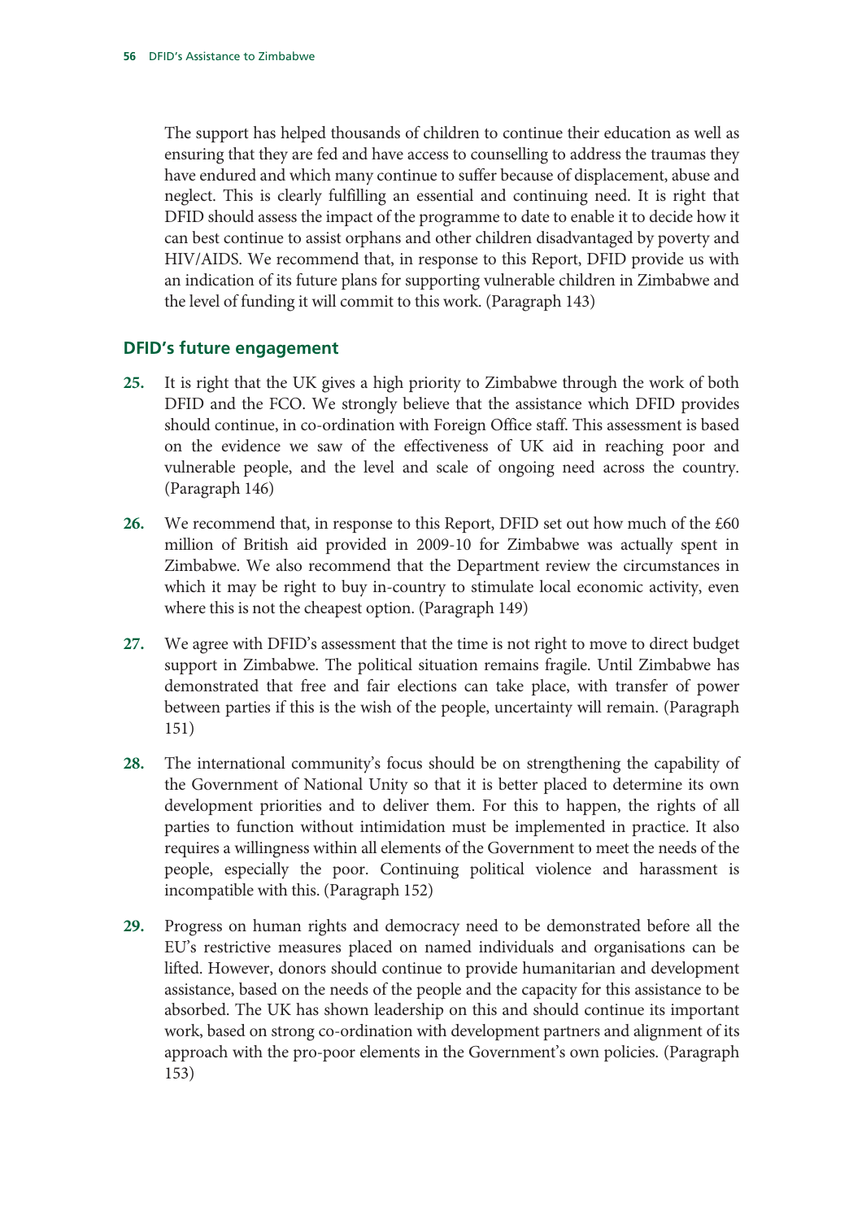The support has helped thousands of children to continue their education as well as ensuring that they are fed and have access to counselling to address the traumas they have endured and which many continue to suffer because of displacement, abuse and neglect. This is clearly fulfilling an essential and continuing need. It is right that DFID should assess the impact of the programme to date to enable it to decide how it can best continue to assist orphans and other children disadvantaged by poverty and HIV/AIDS. We recommend that, in response to this Report, DFID provide us with an indication of its future plans for supporting vulnerable children in Zimbabwe and the level of funding it will commit to this work. (Paragraph 143)

### DFID's future engagement

25. It is right that the UK gives a high priority to Zimbabwe through the work of both DFID and the FCO. We strongly believe that the assistance which DFID provides should continue, in co-ordination with Foreign Office staff. This assessment is based on the evidence we saw of the effectiveness of UK aid in reaching poor and vulnerable people, and the level and scale of ongoing need across the country. (Paragraph 146)

26. We recommend that, in response to this Report, DFID set out how much of the £60 million of British aid provided in 2009-10 for Zimbabwe was actually spent in Zimbabwe. We also recommend that the Department review the circumstances in which it may be right to buy in-country to stimulate local economic activity, even where this is not the cheapest option. (Paragraph 149)

27. We agree with DFID's assessment that the time is not right to move to direct budget support in Zimbabwe. The political situation remains fragile. Until Zimbabwe has demonstrated that free and fair elections can take place, with transfer of power between parties if this is the wish of the people, uncertainty will remain. (Paragraph 151)

28. The international community's focus should be on strengthening the capability of the Government of National Unity so that it is better placed to determine its own development priorities and to deliver them. For this to happen, the rights of all parties to function without intimidation must be implemented in practice. It also requires a willingness within all elements of the Government to meet the needs of the people, especially the poor. Continuing political violence and harassment is incompatible with this. (Paragraph 152)

29. Progress on human rights and democracy need to be demonstrated before all the EU's restrictive measures placed on named individuals and organisations can be lifted. However, donors should continue to provide humanitarian and development assistance, based on the needs of the people and the capacity for this assistance to be absorbed. The UK has shown leadership on this and should continue its important work, based on strong co-ordination with development partners and alignment of its approach with the pro-poor elements in the Government's own policies. (Paragraph 153)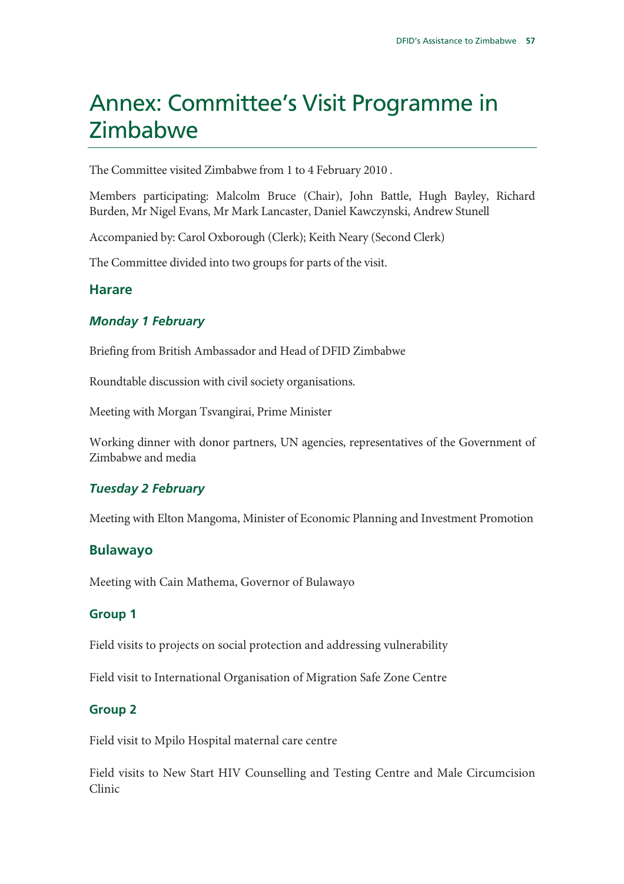# Annex: Committee's Visit Programme in Zimbabwe

The Committee visited Zimbabwe from 1 to 4 February 2010 .

Members participating: Malcolm Bruce (Chair), John Battle, Hugh Bayley, Richard Burden, Mr Nigel Evans, Mr Mark Lancaster, Daniel Kawczynski, Andrew Stunell

Accompanied by: Carol Oxborough (Clerk); Keith Neary (Second Clerk)

The Committee divided into two groups for parts of the visit.

## Harare

### *Monday 1 February*

Briefing from British Ambassador and Head of DFID Zimbabwe

Roundtable discussion with civil society organisations.

Meeting with Morgan Tsvangirai, Prime Minister

Working dinner with donor partners, UN agencies, representatives of the Government of Zimbabwe and media

### *Tuesday 2 February*

Meeting with Elton Mangoma, Minister of Economic Planning and Investment Promotion

## Bulawayo

Meeting with Cain Mathema, Governor of Bulawayo

### Group 1

Field visits to projects on social protection and addressing vulnerability

Field visit to International Organisation of Migration Safe Zone Centre

### Group 2

Field visit to Mpilo Hospital maternal care centre

Field visits to New Start HIV Counselling and Testing Centre and Male Circumcision Clinic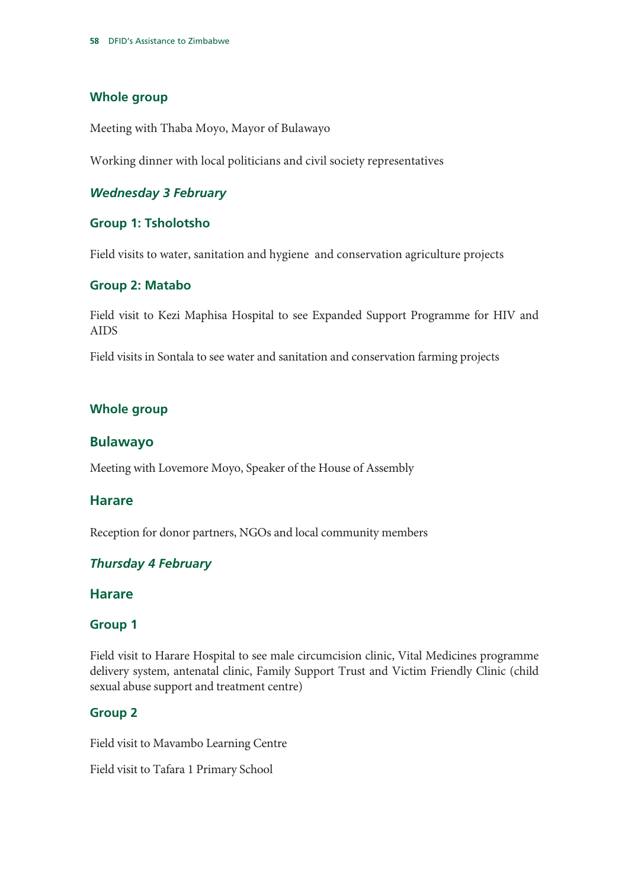### Whole group

Meeting with Thaba Moyo, Mayor of Bulawayo

Working dinner with local politicians and civil society representatives

#### *Wednesday 3 February*

### Group 1: Tsholotsho

Field visits to water, sanitation and hygiene and conservation agriculture projects

### Group 2: Matabo

Field visit to Kezi Maphisa Hospital to see Expanded Support Programme for HIV and AIDS

Field visits in Sontala to see water and sanitation and conservation farming projects

### Whole group

## Bulawayo

Meeting with Lovemore Moyo, Speaker of the House of Assembly

## Harare

Reception for donor partners, NGOs and local community members

#### *Thursday 4 February*

## Harare

### Group 1

Field visit to Harare Hospital to see male circumcision clinic, Vital Medicines programme delivery system, antenatal clinic, Family Support Trust and Victim Friendly Clinic (child sexual abuse support and treatment centre)

### Group 2

Field visit to Mavambo Learning Centre

Field visit to Tafara 1 Primary School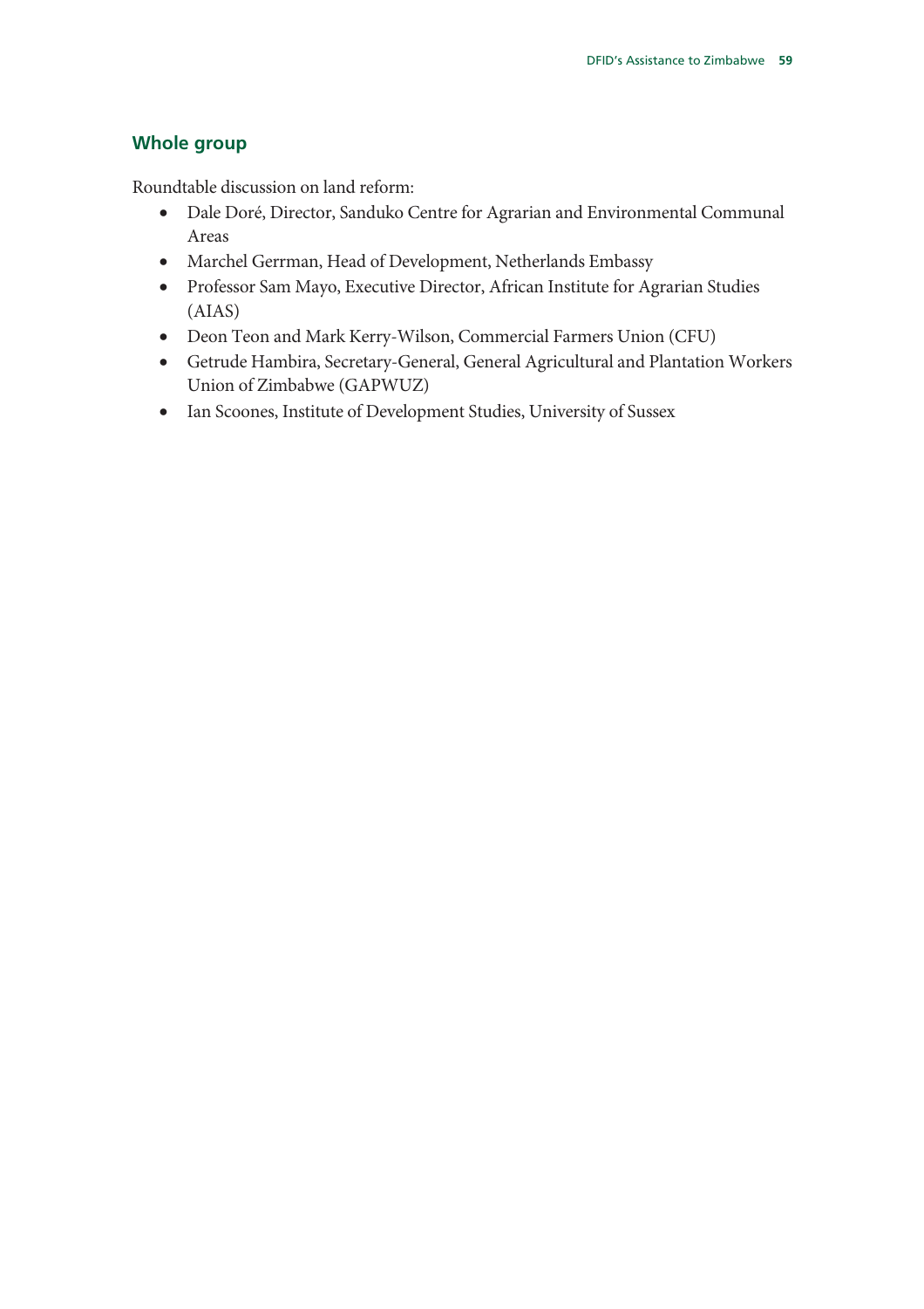## Whole group

Roundtable discussion on land reform:

- Dale Doré, Director, Sanduko Centre for Agrarian and Environmental Communal Areas
- Marchel Gerrman, Head of Development, Netherlands Embassy
- Professor Sam Mayo, Executive Director, African Institute for Agrarian Studies (AIAS)
- Deon Teon and Mark Kerry-Wilson, Commercial Farmers Union (CFU)
- Getrude Hambira, Secretary-General, General Agricultural and Plantation Workers Union of Zimbabwe (GAPWUZ)
- Ian Scoones, Institute of Development Studies, University of Sussex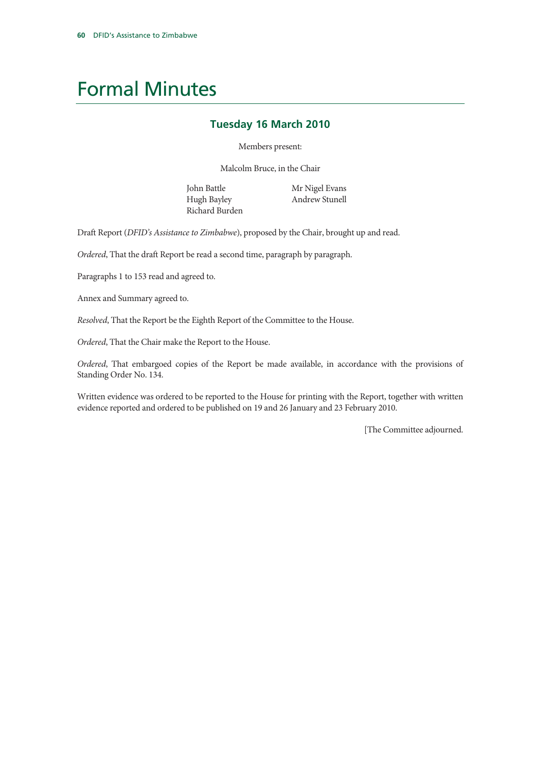# Formal Minutes

### Tuesday 16 March 2010

Members present:

Malcolm Bruce, in the Chair

John Battle
Hugh Bayley
Richard Burden
Mr Nigel Evans
Andrew Stunell

Draft Report (*DFID's Assistance to Zimbabwe*), proposed by the Chair, brought up and read.

*Ordered*, That the draft Report be read a second time, paragraph by paragraph.

Paragraphs 1 to 153 read and agreed to.

Annex and Summary agreed to.

*Resolved*, That the Report be the Eighth Report of the Committee to the House.

*Ordered*, That the Chair make the Report to the House.

*Ordered*, That embargoed copies of the Report be made available, in accordance with the provisions of Standing Order No. 134.

Written evidence was ordered to be reported to the House for printing with the Report, together with written evidence reported and ordered to be published on 19 and 26 January and 23 February 2010.

[The Committee adjourned.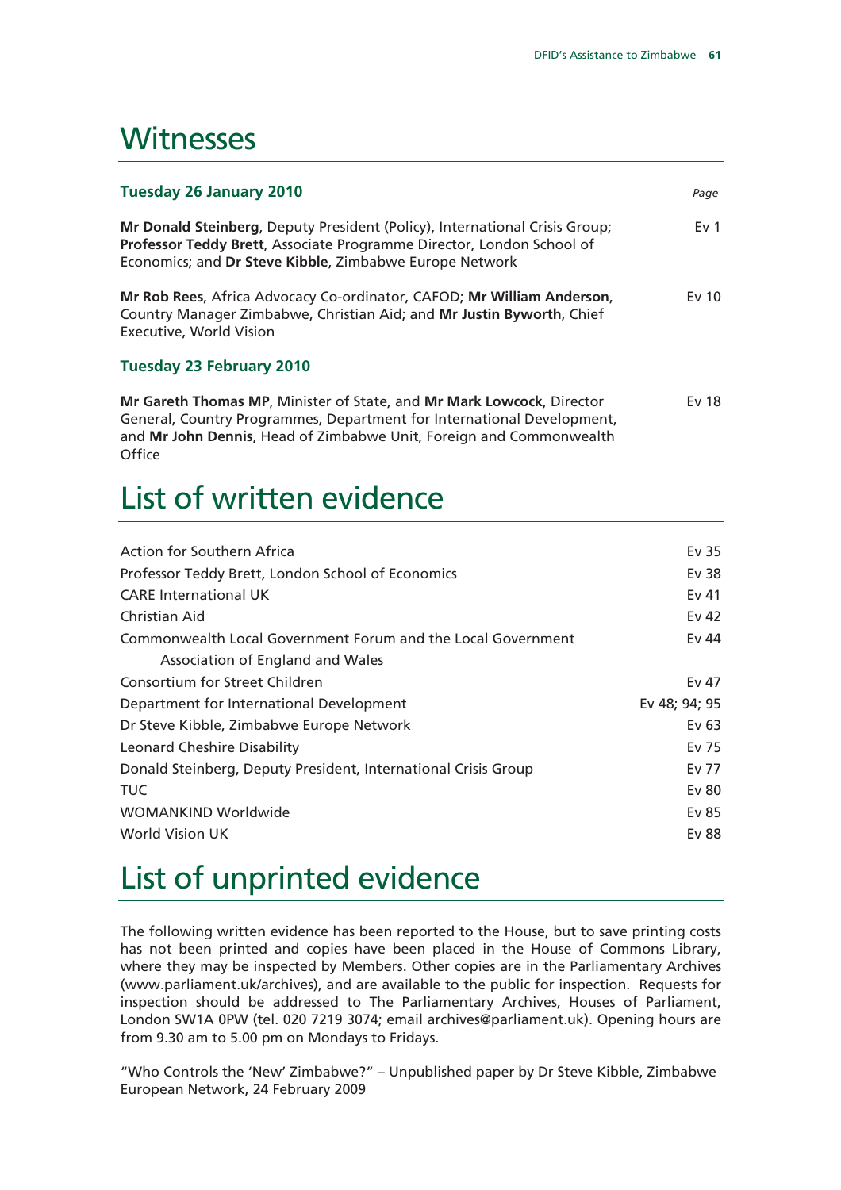# Witnesses

| **Tuesday 26 January 2010** | *Page* |
|---|---|
| **Mr Donald Steinberg**, Deputy President (Policy), International Crisis Group; **Professor Teddy Brett**, Associate Programme Director, London School of Economics; and **Dr Steve Kibble**, Zimbabwe Europe Network | Ev 1 |
| **Mr Rob Rees**, Africa Advocacy Co-ordinator, CAFOD; **Mr William Anderson**, Country Manager Zimbabwe, Christian Aid; and **Mr Justin Byworth**, Chief Executive, World Vision | Ev 10 |
| **Tuesday 23 February 2010** | |
| **Mr Gareth Thomas MP**, Minister of State, and **Mr Mark Lowcock**, Director General, Country Programmes, Department for International Development, and **Mr John Dennis**, Head of Zimbabwe Unit, Foreign and Commonwealth Office | Ev 18 |

# List of written evidence

| | |
|---|---|
| Action for Southern Africa | Ev 35 |
| Professor Teddy Brett, London School of Economics | Ev 38 |
| CARE International UK | Ev 41 |
| Christian Aid | Ev 42 |
| Commonwealth Local Government Forum and the Local Government Association of England and Wales | Ev 44 |
| Consortium for Street Children | Ev 47 |
| Department for International Development | Ev 48; 94; 95 |
| Dr Steve Kibble, Zimbabwe Europe Network | Ev 63 |
| Leonard Cheshire Disability | Ev 75 |
| Donald Steinberg, Deputy President, International Crisis Group | Ev 77 |
| TUC | Ev 80 |
| WOMANKIND Worldwide | Ev 85 |
| World Vision UK | Ev 88 |

# List of unprinted evidence

The following written evidence has been reported to the House, but to save printing costs has not been printed and copies have been placed in the House of Commons Library, where they may be inspected by Members. Other copies are in the Parliamentary Archives (www.parliament.uk/archives), and are available to the public for inspection. Requests for inspection should be addressed to The Parliamentary Archives, Houses of Parliament, London SW1A 0PW (tel. 020 7219 3074; email archives@parliament.uk). Opening hours are from 9.30 am to 5.00 pm on Mondays to Fridays.

"Who Controls the 'New' Zimbabwe?" – Unpublished paper by Dr Steve Kibble, Zimbabwe European Network, 24 February 2009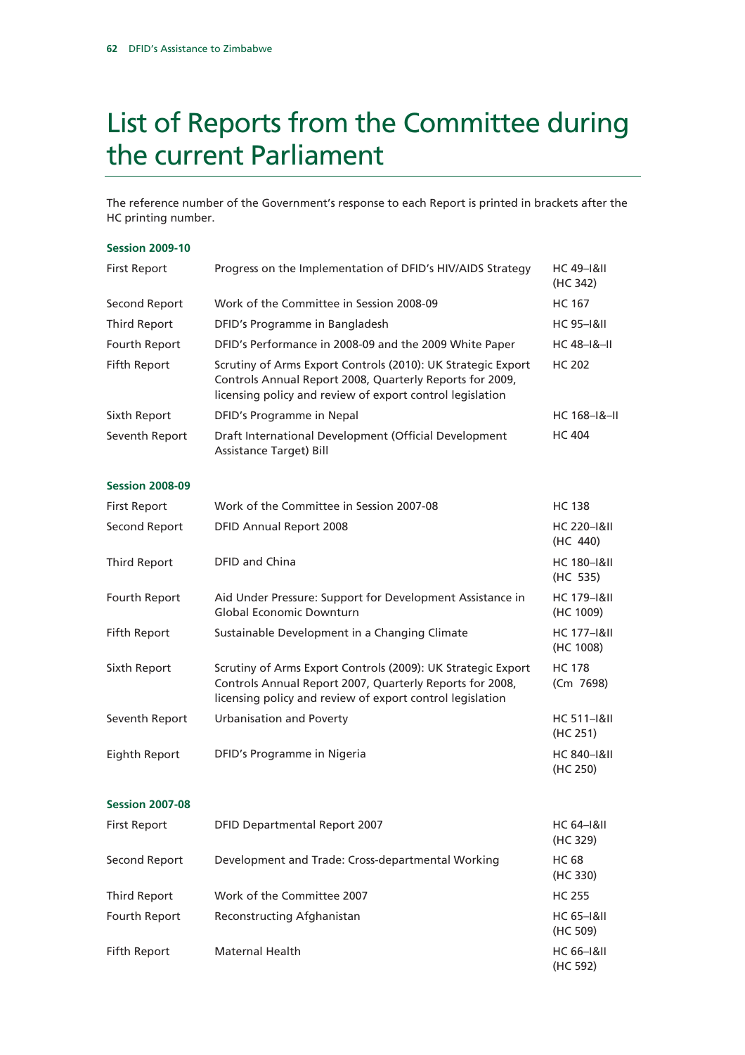# List of Reports from the Committee during the current Parliament

The reference number of the Government's response to each Report is printed in brackets after the HC printing number.

**Session 2009-10**

| | | |
|---|---|---|
| First Report | Progress on the Implementation of DFID's HIV/AIDS Strategy | HC 49–I&II (HC 342) |
| Second Report | Work of the Committee in Session 2008-09 | HC 167 |
| Third Report | DFID's Programme in Bangladesh | HC 95–I&II |
| Fourth Report | DFID's Performance in 2008-09 and the 2009 White Paper | HC 48–I&–II |
| Fifth Report | Scrutiny of Arms Export Controls (2010): UK Strategic Export Controls Annual Report 2008, Quarterly Reports for 2009, licensing policy and review of export control legislation | HC 202 |
| Sixth Report | DFID's Programme in Nepal | HC 168–I&–II |
| Seventh Report | Draft International Development (Official Development Assistance Target) Bill | HC 404 |

**Session 2008-09**

| | | |
|---|---|---|
| First Report | Work of the Committee in Session 2007-08 | HC 138 |
| Second Report | DFID Annual Report 2008 | HC 220–I&II (HC 440) |
| Third Report | DFID and China | HC 180–I&II (HC 535) |
| Fourth Report | Aid Under Pressure: Support for Development Assistance in Global Economic Downturn | HC 179–I&II (HC 1009) |
| Fifth Report | Sustainable Development in a Changing Climate | HC 177–I&II (HC 1008) |
| Sixth Report | Scrutiny of Arms Export Controls (2009): UK Strategic Export Controls Annual Report 2007, Quarterly Reports for 2008, licensing policy and review of export control legislation | HC 178 (Cm 7698) |
| Seventh Report | Urbanisation and Poverty | HC 511–I&II (HC 251) |
| Eighth Report | DFID's Programme in Nigeria | HC 840–I&II (HC 250) |

**Session 2007-08**

| | | |
|---|---|---|
| First Report | DFID Departmental Report 2007 | HC 64–I&II (HC 329) |
| Second Report | Development and Trade: Cross-departmental Working | HC 68 (HC 330) |
| Third Report | Work of the Committee 2007 | HC 255 |
| Fourth Report | Reconstructing Afghanistan | HC 65–I&II (HC 509) |
| Fifth Report | Maternal Health | HC 66–I&II (HC 592) |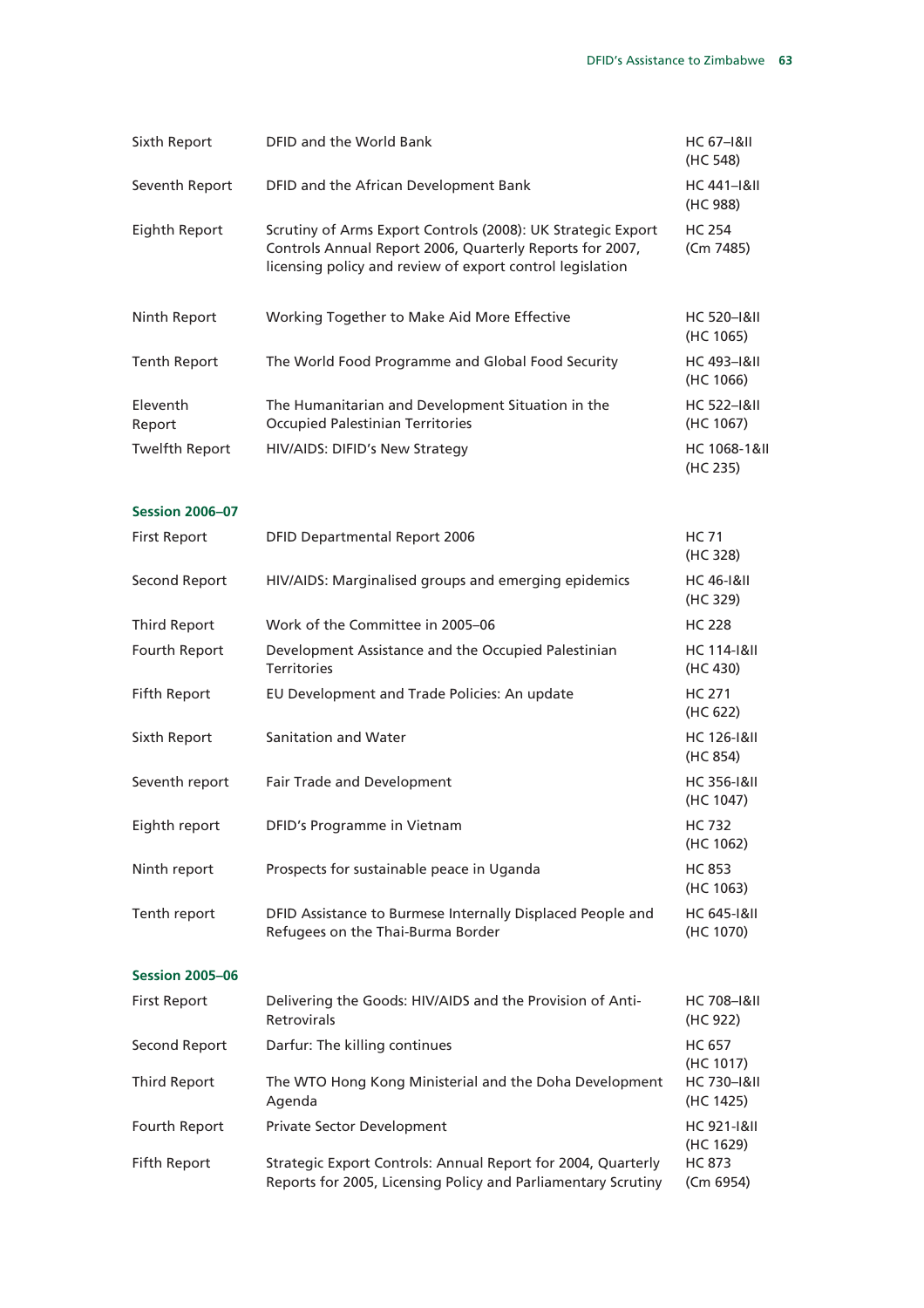| | | |
|---|---|---|
| Sixth Report | DFID and the World Bank | HC 67–I&II (HC 548) |
| Seventh Report | DFID and the African Development Bank | HC 441–I&II (HC 988) |
| Eighth Report | Scrutiny of Arms Export Controls (2008): UK Strategic Export Controls Annual Report 2006, Quarterly Reports for 2007, licensing policy and review of export control legislation | HC 254 (Cm 7485) |
| Ninth Report | Working Together to Make Aid More Effective | HC 520–I&II (HC 1065) |
| Tenth Report | The World Food Programme and Global Food Security | HC 493–I&II (HC 1066) |
| Eleventh Report | The Humanitarian and Development Situation in the Occupied Palestinian Territories | HC 522–I&II (HC 1067) |
| Twelfth Report | HIV/AIDS: DIFID's New Strategy | HC 1068-1&II (HC 235) |

**Session 2006–07**

| | | |
|---|---|---|
| First Report | DFID Departmental Report 2006 | HC 71 (HC 328) |
| Second Report | HIV/AIDS: Marginalised groups and emerging epidemics | HC 46-I&II (HC 329) |
| Third Report | Work of the Committee in 2005–06 | HC 228 |
| Fourth Report | Development Assistance and the Occupied Palestinian Territories | HC 114-I&II (HC 430) |
| Fifth Report | EU Development and Trade Policies: An update | HC 271 (HC 622) |
| Sixth Report | Sanitation and Water | HC 126-I&II (HC 854) |
| Seventh report | Fair Trade and Development | HC 356-I&II (HC 1047) |
| Eighth report | DFID's Programme in Vietnam | HC 732 (HC 1062) |
| Ninth report | Prospects for sustainable peace in Uganda | HC 853 (HC 1063) |
| Tenth report | DFID Assistance to Burmese Internally Displaced People and Refugees on the Thai-Burma Border | HC 645-I&II (HC 1070) |

**Session 2005–06**

| | | |
|---|---|---|
| First Report | Delivering the Goods: HIV/AIDS and the Provision of Anti-Retrovirals | HC 708–I&II (HC 922) |
| Second Report | Darfur: The killing continues | HC 657 (HC 1017) |
| Third Report | The WTO Hong Kong Ministerial and the Doha Development Agenda | HC 730–I&II (HC 1425) |
| Fourth Report | Private Sector Development | HC 921-I&II (HC 1629) |
| Fifth Report | Strategic Export Controls: Annual Report for 2004, Quarterly Reports for 2005, Licensing Policy and Parliamentary Scrutiny | HC 873 (Cm 6954) |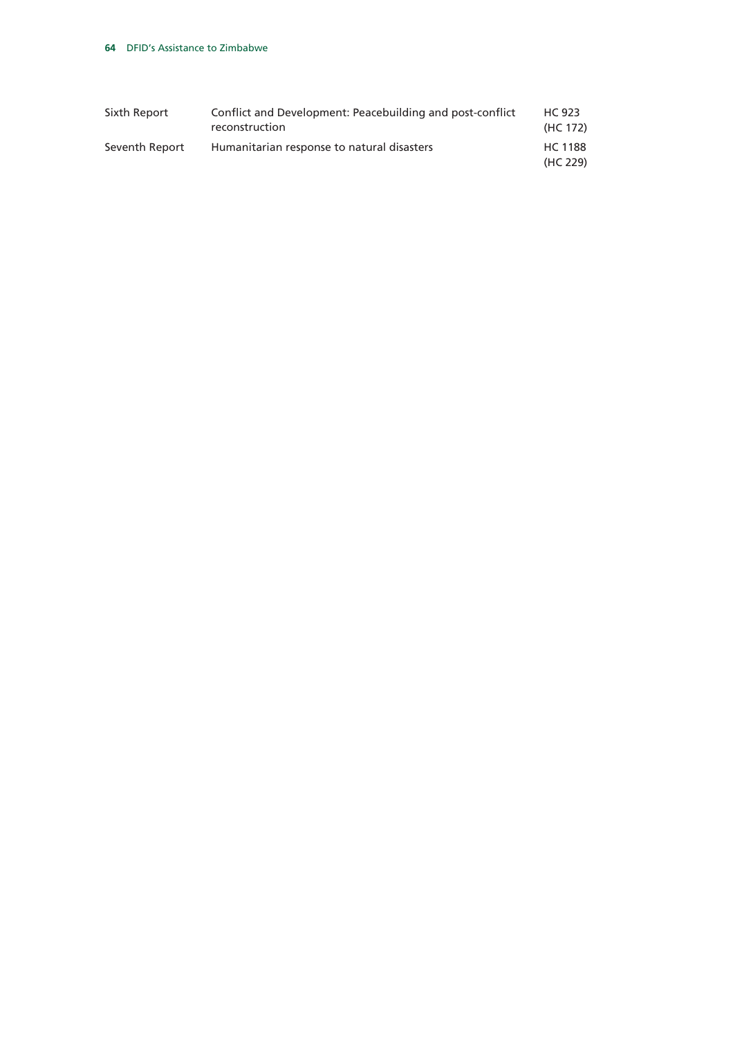| | | |
|---|---|---|
| Sixth Report | Conflict and Development: Peacebuilding and post-conflict reconstruction | HC 923 (HC 172) |
| Seventh Report | Humanitarian response to natural disasters | HC 1188 (HC 229) |